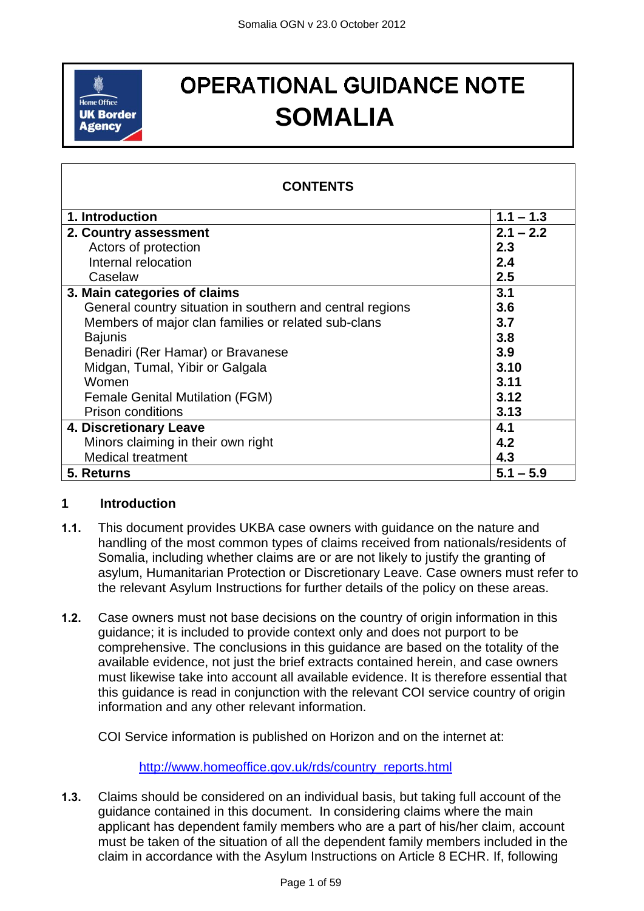# OPERATIONAL GUIDANCE NOTE SOMALIA

| CONTENTS | |
|---|---|
| **1. Introduction** | **1.1 – 1.3** |
| **2. Country assessment** | **2.1 – 2.2** |
| Actors of protection | **2.3** |
| Internal relocation | **2.4** |
| Caselaw | **2.5** |
| **3. Main categories of claims** | **3.1** |
| General country situation in southern and central regions | **3.6** |
| Members of major clan families or related sub-clans | **3.7** |
| Bajunis | **3.8** |
| Benadiri (Rer Hamar) or Bravanese | **3.9** |
| Midgan, Tumal, Yibir or Galgala | **3.10** |
| Women | **3.11** |
| Female Genital Mutilation (FGM) | **3.12** |
| Prison conditions | **3.13** |
| **4. Discretionary Leave** | **4.1** |
| Minors claiming in their own right | **4.2** |
| Medical treatment | **4.3** |
| **5. Returns** | **5.1 – 5.9** |

## 1 Introduction

**1.1.** This document provides UKBA case owners with guidance on the nature and handling of the most common types of claims received from nationals/residents of Somalia, including whether claims are or are not likely to justify the granting of asylum, Humanitarian Protection or Discretionary Leave. Case owners must refer to the relevant Asylum Instructions for further details of the policy on these areas.

**1.2.** Case owners must not base decisions on the country of origin information in this guidance; it is included to provide context only and does not purport to be comprehensive. The conclusions in this guidance are based on the totality of the available evidence, not just the brief extracts contained herein, and case owners must likewise take into account all available evidence. It is therefore essential that this guidance is read in conjunction with the relevant COI service country of origin information and any other relevant information.

COI Service information is published on Horizon and on the internet at:

http://www.homeoffice.gov.uk/rds/country_reports.html

**1.3.** Claims should be considered on an individual basis, but taking full account of the guidance contained in this document. In considering claims where the main applicant has dependent family members who are a part of his/her claim, account must be taken of the situation of all the dependent family members included in the claim in accordance with the Asylum Instructions on Article 8 ECHR. If, following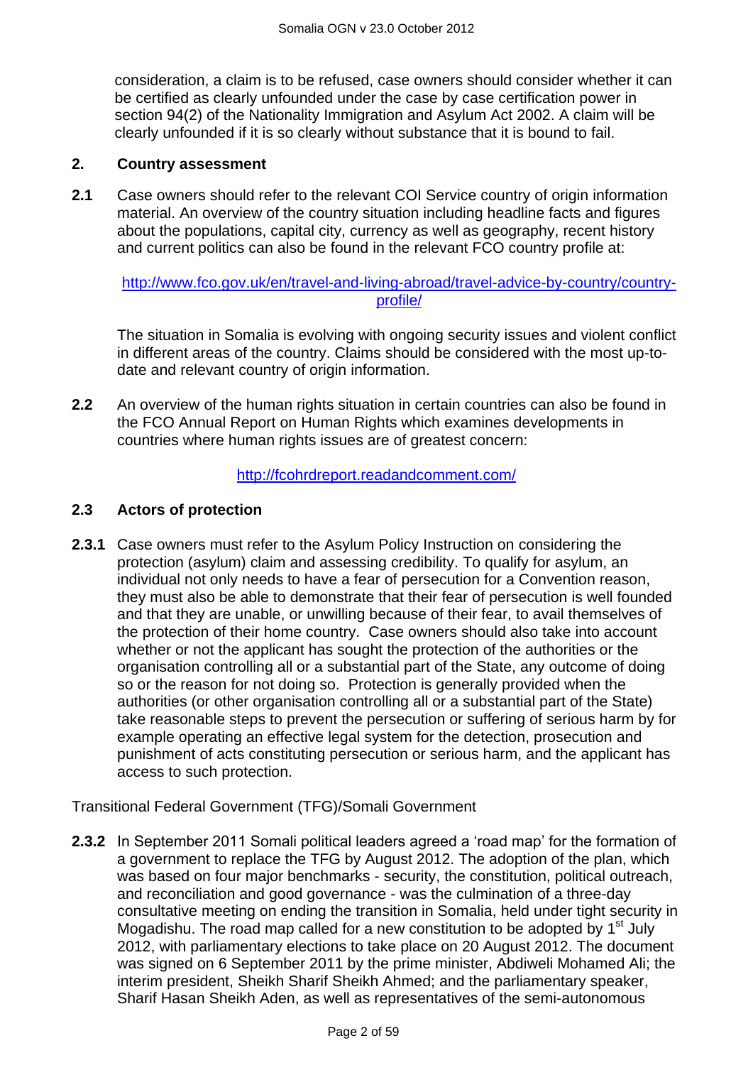consideration, a claim is to be refused, case owners should consider whether it can be certified as clearly unfounded under the case by case certification power in section 94(2) of the Nationality Immigration and Asylum Act 2002. A claim will be clearly unfounded if it is so clearly without substance that it is bound to fail.

## 2. Country assessment

**2.1** Case owners should refer to the relevant COI Service country of origin information material. An overview of the country situation including headline facts and figures about the populations, capital city, currency as well as geography, recent history and current politics can also be found in the relevant FCO country profile at:

http://www.fco.gov.uk/en/travel-and-living-abroad/travel-advice-by-country/country-profile/

The situation in Somalia is evolving with ongoing security issues and violent conflict in different areas of the country. Claims should be considered with the most up-to-date and relevant country of origin information.

**2.2** An overview of the human rights situation in certain countries can also be found in the FCO Annual Report on Human Rights which examines developments in countries where human rights issues are of greatest concern:

http://fcohrdreport.readandcomment.com/

### 2.3 Actors of protection

**2.3.1** Case owners must refer to the Asylum Policy Instruction on considering the protection (asylum) claim and assessing credibility. To qualify for asylum, an individual not only needs to have a fear of persecution for a Convention reason, they must also be able to demonstrate that their fear of persecution is well founded and that they are unable, or unwilling because of their fear, to avail themselves of the protection of their home country. Case owners should also take into account whether or not the applicant has sought the protection of the authorities or the organisation controlling all or a substantial part of the State, any outcome of doing so or the reason for not doing so. Protection is generally provided when the authorities (or other organisation controlling all or a substantial part of the State) take reasonable steps to prevent the persecution or suffering of serious harm by for example operating an effective legal system for the detection, prosecution and punishment of acts constituting persecution or serious harm, and the applicant has access to such protection.

Transitional Federal Government (TFG)/Somali Government

**2.3.2** In September 2011 Somali political leaders agreed a 'road map' for the formation of a government to replace the TFG by August 2012. The adoption of the plan, which was based on four major benchmarks - security, the constitution, political outreach, and reconciliation and good governance - was the culmination of a three-day consultative meeting on ending the transition in Somalia, held under tight security in Mogadishu. The road map called for a new constitution to be adopted by 1st July 2012, with parliamentary elections to take place on 20 August 2012. The document was signed on 6 September 2011 by the prime minister, Abdiweli Mohamed Ali; the interim president, Sheikh Sharif Sheikh Ahmed; and the parliamentary speaker, Sharif Hasan Sheikh Aden, as well as representatives of the semi-autonomous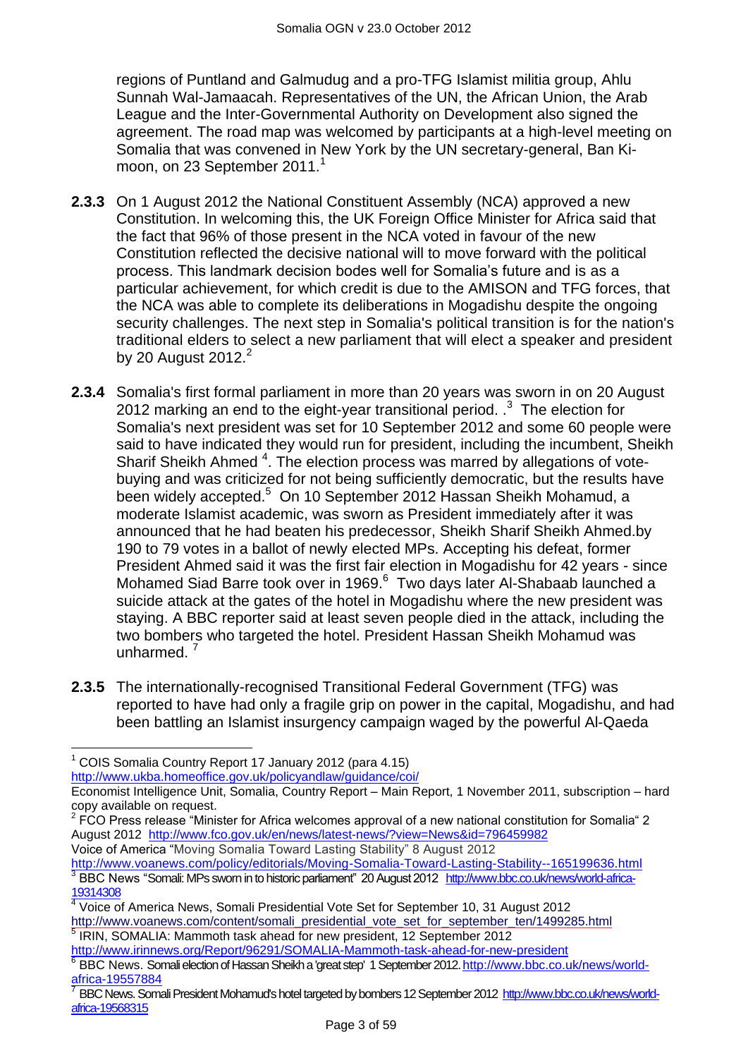regions of Puntland and Galmudug and a pro-TFG Islamist militia group, Ahlu Sunnah Wal-Jamaacah. Representatives of the UN, the African Union, the Arab League and the Inter-Governmental Authority on Development also signed the agreement. The road map was welcomed by participants at a high-level meeting on Somalia that was convened in New York by the UN secretary-general, Ban Ki-moon, on 23 September 2011.[1]

**2.3.3** On 1 August 2012 the National Constituent Assembly (NCA) approved a new Constitution. In welcoming this, the UK Foreign Office Minister for Africa said that the fact that 96% of those present in the NCA voted in favour of the new Constitution reflected the decisive national will to move forward with the political process. This landmark decision bodes well for Somalia's future and is as a particular achievement, for which credit is due to the AMISON and TFG forces, that the NCA was able to complete its deliberations in Mogadishu despite the ongoing security challenges. The next step in Somalia's political transition is for the nation's traditional elders to select a new parliament that will elect a speaker and president by 20 August 2012.[2]

**2.3.4** Somalia's first formal parliament in more than 20 years was sworn in on 20 August 2012 marking an end to the eight-year transitional period. .[3] The election for Somalia's next president was set for 10 September 2012 and some 60 people were said to have indicated they would run for president, including the incumbent, Sheikh Sharif Sheikh Ahmed [4]. The election process was marred by allegations of vote-buying and was criticized for not being sufficiently democratic, but the results have been widely accepted.[5] On 10 September 2012 Hassan Sheikh Mohamud, a moderate Islamist academic, was sworn as President immediately after it was announced that he had beaten his predecessor, Sheikh Sharif Sheikh Ahmed.by 190 to 79 votes in a ballot of newly elected MPs. Accepting his defeat, former President Ahmed said it was the first fair election in Mogadishu for 42 years - since Mohamed Siad Barre took over in 1969.[6] Two days later Al-Shabaab launched a suicide attack at the gates of the hotel in Mogadishu where the new president was staying. A BBC reporter said at least seven people died in the attack, including the two bombers who targeted the hotel. President Hassan Sheikh Mohamud was unharmed. [7]

**2.3.5** The internationally-recognised Transitional Federal Government (TFG) was reported to have had only a fragile grip on power in the capital, Mogadishu, and had been battling an Islamist insurgency campaign waged by the powerful Al-Qaeda

---

[1] COIS Somalia Country Report 17 January 2012 (para 4.15) http://www.ukba.homeoffice.gov.uk/policyandlaw/guidance/coi/
Economist Intelligence Unit, Somalia, Country Report – Main Report, 1 November 2011, subscription – hard copy available on request.

[2] FCO Press release "Minister for Africa welcomes approval of a new national constitution for Somalia" 2 August 2012 http://www.fco.gov.uk/en/news/latest-news/?view=News&id=796459982
Voice of America "Moving Somalia Toward Lasting Stability" 8 August 2012 http://www.voanews.com/policy/editorials/Moving-Somalia-Toward-Lasting-Stability--165199636.html

[3] BBC News "Somali: MPs sworn in to historic parliament" 20 August 2012 http://www.bbc.co.uk/news/world-africa-19314308

[4] Voice of America News, Somali Presidential Vote Set for September 10, 31 August 2012 http://www.voanews.com/content/somali_presidential_vote_set_for_september_ten/1499285.html

[5] IRIN, SOMALIA: Mammoth task ahead for new president, 12 September 2012 http://www.irinnews.org/Report/96291/SOMALIA-Mammoth-task-ahead-for-new-president

[6] BBC News. Somali election of Hassan Sheikh a 'great step' 1 September 2012. http://www.bbc.co.uk/news/world-africa-19557884

[7] BBC News. Somali President Mohamud's hotel targeted by bombers 12 September 2012 http://www.bbc.co.uk/news/world-africa-19568315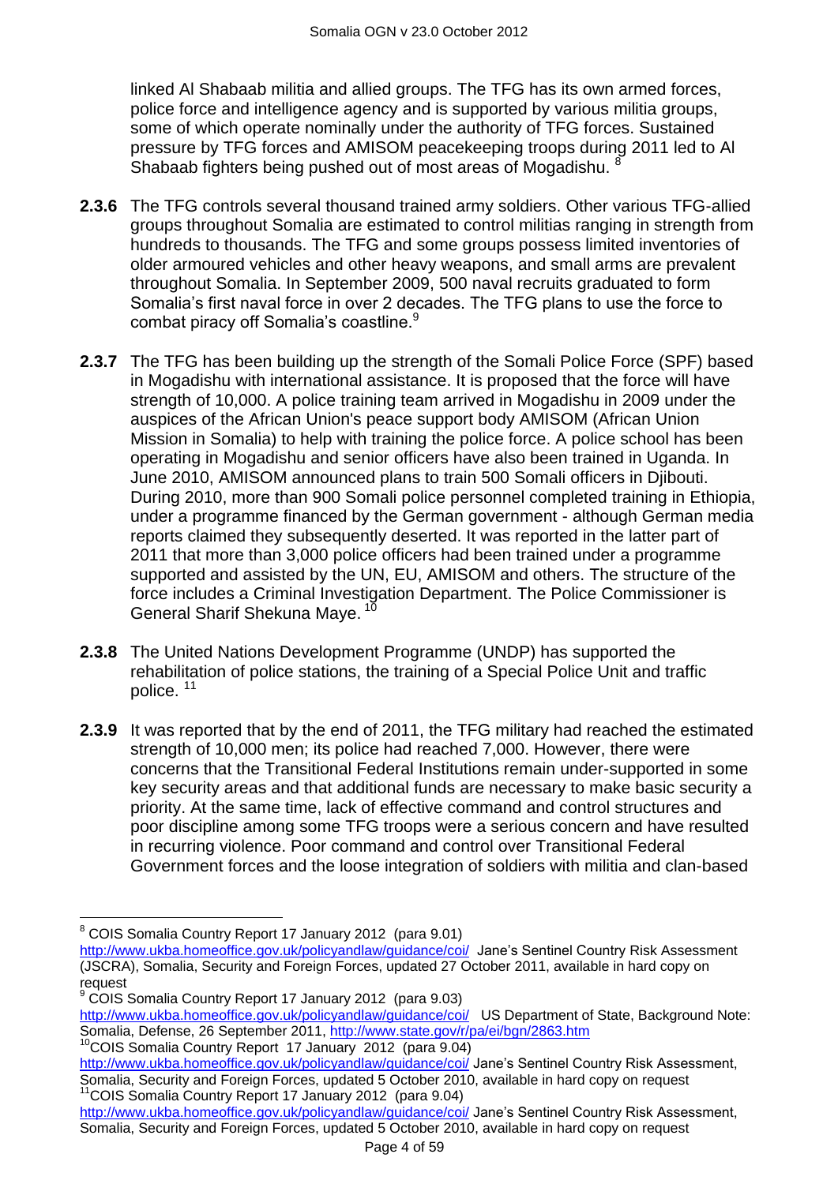linked Al Shabaab militia and allied groups. The TFG has its own armed forces, police force and intelligence agency and is supported by various militia groups, some of which operate nominally under the authority of TFG forces. Sustained pressure by TFG forces and AMISOM peacekeeping troops during 2011 led to Al Shabaab fighters being pushed out of most areas of Mogadishu. [8]

**2.3.6** The TFG controls several thousand trained army soldiers. Other various TFG-allied groups throughout Somalia are estimated to control militias ranging in strength from hundreds to thousands. The TFG and some groups possess limited inventories of older armoured vehicles and other heavy weapons, and small arms are prevalent throughout Somalia. In September 2009, 500 naval recruits graduated to form Somalia's first naval force in over 2 decades. The TFG plans to use the force to combat piracy off Somalia's coastline.[9]

**2.3.7** The TFG has been building up the strength of the Somali Police Force (SPF) based in Mogadishu with international assistance. It is proposed that the force will have strength of 10,000. A police training team arrived in Mogadishu in 2009 under the auspices of the African Union's peace support body AMISOM (African Union Mission in Somalia) to help with training the police force. A police school has been operating in Mogadishu and senior officers have also been trained in Uganda. In June 2010, AMISOM announced plans to train 500 Somali officers in Djibouti. During 2010, more than 900 Somali police personnel completed training in Ethiopia, under a programme financed by the German government - although German media reports claimed they subsequently deserted. It was reported in the latter part of 2011 that more than 3,000 police officers had been trained under a programme supported and assisted by the UN, EU, AMISOM and others. The structure of the force includes a Criminal Investigation Department. The Police Commissioner is General Sharif Shekuna Maye. [10]

**2.3.8** The United Nations Development Programme (UNDP) has supported the rehabilitation of police stations, the training of a Special Police Unit and traffic police. [11]

**2.3.9** It was reported that by the end of 2011, the TFG military had reached the estimated strength of 10,000 men; its police had reached 7,000. However, there were concerns that the Transitional Federal Institutions remain under-supported in some key security areas and that additional funds are necessary to make basic security a priority. At the same time, lack of effective command and control structures and poor discipline among some TFG troops were a serious concern and have resulted in recurring violence. Poor command and control over Transitional Federal Government forces and the loose integration of soldiers with militia and clan-based

---

[8] COIS Somalia Country Report 17 January 2012 (para 9.01) http://www.ukba.homeoffice.gov.uk/policyandlaw/guidance/coi/ Jane's Sentinel Country Risk Assessment (JSCRA), Somalia, Security and Foreign Forces, updated 27 October 2011, available in hard copy on request

[9] COIS Somalia Country Report 17 January 2012 (para 9.03) http://www.ukba.homeoffice.gov.uk/policyandlaw/guidance/coi/ US Department of State, Background Note: Somalia, Defense, 26 September 2011, http://www.state.gov/r/pa/ei/bgn/2863.htm

[10] COIS Somalia Country Report 17 January 2012 (para 9.04) http://www.ukba.homeoffice.gov.uk/policyandlaw/guidance/coi/ Jane's Sentinel Country Risk Assessment, Somalia, Security and Foreign Forces, updated 5 October 2010, available in hard copy on request

[11] COIS Somalia Country Report 17 January 2012 (para 9.04) http://www.ukba.homeoffice.gov.uk/policyandlaw/guidance/coi/ Jane's Sentinel Country Risk Assessment, Somalia, Security and Foreign Forces, updated 5 October 2010, available in hard copy on request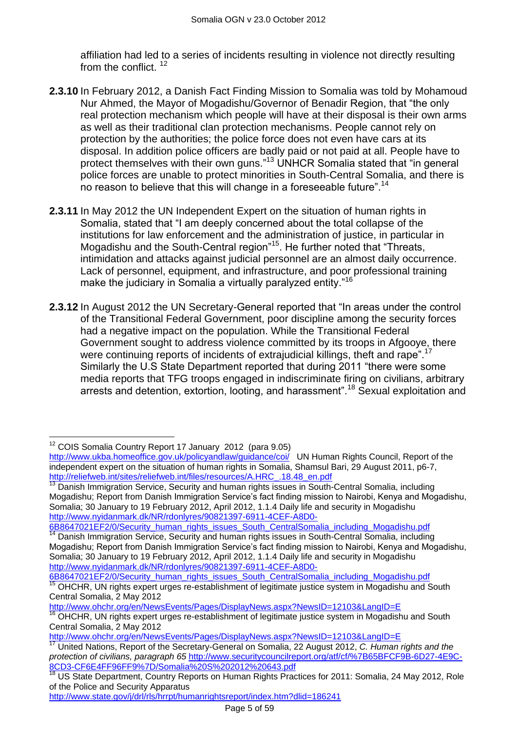affiliation had led to a series of incidents resulting in violence not directly resulting from the conflict. [12]

**2.3.10** In February 2012, a Danish Fact Finding Mission to Somalia was told by Mohamoud Nur Ahmed, the Mayor of Mogadishu/Governor of Benadir Region, that "the only real protection mechanism which people will have at their disposal is their own arms as well as their traditional clan protection mechanisms. People cannot rely on protection by the authorities; the police force does not even have cars at its disposal. In addition police officers are badly paid or not paid at all. People have to protect themselves with their own guns."[13] UNHCR Somalia stated that "in general police forces are unable to protect minorities in South-Central Somalia, and there is no reason to believe that this will change in a foreseeable future".[14]

**2.3.11** In May 2012 the UN Independent Expert on the situation of human rights in Somalia, stated that "I am deeply concerned about the total collapse of the institutions for law enforcement and the administration of justice, in particular in Mogadishu and the South-Central region"[15]. He further noted that "Threats, intimidation and attacks against judicial personnel are an almost daily occurrence. Lack of personnel, equipment, and infrastructure, and poor professional training make the judiciary in Somalia a virtually paralyzed entity."[16]

**2.3.12** In August 2012 the UN Secretary-General reported that "In areas under the control of the Transitional Federal Government, poor discipline among the security forces had a negative impact on the population. While the Transitional Federal Government sought to address violence committed by its troops in Afgooye, there were continuing reports of incidents of extrajudicial killings, theft and rape".[17] Similarly the U.S State Department reported that during 2011 "there were some media reports that TFG troops engaged in indiscriminate firing on civilians, arbitrary arrests and detention, extortion, looting, and harassment".[18] Sexual exploitation and

---

[12] COIS Somalia Country Report 17 January 2012 (para 9.05) http://www.ukba.homeoffice.gov.uk/policyandlaw/guidance/coi/ UN Human Rights Council, Report of the independent expert on the situation of human rights in Somalia, Shamsul Bari, 29 August 2011, p6-7, http://reliefweb.int/sites/reliefweb.int/files/resources/A.HRC_.18.48_en.pdf

[13] Danish Immigration Service, Security and human rights issues in South-Central Somalia, including Mogadishu; Report from Danish Immigration Service's fact finding mission to Nairobi, Kenya and Mogadishu, Somalia; 30 January to 19 February 2012, April 2012, 1.1.4 Daily life and security in Mogadishu http://www.nyidanmark.dk/NR/rdonlyres/90821397-6911-4CEF-A8D0-6B8647021EF2/0/Security_human_rights_issues_South_CentralSomalia_including_Mogadishu.pdf

[14] Danish Immigration Service, Security and human rights issues in South-Central Somalia, including Mogadishu; Report from Danish Immigration Service's fact finding mission to Nairobi, Kenya and Mogadishu, Somalia; 30 January to 19 February 2012, April 2012, 1.1.4 Daily life and security in Mogadishu http://www.nyidanmark.dk/NR/rdonlyres/90821397-6911-4CEF-A8D0-6B8647021EF2/0/Security_human_rights_issues_South_CentralSomalia_including_Mogadishu.pdf

[15] OHCHR, UN rights expert urges re-establishment of legitimate justice system in Mogadishu and South Central Somalia, 2 May 2012 http://www.ohchr.org/en/NewsEvents/Pages/DisplayNews.aspx?NewsID=12103&LangID=E

[16] OHCHR, UN rights expert urges re-establishment of legitimate justice system in Mogadishu and South Central Somalia, 2 May 2012 http://www.ohchr.org/en/NewsEvents/Pages/DisplayNews.aspx?NewsID=12103&LangID=E

[17] United Nations, Report of the Secretary-General on Somalia, 22 August 2012, *C. Human rights and the protection of civilians, paragraph 65* http://www.securitycouncilreport.org/atf/cf/%7B65BFCF9B-6D27-4E9C-8CD3-CF6E4FF96FF9%7D/Somalia%20S%202012%20643.pdf

[18] US State Department, Country Reports on Human Rights Practices for 2011: Somalia, 24 May 2012, Role of the Police and Security Apparatus http://www.state.gov/j/drl/rls/hrrpt/humanrightsreport/index.htm?dlid=186241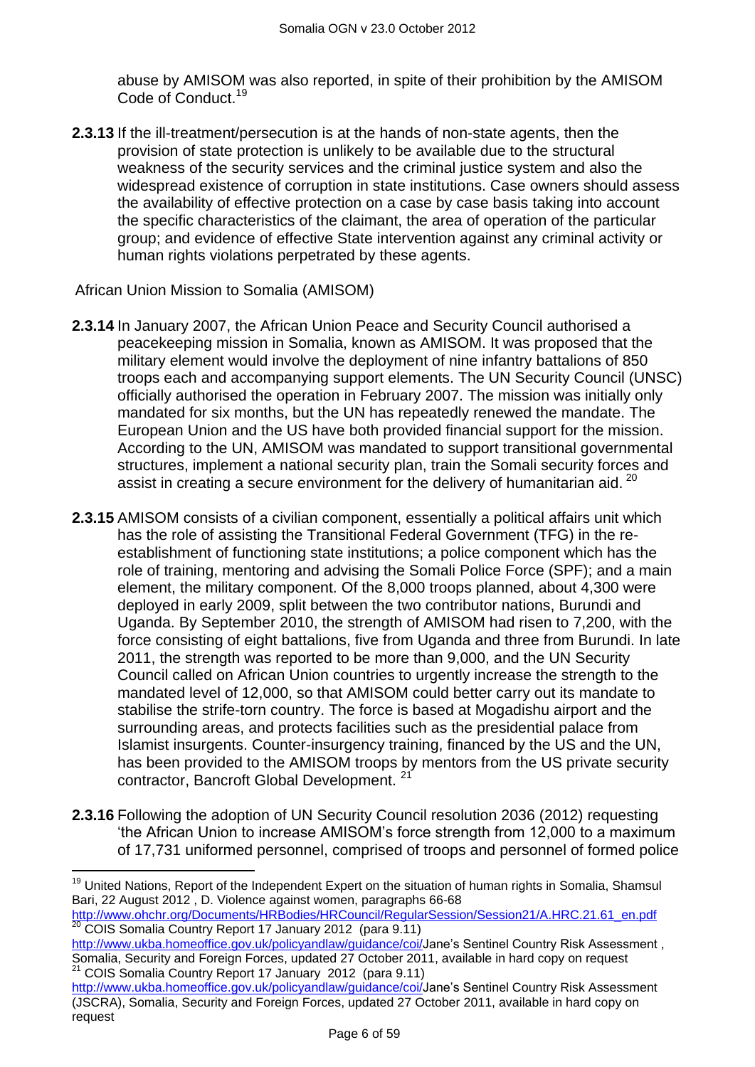abuse by AMISOM was also reported, in spite of their prohibition by the AMISOM Code of Conduct.[19]

**2.3.13** If the ill-treatment/persecution is at the hands of non-state agents, then the provision of state protection is unlikely to be available due to the structural weakness of the security services and the criminal justice system and also the widespread existence of corruption in state institutions. Case owners should assess the availability of effective protection on a case by case basis taking into account the specific characteristics of the claimant, the area of operation of the particular group; and evidence of effective State intervention against any criminal activity or human rights violations perpetrated by these agents.

African Union Mission to Somalia (AMISOM)

**2.3.14** In January 2007, the African Union Peace and Security Council authorised a peacekeeping mission in Somalia, known as AMISOM. It was proposed that the military element would involve the deployment of nine infantry battalions of 850 troops each and accompanying support elements. The UN Security Council (UNSC) officially authorised the operation in February 2007. The mission was initially only mandated for six months, but the UN has repeatedly renewed the mandate. The European Union and the US have both provided financial support for the mission. According to the UN, AMISOM was mandated to support transitional governmental structures, implement a national security plan, train the Somali security forces and assist in creating a secure environment for the delivery of humanitarian aid. [20]

**2.3.15** AMISOM consists of a civilian component, essentially a political affairs unit which has the role of assisting the Transitional Federal Government (TFG) in the re-establishment of functioning state institutions; a police component which has the role of training, mentoring and advising the Somali Police Force (SPF); and a main element, the military component. Of the 8,000 troops planned, about 4,300 were deployed in early 2009, split between the two contributor nations, Burundi and Uganda. By September 2010, the strength of AMISOM had risen to 7,200, with the force consisting of eight battalions, five from Uganda and three from Burundi. In late 2011, the strength was reported to be more than 9,000, and the UN Security Council called on African Union countries to urgently increase the strength to the mandated level of 12,000, so that AMISOM could better carry out its mandate to stabilise the strife-torn country. The force is based at Mogadishu airport and the surrounding areas, and protects facilities such as the presidential palace from Islamist insurgents. Counter-insurgency training, financed by the US and the UN, has been provided to the AMISOM troops by mentors from the US private security contractor, Bancroft Global Development. [21]

**2.3.16** Following the adoption of UN Security Council resolution 2036 (2012) requesting 'the African Union to increase AMISOM's force strength from 12,000 to a maximum of 17,731 uniformed personnel, comprised of troops and personnel of formed police

---

[19] United Nations, Report of the Independent Expert on the situation of human rights in Somalia, Shamsul Bari, 22 August 2012 , D. Violence against women, paragraphs 66-68 http://www.ohchr.org/Documents/HRBodies/HRCouncil/RegularSession/Session21/A.HRC.21.61_en.pdf

[20] COIS Somalia Country Report 17 January 2012 (para 9.11) http://www.ukba.homeoffice.gov.uk/policyandlaw/guidance/coi/Jane's Sentinel Country Risk Assessment , Somalia, Security and Foreign Forces, updated 27 October 2011, available in hard copy on request

[21] COIS Somalia Country Report 17 January 2012 (para 9.11) http://www.ukba.homeoffice.gov.uk/policyandlaw/guidance/coi/Jane's Sentinel Country Risk Assessment (JSCRA), Somalia, Security and Foreign Forces, updated 27 October 2011, available in hard copy on request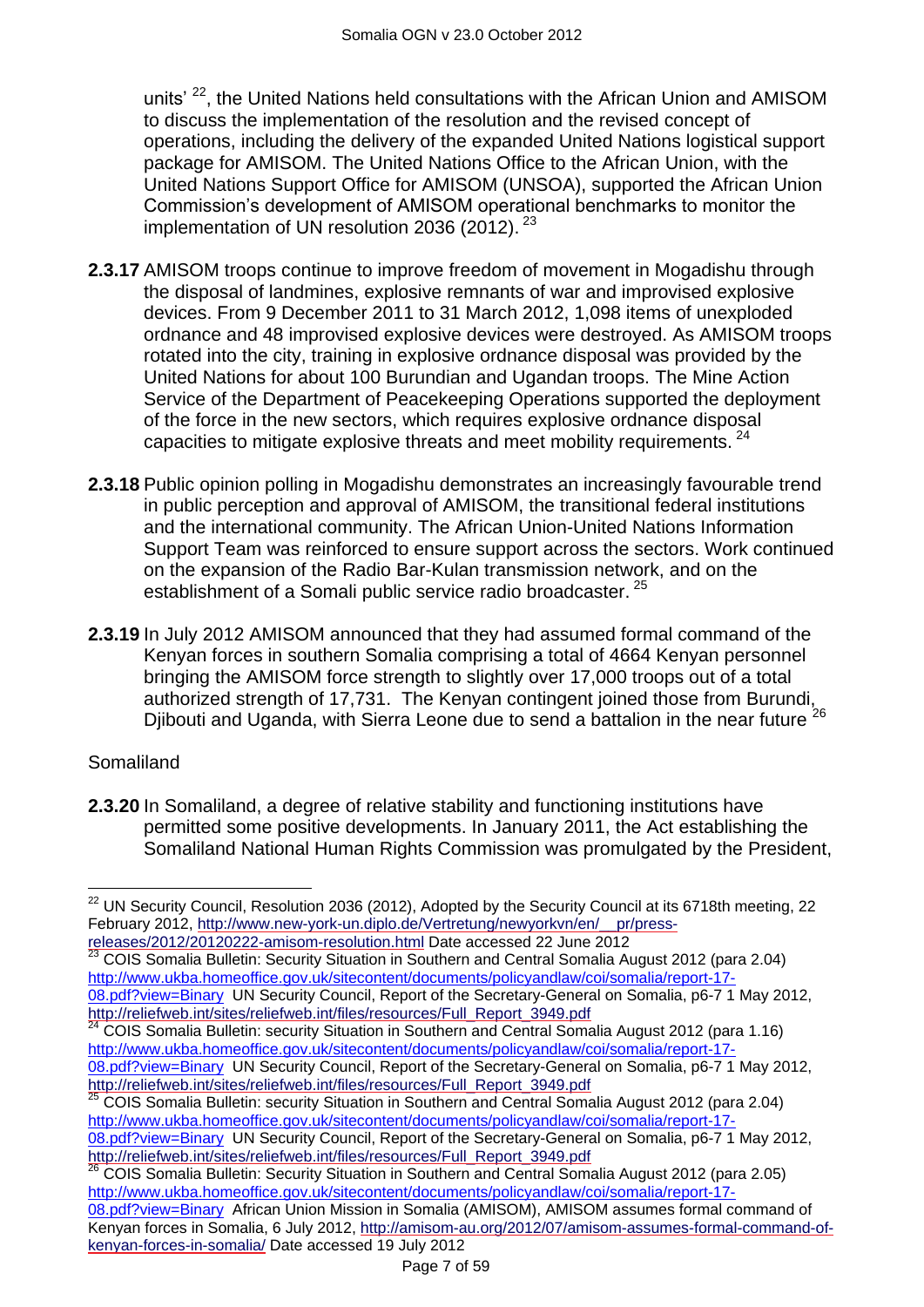units' [22], the United Nations held consultations with the African Union and AMISOM to discuss the implementation of the resolution and the revised concept of operations, including the delivery of the expanded United Nations logistical support package for AMISOM. The United Nations Office to the African Union, with the United Nations Support Office for AMISOM (UNSOA), supported the African Union Commission's development of AMISOM operational benchmarks to monitor the implementation of UN resolution 2036 (2012). [23]

**2.3.17** AMISOM troops continue to improve freedom of movement in Mogadishu through the disposal of landmines, explosive remnants of war and improvised explosive devices. From 9 December 2011 to 31 March 2012, 1,098 items of unexploded ordnance and 48 improvised explosive devices were destroyed. As AMISOM troops rotated into the city, training in explosive ordnance disposal was provided by the United Nations for about 100 Burundian and Ugandan troops. The Mine Action Service of the Department of Peacekeeping Operations supported the deployment of the force in the new sectors, which requires explosive ordnance disposal capacities to mitigate explosive threats and meet mobility requirements. [24]

**2.3.18** Public opinion polling in Mogadishu demonstrates an increasingly favourable trend in public perception and approval of AMISOM, the transitional federal institutions and the international community. The African Union-United Nations Information Support Team was reinforced to ensure support across the sectors. Work continued on the expansion of the Radio Bar-Kulan transmission network, and on the establishment of a Somali public service radio broadcaster. [25]

**2.3.19** In July 2012 AMISOM announced that they had assumed formal command of the Kenyan forces in southern Somalia comprising a total of 4664 Kenyan personnel bringing the AMISOM force strength to slightly over 17,000 troops out of a total authorized strength of 17,731. The Kenyan contingent joined those from Burundi, Djibouti and Uganda, with Sierra Leone due to send a battalion in the near future [26]

Somaliland

**2.3.20** In Somaliland, a degree of relative stability and functioning institutions have permitted some positive developments. In January 2011, the Act establishing the Somaliland National Human Rights Commission was promulgated by the President,

---

[22] UN Security Council, Resolution 2036 (2012), Adopted by the Security Council at its 6718th meeting, 22 February 2012, http://www.new-york-un.diplo.de/Vertretung/newyorkvn/en/__pr/press-releases/2012/20120222-amisom-resolution.html Date accessed 22 June 2012

[23] COIS Somalia Bulletin: Security Situation in Southern and Central Somalia August 2012 (para 2.04) http://www.ukba.homeoffice.gov.uk/sitecontent/documents/policyandlaw/coi/somalia/report-17-08.pdf?view=Binary UN Security Council, Report of the Secretary-General on Somalia, p6-7 1 May 2012, http://reliefweb.int/sites/reliefweb.int/files/resources/Full_Report_3949.pdf

[24] COIS Somalia Bulletin: security Situation in Southern and Central Somalia August 2012 (para 1.16) http://www.ukba.homeoffice.gov.uk/sitecontent/documents/policyandlaw/coi/somalia/report-17-08.pdf?view=Binary UN Security Council, Report of the Secretary-General on Somalia, p6-7 1 May 2012, http://reliefweb.int/sites/reliefweb.int/files/resources/Full_Report_3949.pdf

[25] COIS Somalia Bulletin: security Situation in Southern and Central Somalia August 2012 (para 2.04) http://www.ukba.homeoffice.gov.uk/sitecontent/documents/policyandlaw/coi/somalia/report-17-08.pdf?view=Binary UN Security Council, Report of the Secretary-General on Somalia, p6-7 1 May 2012, http://reliefweb.int/sites/reliefweb.int/files/resources/Full_Report_3949.pdf

[26] COIS Somalia Bulletin: Security Situation in Southern and Central Somalia August 2012 (para 2.05) http://www.ukba.homeoffice.gov.uk/sitecontent/documents/policyandlaw/coi/somalia/report-17-08.pdf?view=Binary African Union Mission in Somalia (AMISOM), AMISOM assumes formal command of Kenyan forces in Somalia, 6 July 2012, http://amisom-au.org/2012/07/amisom-assumes-formal-command-of-kenyan-forces-in-somalia/ Date accessed 19 July 2012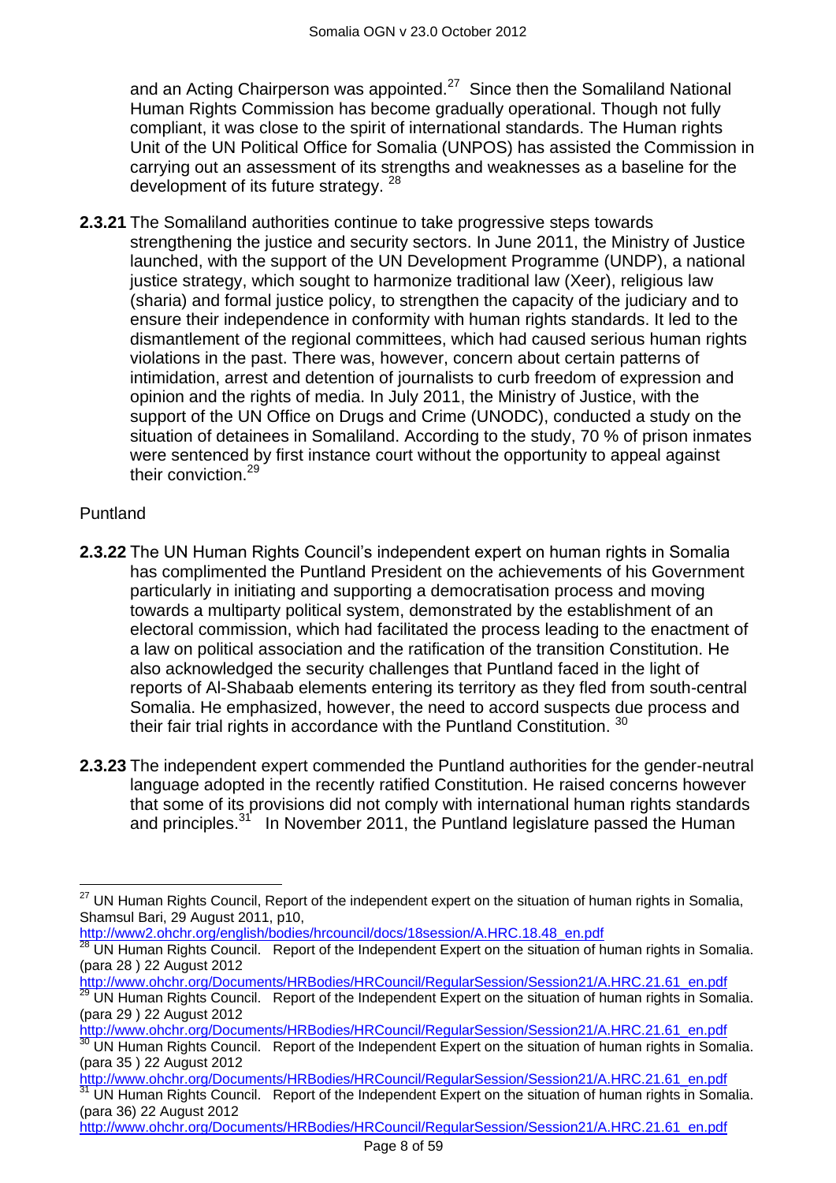and an Acting Chairperson was appointed.[27] Since then the Somaliland National Human Rights Commission has become gradually operational. Though not fully compliant, it was close to the spirit of international standards. The Human rights Unit of the UN Political Office for Somalia (UNPOS) has assisted the Commission in carrying out an assessment of its strengths and weaknesses as a baseline for the development of its future strategy. [28]

**2.3.21** The Somaliland authorities continue to take progressive steps towards strengthening the justice and security sectors. In June 2011, the Ministry of Justice launched, with the support of the UN Development Programme (UNDP), a national justice strategy, which sought to harmonize traditional law (Xeer), religious law (sharia) and formal justice policy, to strengthen the capacity of the judiciary and to ensure their independence in conformity with human rights standards. It led to the dismantlement of the regional committees, which had caused serious human rights violations in the past. There was, however, concern about certain patterns of intimidation, arrest and detention of journalists to curb freedom of expression and opinion and the rights of media. In July 2011, the Ministry of Justice, with the support of the UN Office on Drugs and Crime (UNODC), conducted a study on the situation of detainees in Somaliland. According to the study, 70 % of prison inmates were sentenced by first instance court without the opportunity to appeal against their conviction.[29]

Puntland

**2.3.22** The UN Human Rights Council's independent expert on human rights in Somalia has complimented the Puntland President on the achievements of his Government particularly in initiating and supporting a democratisation process and moving towards a multiparty political system, demonstrated by the establishment of an electoral commission, which had facilitated the process leading to the enactment of a law on political association and the ratification of the transition Constitution. He also acknowledged the security challenges that Puntland faced in the light of reports of Al-Shabaab elements entering its territory as they fled from south-central Somalia. He emphasized, however, the need to accord suspects due process and their fair trial rights in accordance with the Puntland Constitution. [30]

**2.3.23** The independent expert commended the Puntland authorities for the gender-neutral language adopted in the recently ratified Constitution. He raised concerns however that some of its provisions did not comply with international human rights standards and principles.[31] In November 2011, the Puntland legislature passed the Human

---

[27] UN Human Rights Council, Report of the independent expert on the situation of human rights in Somalia, Shamsul Bari, 29 August 2011, p10, http://www2.ohchr.org/english/bodies/hrcouncil/docs/18session/A.HRC.18.48_en.pdf

[28] UN Human Rights Council. Report of the Independent Expert on the situation of human rights in Somalia. (para 28 ) 22 August 2012 http://www.ohchr.org/Documents/HRBodies/HRCouncil/RegularSession/Session21/A.HRC.21.61_en.pdf

[29] UN Human Rights Council. Report of the Independent Expert on the situation of human rights in Somalia. (para 29 ) 22 August 2012 http://www.ohchr.org/Documents/HRBodies/HRCouncil/RegularSession/Session21/A.HRC.21.61_en.pdf

[30] UN Human Rights Council. Report of the Independent Expert on the situation of human rights in Somalia. (para 35 ) 22 August 2012 http://www.ohchr.org/Documents/HRBodies/HRCouncil/RegularSession/Session21/A.HRC.21.61_en.pdf

[31] UN Human Rights Council. Report of the Independent Expert on the situation of human rights in Somalia. (para 36) 22 August 2012 http://www.ohchr.org/Documents/HRBodies/HRCouncil/RegularSession/Session21/A.HRC.21.61_en.pdf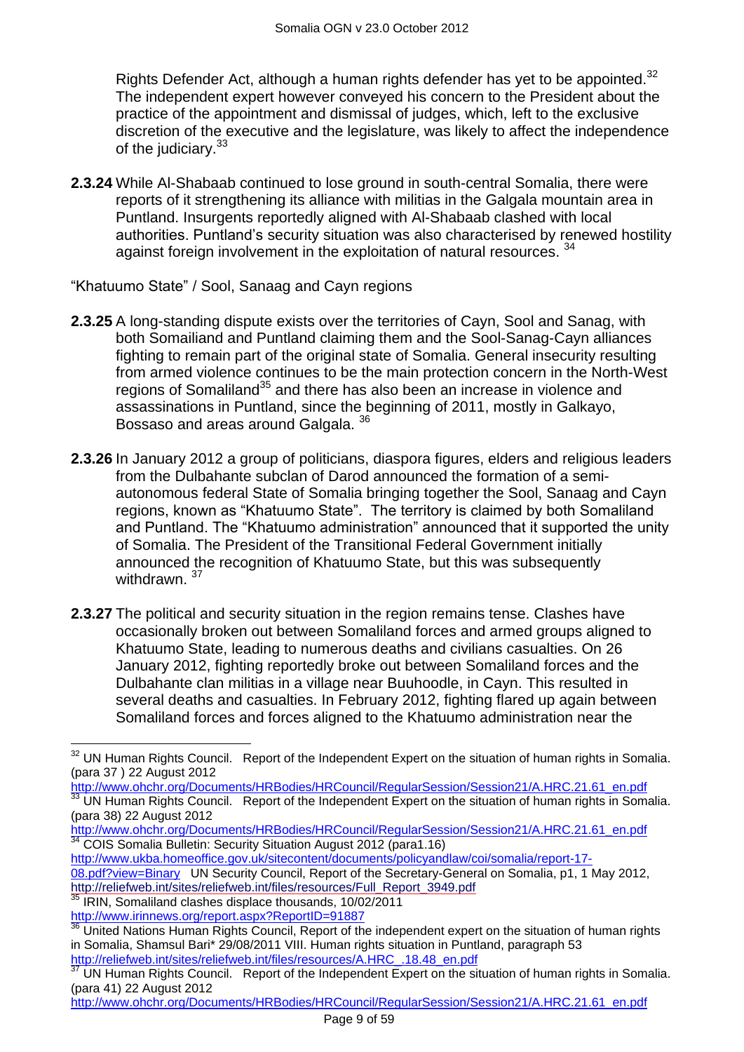Rights Defender Act, although a human rights defender has yet to be appointed.[32] The independent expert however conveyed his concern to the President about the practice of the appointment and dismissal of judges, which, left to the exclusive discretion of the executive and the legislature, was likely to affect the independence of the judiciary.[33]

**2.3.24** While Al-Shabaab continued to lose ground in south-central Somalia, there were reports of it strengthening its alliance with militias in the Galgala mountain area in Puntland. Insurgents reportedly aligned with Al-Shabaab clashed with local authorities. Puntland's security situation was also characterised by renewed hostility against foreign involvement in the exploitation of natural resources. [34]

"Khatuumo State" / Sool, Sanaag and Cayn regions

**2.3.25** A long-standing dispute exists over the territories of Cayn, Sool and Sanag, with both Somaliland and Puntland claiming them and the Sool-Sanag-Cayn alliances fighting to remain part of the original state of Somalia. General insecurity resulting from armed violence continues to be the main protection concern in the North-West regions of Somaliland[35] and there has also been an increase in violence and assassinations in Puntland, since the beginning of 2011, mostly in Galkayo, Bossaso and areas around Galgala. [36]

**2.3.26** In January 2012 a group of politicians, diaspora figures, elders and religious leaders from the Dulbahante subclan of Darod announced the formation of a semi-autonomous federal State of Somalia bringing together the Sool, Sanaag and Cayn regions, known as "Khatuumo State". The territory is claimed by both Somaliland and Puntland. The "Khatuumo administration" announced that it supported the unity of Somalia. The President of the Transitional Federal Government initially announced the recognition of Khatuumo State, but this was subsequently withdrawn. [37]

**2.3.27** The political and security situation in the region remains tense. Clashes have occasionally broken out between Somaliland forces and armed groups aligned to Khatuumo State, leading to numerous deaths and civilians casualties. On 26 January 2012, fighting reportedly broke out between Somaliland forces and the Dulbahante clan militias in a village near Buuhoodle, in Cayn. This resulted in several deaths and casualties. In February 2012, fighting flared up again between Somaliland forces and forces aligned to the Khatuumo administration near the

---

[32] UN Human Rights Council. Report of the Independent Expert on the situation of human rights in Somalia. (para 37 ) 22 August 2012 http://www.ohchr.org/Documents/HRBodies/HRCouncil/RegularSession/Session21/A.HRC.21.61_en.pdf

[33] UN Human Rights Council. Report of the Independent Expert on the situation of human rights in Somalia. (para 38) 22 August 2012 http://www.ohchr.org/Documents/HRBodies/HRCouncil/RegularSession/Session21/A.HRC.21.61_en.pdf

[34] COIS Somalia Bulletin: Security Situation August 2012 (para1.16) http://www.ukba.homeoffice.gov.uk/sitecontent/documents/policyandlaw/coi/somalia/report-17-08.pdf?view=Binary UN Security Council, Report of the Secretary-General on Somalia, p1, 1 May 2012, http://reliefweb.int/sites/reliefweb.int/files/resources/Full_Report_3949.pdf

[35] IRIN, Somaliland clashes displace thousands, 10/02/2011 http://www.irinnews.org/report.aspx?ReportID=91887

[36] United Nations Human Rights Council, Report of the independent expert on the situation of human rights in Somalia, Shamsul Bari* 29/08/2011 VIII. Human rights situation in Puntland, paragraph 53 http://reliefweb.int/sites/reliefweb.int/files/resources/A.HRC_.18.48_en.pdf

[37] UN Human Rights Council. Report of the Independent Expert on the situation of human rights in Somalia. (para 41) 22 August 2012 http://www.ohchr.org/Documents/HRBodies/HRCouncil/RegularSession/Session21/A.HRC.21.61_en.pdf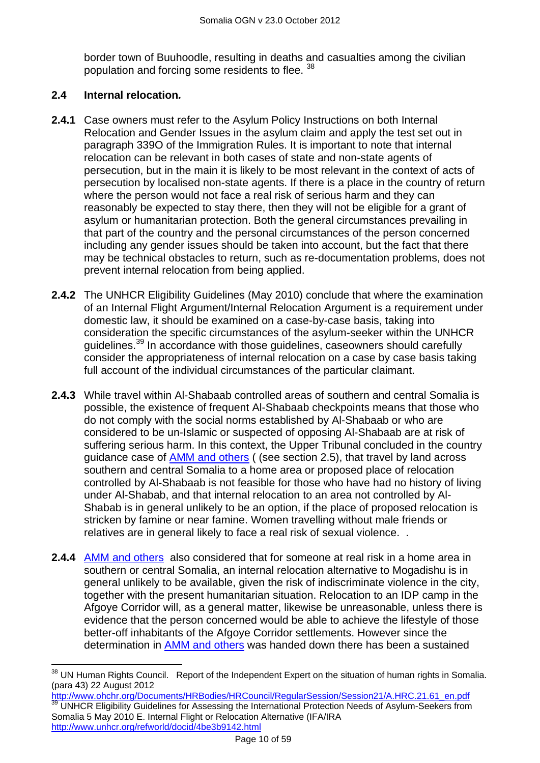border town of Buuhoodle, resulting in deaths and casualties among the civilian population and forcing some residents to flee. [38]

## 2.4 Internal relocation*.*

**2.4.1** Case owners must refer to the Asylum Policy Instructions on both Internal Relocation and Gender Issues in the asylum claim and apply the test set out in paragraph 339O of the Immigration Rules. It is important to note that internal relocation can be relevant in both cases of state and non-state agents of persecution, but in the main it is likely to be most relevant in the context of acts of persecution by localised non-state agents. If there is a place in the country of return where the person would not face a real risk of serious harm and they can reasonably be expected to stay there, then they will not be eligible for a grant of asylum or humanitarian protection. Both the general circumstances prevailing in that part of the country and the personal circumstances of the person concerned including any gender issues should be taken into account, but the fact that there may be technical obstacles to return, such as re-documentation problems, does not prevent internal relocation from being applied.

**2.4.2** The UNHCR Eligibility Guidelines (May 2010) conclude that where the examination of an Internal Flight Argument/Internal Relocation Argument is a requirement under domestic law, it should be examined on a case-by-case basis, taking into consideration the specific circumstances of the asylum-seeker within the UNHCR guidelines.[39] In accordance with those guidelines, caseowners should carefully consider the appropriateness of internal relocation on a case by case basis taking full account of the individual circumstances of the particular claimant.

**2.4.3** While travel within Al-Shabaab controlled areas of southern and central Somalia is possible, the existence of frequent Al-Shabaab checkpoints means that those who do not comply with the social norms established by Al-Shabaab or who are considered to be un-Islamic or suspected of opposing Al-Shabaab are at risk of suffering serious harm. In this context, the Upper Tribunal concluded in the country guidance case of AMM and others ( (see section 2.5), that travel by land across southern and central Somalia to a home area or proposed place of relocation controlled by Al-Shabaab is not feasible for those who have had no history of living under Al-Shabab, and that internal relocation to an area not controlled by Al-Shabab is in general unlikely to be an option, if the place of proposed relocation is stricken by famine or near famine. Women travelling without male friends or relatives are in general likely to face a real risk of sexual violence. .

**2.4.4** AMM and others also considered that for someone at real risk in a home area in southern or central Somalia, an internal relocation alternative to Mogadishu is in general unlikely to be available, given the risk of indiscriminate violence in the city, together with the present humanitarian situation. Relocation to an IDP camp in the Afgoye Corridor will, as a general matter, likewise be unreasonable, unless there is evidence that the person concerned would be able to achieve the lifestyle of those better-off inhabitants of the Afgoye Corridor settlements. However since the determination in AMM and others was handed down there has been a sustained

---

[38] UN Human Rights Council. Report of the Independent Expert on the situation of human rights in Somalia. (para 43) 22 August 2012 http://www.ohchr.org/Documents/HRBodies/HRCouncil/RegularSession/Session21/A.HRC.21.61_en.pdf

[39] UNHCR Eligibility Guidelines for Assessing the International Protection Needs of Asylum-Seekers from Somalia 5 May 2010 E. Internal Flight or Relocation Alternative (IFA/IRA http://www.unhcr.org/refworld/docid/4be3b9142.html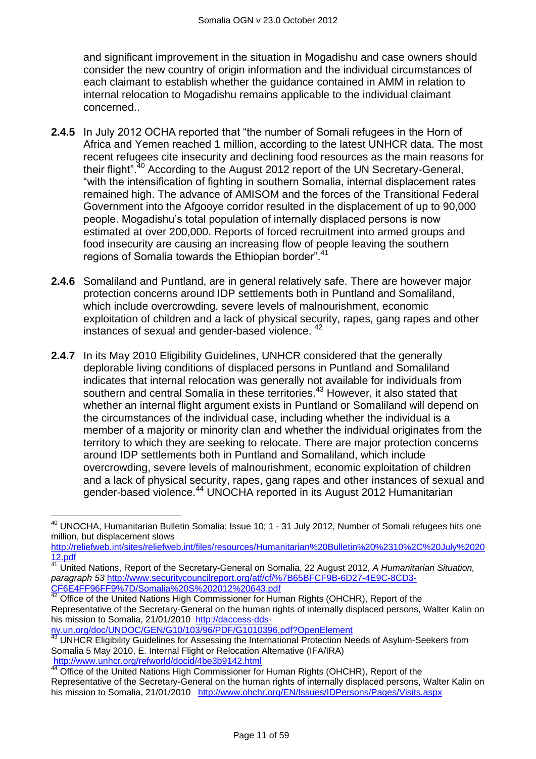and significant improvement in the situation in Mogadishu and case owners should consider the new country of origin information and the individual circumstances of each claimant to establish whether the guidance contained in AMM in relation to internal relocation to Mogadishu remains applicable to the individual claimant concerned..

**2.4.5** In July 2012 OCHA reported that "the number of Somali refugees in the Horn of Africa and Yemen reached 1 million, according to the latest UNHCR data. The most recent refugees cite insecurity and declining food resources as the main reasons for their flight".[40] According to the August 2012 report of the UN Secretary-General, "with the intensification of fighting in southern Somalia, internal displacement rates remained high. The advance of AMISOM and the forces of the Transitional Federal Government into the Afgooye corridor resulted in the displacement of up to 90,000 people. Mogadishu's total population of internally displaced persons is now estimated at over 200,000. Reports of forced recruitment into armed groups and food insecurity are causing an increasing flow of people leaving the southern regions of Somalia towards the Ethiopian border".[41]

**2.4.6** Somaliland and Puntland, are in general relatively safe. There are however major protection concerns around IDP settlements both in Puntland and Somaliland, which include overcrowding, severe levels of malnourishment, economic exploitation of children and a lack of physical security, rapes, gang rapes and other instances of sexual and gender-based violence. [42]

**2.4.7** In its May 2010 Eligibility Guidelines, UNHCR considered that the generally deplorable living conditions of displaced persons in Puntland and Somaliland indicates that internal relocation was generally not available for individuals from southern and central Somalia in these territories.[43] However, it also stated that whether an internal flight argument exists in Puntland or Somaliland will depend on the circumstances of the individual case, including whether the individual is a member of a majority or minority clan and whether the individual originates from the territory to which they are seeking to relocate. There are major protection concerns around IDP settlements both in Puntland and Somaliland, which include overcrowding, severe levels of malnourishment, economic exploitation of children and a lack of physical security, rapes, gang rapes and other instances of sexual and gender-based violence.[44] UNOCHA reported in its August 2012 Humanitarian

---

[40] UNOCHA, Humanitarian Bulletin Somalia; Issue 10; 1 - 31 July 2012, Number of Somali refugees hits one million, but displacement slows http://reliefweb.int/sites/reliefweb.int/files/resources/Humanitarian%20Bulletin%20%2310%2C%20July%202012.pdf

[41] United Nations, Report of the Secretary-General on Somalia, 22 August 2012, *A Humanitarian Situation, paragraph 53* http://www.securitycouncilreport.org/atf/cf/%7B65BFCF9B-6D27-4E9C-8CD3-CF6E4FF96FF9%7D/Somalia%20S%202012%20643.pdf

[42] Office of the United Nations High Commissioner for Human Rights (OHCHR), Report of the Representative of the Secretary-General on the human rights of internally displaced persons, Walter Kalin on his mission to Somalia, 21/01/2010 http://daccess-dds-ny.un.org/doc/UNDOC/GEN/G10/103/96/PDF/G1010396.pdf?OpenElement

[43] UNHCR Eligibility Guidelines for Assessing the International Protection Needs of Asylum-Seekers from Somalia 5 May 2010, E. Internal Flight or Relocation Alternative (IFA/IRA) http://www.unhcr.org/refworld/docid/4be3b9142.html

[44] Office of the United Nations High Commissioner for Human Rights (OHCHR), Report of the Representative of the Secretary-General on the human rights of internally displaced persons, Walter Kalin on his mission to Somalia, 21/01/2010 http://www.ohchr.org/EN/Issues/IDPersons/Pages/Visits.aspx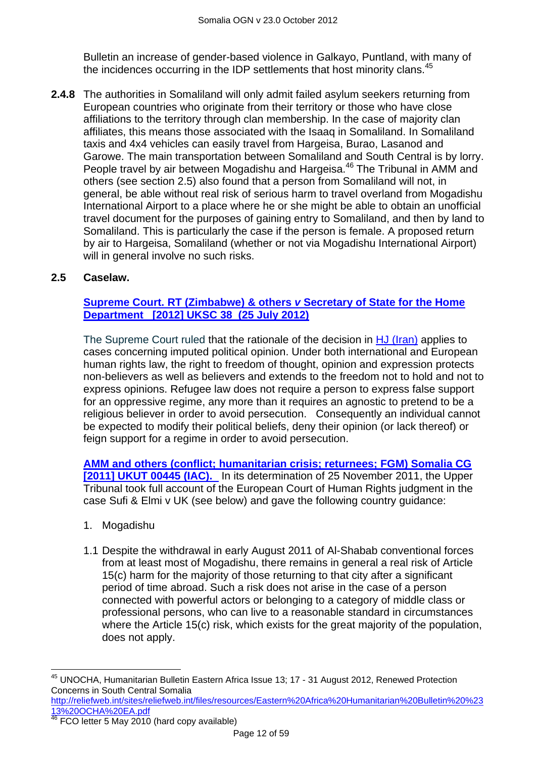Bulletin an increase of gender-based violence in Galkayo, Puntland, with many of the incidences occurring in the IDP settlements that host minority clans.[45]

**2.4.8** The authorities in Somaliland will only admit failed asylum seekers returning from European countries who originate from their territory or those who have close affiliations to the territory through clan membership. In the case of majority clan affiliates, this means those associated with the Isaaq in Somaliland. In Somaliland taxis and 4x4 vehicles can easily travel from Hargeisa, Burao, Lasanod and Garowe. The main transportation between Somaliland and South Central is by lorry. People travel by air between Mogadishu and Hargeisa.[46] The Tribunal in AMM and others (see section 2.5) also found that a person from Somaliland will not, in general, be able without real risk of serious harm to travel overland from Mogadishu International Airport to a place where he or she might be able to obtain an unofficial travel document for the purposes of gaining entry to Somaliland, and then by land to Somaliland. This is particularly the case if the person is female. A proposed return by air to Hargeisa, Somaliland (whether or not via Mogadishu International Airport) will in general involve no such risks.

## 2.5 Caselaw.

**Supreme Court. RT (Zimbabwe) & others *v* Secretary of State for the Home Department [2012] UKSC 38 (25 July 2012)**

The Supreme Court ruled that the rationale of the decision in HJ (Iran) applies to cases concerning imputed political opinion. Under both international and European human rights law, the right to freedom of thought, opinion and expression protects non-believers as well as believers and extends to the freedom not to hold and not to express opinions. Refugee law does not require a person to express false support for an oppressive regime, any more than it requires an agnostic to pretend to be a religious believer in order to avoid persecution. Consequently an individual cannot be expected to modify their political beliefs, deny their opinion (or lack thereof) or feign support for a regime in order to avoid persecution.

**AMM and others (conflict; humanitarian crisis; returnees; FGM) Somalia CG [2011] UKUT 00445 (IAC).** In its determination of 25 November 2011, the Upper Tribunal took full account of the European Court of Human Rights judgment in the case Sufi & Elmi v UK (see below) and gave the following country guidance:

1. Mogadishu

1.1 Despite the withdrawal in early August 2011 of Al-Shabab conventional forces from at least most of Mogadishu, there remains in general a real risk of Article 15(c) harm for the majority of those returning to that city after a significant period of time abroad. Such a risk does not arise in the case of a person connected with powerful actors or belonging to a category of middle class or professional persons, who can live to a reasonable standard in circumstances where the Article 15(c) risk, which exists for the great majority of the population, does not apply.

---

[45] UNOCHA, Humanitarian Bulletin Eastern Africa Issue 13; 17 - 31 August 2012, Renewed Protection Concerns in South Central Somalia http://reliefweb.int/sites/reliefweb.int/files/resources/Eastern%20Africa%20Humanitarian%20Bulletin%20%2313%20OCHA%20EA.pdf

[46] FCO letter 5 May 2010 (hard copy available)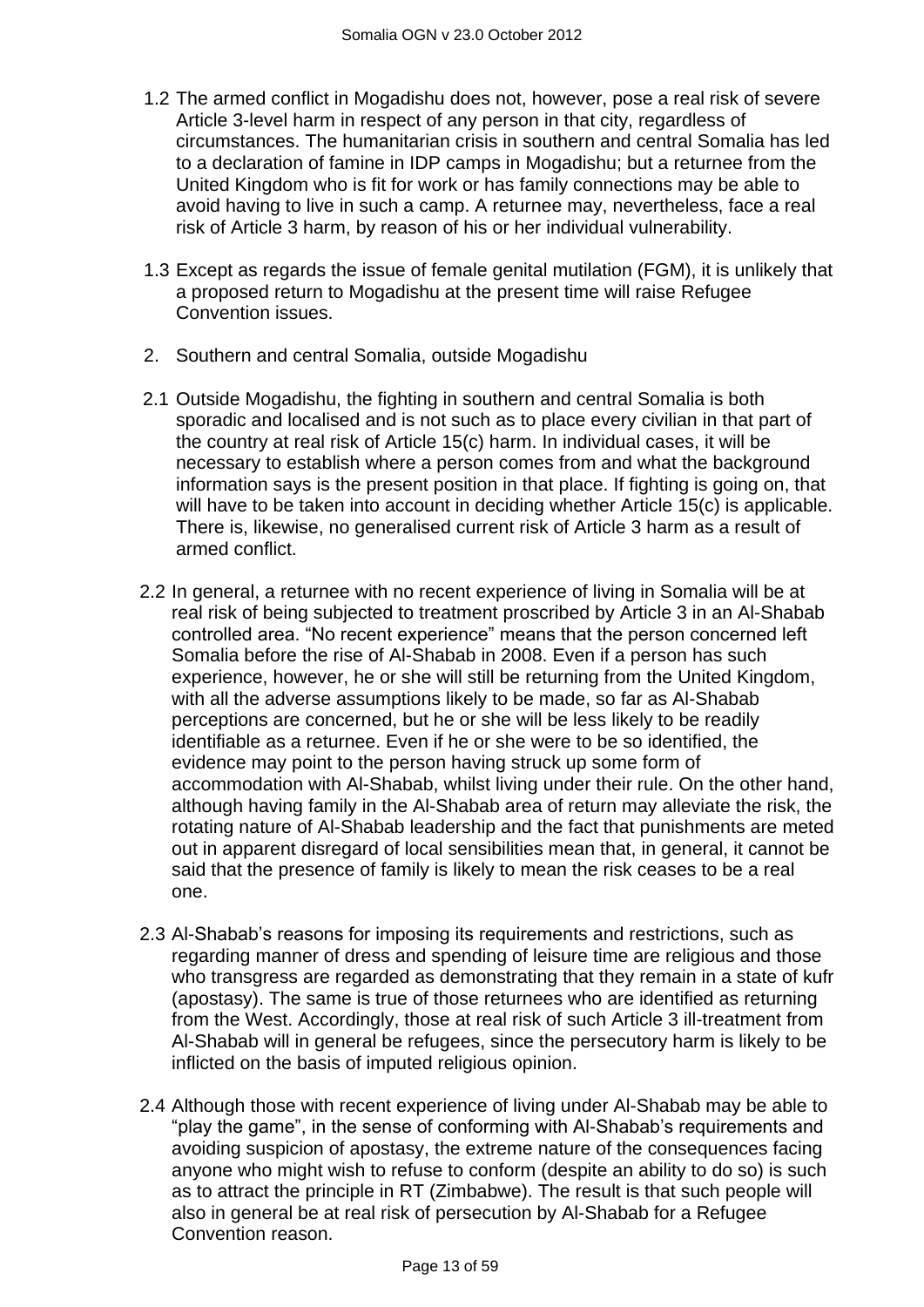1.2 The armed conflict in Mogadishu does not, however, pose a real risk of severe Article 3-level harm in respect of any person in that city, regardless of circumstances. The humanitarian crisis in southern and central Somalia has led to a declaration of famine in IDP camps in Mogadishu; but a returnee from the United Kingdom who is fit for work or has family connections may be able to avoid having to live in such a camp. A returnee may, nevertheless, face a real risk of Article 3 harm, by reason of his or her individual vulnerability.

1.3 Except as regards the issue of female genital mutilation (FGM), it is unlikely that a proposed return to Mogadishu at the present time will raise Refugee Convention issues.

2. Southern and central Somalia, outside Mogadishu

2.1 Outside Mogadishu, the fighting in southern and central Somalia is both sporadic and localised and is not such as to place every civilian in that part of the country at real risk of Article 15(c) harm. In individual cases, it will be necessary to establish where a person comes from and what the background information says is the present position in that place. If fighting is going on, that will have to be taken into account in deciding whether Article 15(c) is applicable. There is, likewise, no generalised current risk of Article 3 harm as a result of armed conflict.

2.2 In general, a returnee with no recent experience of living in Somalia will be at real risk of being subjected to treatment proscribed by Article 3 in an Al-Shabab controlled area. "No recent experience" means that the person concerned left Somalia before the rise of Al-Shabab in 2008. Even if a person has such experience, however, he or she will still be returning from the United Kingdom, with all the adverse assumptions likely to be made, so far as Al-Shabab perceptions are concerned, but he or she will be less likely to be readily identifiable as a returnee. Even if he or she were to be so identified, the evidence may point to the person having struck up some form of accommodation with Al-Shabab, whilst living under their rule. On the other hand, although having family in the Al-Shabab area of return may alleviate the risk, the rotating nature of Al-Shabab leadership and the fact that punishments are meted out in apparent disregard of local sensibilities mean that, in general, it cannot be said that the presence of family is likely to mean the risk ceases to be a real one.

2.3 Al-Shabab's reasons for imposing its requirements and restrictions, such as regarding manner of dress and spending of leisure time are religious and those who transgress are regarded as demonstrating that they remain in a state of kufr (apostasy). The same is true of those returnees who are identified as returning from the West. Accordingly, those at real risk of such Article 3 ill-treatment from Al-Shabab will in general be refugees, since the persecutory harm is likely to be inflicted on the basis of imputed religious opinion.

2.4 Although those with recent experience of living under Al-Shabab may be able to "play the game", in the sense of conforming with Al-Shabab's requirements and avoiding suspicion of apostasy, the extreme nature of the consequences facing anyone who might wish to refuse to conform (despite an ability to do so) is such as to attract the principle in RT (Zimbabwe). The result is that such people will also in general be at real risk of persecution by Al-Shabab for a Refugee Convention reason.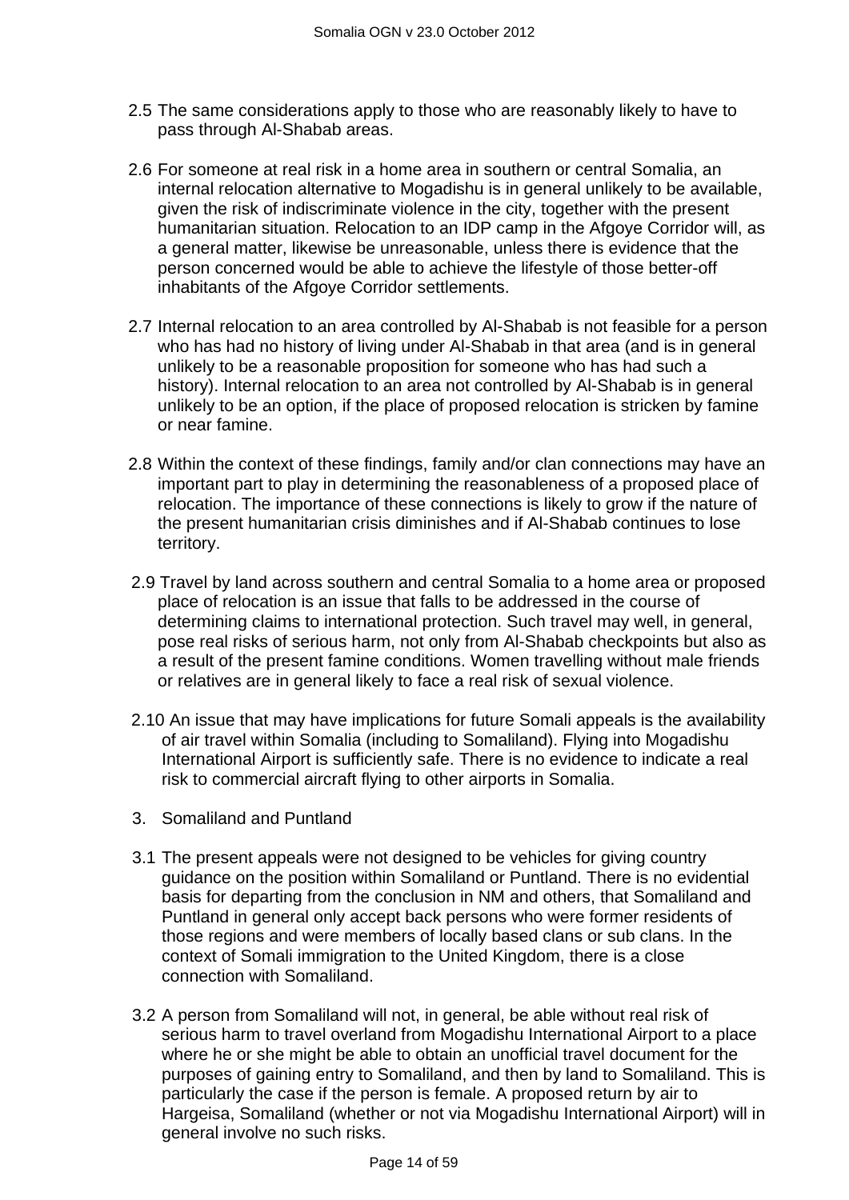2.5 The same considerations apply to those who are reasonably likely to have to pass through Al-Shabab areas.

2.6 For someone at real risk in a home area in southern or central Somalia, an internal relocation alternative to Mogadishu is in general unlikely to be available, given the risk of indiscriminate violence in the city, together with the present humanitarian situation. Relocation to an IDP camp in the Afgoye Corridor will, as a general matter, likewise be unreasonable, unless there is evidence that the person concerned would be able to achieve the lifestyle of those better-off inhabitants of the Afgoye Corridor settlements.

2.7 Internal relocation to an area controlled by Al-Shabab is not feasible for a person who has had no history of living under Al-Shabab in that area (and is in general unlikely to be a reasonable proposition for someone who has had such a history). Internal relocation to an area not controlled by Al-Shabab is in general unlikely to be an option, if the place of proposed relocation is stricken by famine or near famine.

2.8 Within the context of these findings, family and/or clan connections may have an important part to play in determining the reasonableness of a proposed place of relocation. The importance of these connections is likely to grow if the nature of the present humanitarian crisis diminishes and if Al-Shabab continues to lose territory.

2.9 Travel by land across southern and central Somalia to a home area or proposed place of relocation is an issue that falls to be addressed in the course of determining claims to international protection. Such travel may well, in general, pose real risks of serious harm, not only from Al-Shabab checkpoints but also as a result of the present famine conditions. Women travelling without male friends or relatives are in general likely to face a real risk of sexual violence.

2.10 An issue that may have implications for future Somali appeals is the availability of air travel within Somalia (including to Somaliland). Flying into Mogadishu International Airport is sufficiently safe. There is no evidence to indicate a real risk to commercial aircraft flying to other airports in Somalia.

3. Somaliland and Puntland

3.1 The present appeals were not designed to be vehicles for giving country guidance on the position within Somaliland or Puntland. There is no evidential basis for departing from the conclusion in NM and others, that Somaliland and Puntland in general only accept back persons who were former residents of those regions and were members of locally based clans or sub clans. In the context of Somali immigration to the United Kingdom, there is a close connection with Somaliland.

3.2 A person from Somaliland will not, in general, be able without real risk of serious harm to travel overland from Mogadishu International Airport to a place where he or she might be able to obtain an unofficial travel document for the purposes of gaining entry to Somaliland, and then by land to Somaliland. This is particularly the case if the person is female. A proposed return by air to Hargeisa, Somaliland (whether or not via Mogadishu International Airport) will in general involve no such risks.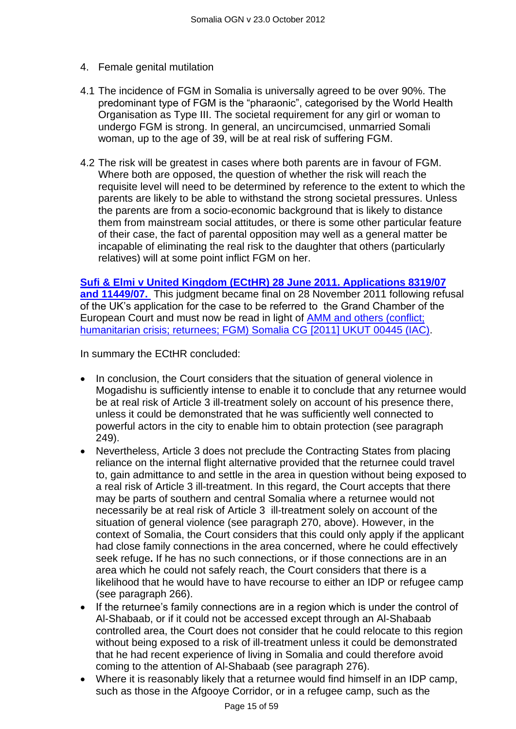4. Female genital mutilation

4.1 The incidence of FGM in Somalia is universally agreed to be over 90%. The predominant type of FGM is the "pharaonic", categorised by the World Health Organisation as Type III. The societal requirement for any girl or woman to undergo FGM is strong. In general, an uncircumcised, unmarried Somali woman, up to the age of 39, will be at real risk of suffering FGM.

4.2 The risk will be greatest in cases where both parents are in favour of FGM. Where both are opposed, the question of whether the risk will reach the requisite level will need to be determined by reference to the extent to which the parents are likely to be able to withstand the strong societal pressures. Unless the parents are from a socio-economic background that is likely to distance them from mainstream social attitudes, or there is some other particular feature of their case, the fact of parental opposition may well as a general matter be incapable of eliminating the real risk to the daughter that others (particularly relatives) will at some point inflict FGM on her.

**Sufi & Elmi v United Kingdom (ECtHR) 28 June 2011. Applications 8319/07 and 11449/07.** This judgment became final on 28 November 2011 following refusal of the UK's application for the case to be referred to the Grand Chamber of the European Court and must now be read in light of AMM and others (conflict; humanitarian crisis; returnees; FGM) Somalia CG [2011] UKUT 00445 (IAC).

In summary the ECtHR concluded:

- In conclusion, the Court considers that the situation of general violence in Mogadishu is sufficiently intense to enable it to conclude that any returnee would be at real risk of Article 3 ill-treatment solely on account of his presence there, unless it could be demonstrated that he was sufficiently well connected to powerful actors in the city to enable him to obtain protection (see paragraph 249).
- Nevertheless, Article 3 does not preclude the Contracting States from placing reliance on the internal flight alternative provided that the returnee could travel to, gain admittance to and settle in the area in question without being exposed to a real risk of Article 3 ill-treatment. In this regard, the Court accepts that there may be parts of southern and central Somalia where a returnee would not necessarily be at real risk of Article 3 ill-treatment solely on account of the situation of general violence (see paragraph 270, above). However, in the context of Somalia, the Court considers that this could only apply if the applicant had close family connections in the area concerned, where he could effectively seek refuge**.** If he has no such connections, or if those connections are in an area which he could not safely reach, the Court considers that there is a likelihood that he would have to have recourse to either an IDP or refugee camp (see paragraph 266).
- If the returnee's family connections are in a region which is under the control of Al-Shabaab, or if it could not be accessed except through an Al-Shabaab controlled area, the Court does not consider that he could relocate to this region without being exposed to a risk of ill-treatment unless it could be demonstrated that he had recent experience of living in Somalia and could therefore avoid coming to the attention of Al-Shabaab (see paragraph 276).
- Where it is reasonably likely that a returnee would find himself in an IDP camp, such as those in the Afgooye Corridor, or in a refugee camp, such as the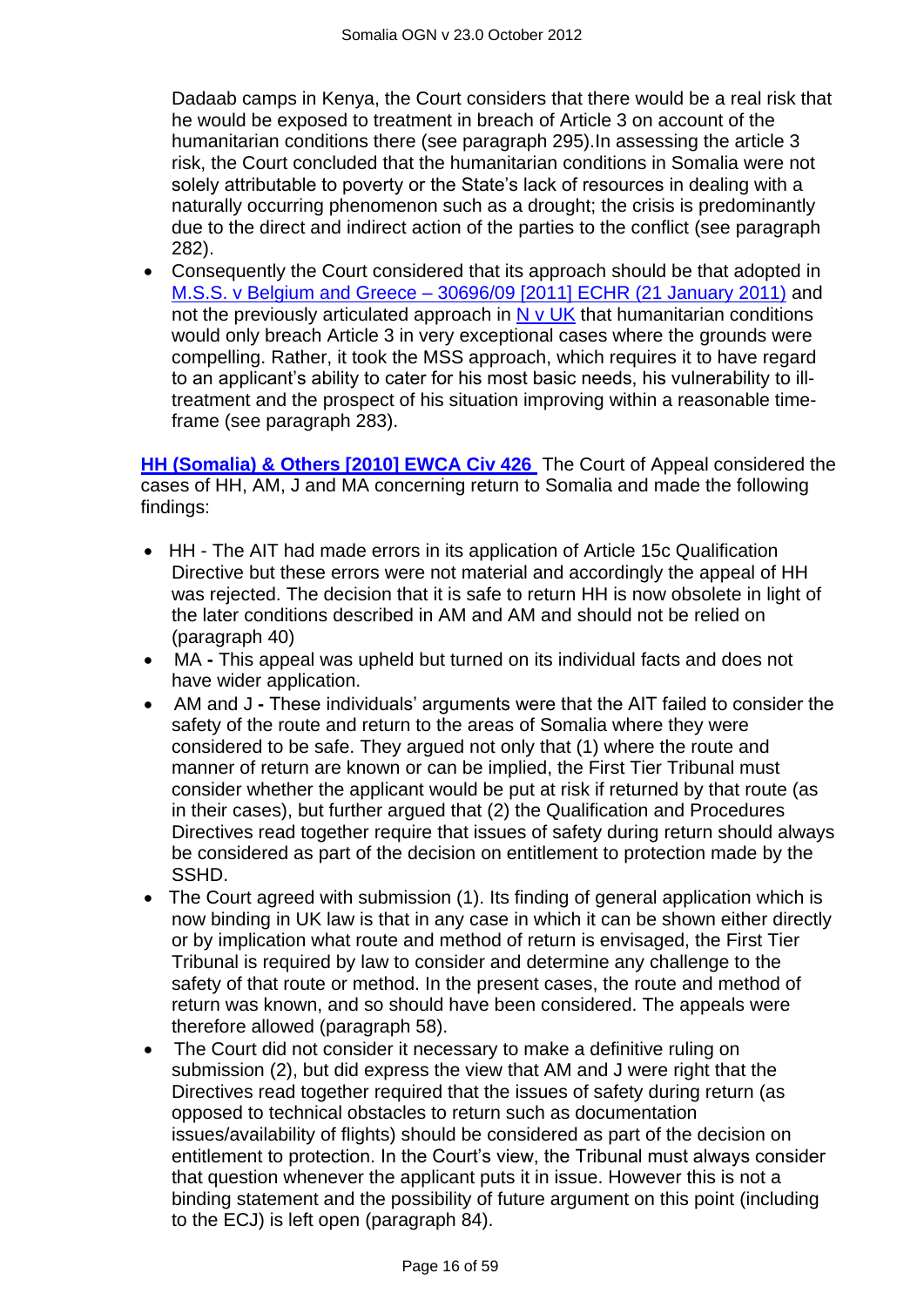Dadaab camps in Kenya, the Court considers that there would be a real risk that he would be exposed to treatment in breach of Article 3 on account of the humanitarian conditions there (see paragraph 295).In assessing the article 3 risk, the Court concluded that the humanitarian conditions in Somalia were not solely attributable to poverty or the State's lack of resources in dealing with a naturally occurring phenomenon such as a drought; the crisis is predominantly due to the direct and indirect action of the parties to the conflict (see paragraph 282).

- Consequently the Court considered that its approach should be that adopted in M.S.S. v Belgium and Greece – 30696/09 [2011] ECHR (21 January 2011) and not the previously articulated approach in N v UK that humanitarian conditions would only breach Article 3 in very exceptional cases where the grounds were compelling. Rather, it took the MSS approach, which requires it to have regard to an applicant's ability to cater for his most basic needs, his vulnerability to ill-treatment and the prospect of his situation improving within a reasonable time-frame (see paragraph 283).

**HH (Somalia) & Others [2010] EWCA Civ 426** The Court of Appeal considered the cases of HH, AM, J and MA concerning return to Somalia and made the following findings:

- HH - The AIT had made errors in its application of Article 15c Qualification Directive but these errors were not material and accordingly the appeal of HH was rejected. The decision that it is safe to return HH is now obsolete in light of the later conditions described in AM and AM and should not be relied on (paragraph 40)
- MA **-** This appeal was upheld but turned on its individual facts and does not have wider application.
- AM and J **-** These individuals' arguments were that the AIT failed to consider the safety of the route and return to the areas of Somalia where they were considered to be safe. They argued not only that (1) where the route and manner of return are known or can be implied, the First Tier Tribunal must consider whether the applicant would be put at risk if returned by that route (as in their cases), but further argued that (2) the Qualification and Procedures Directives read together require that issues of safety during return should always be considered as part of the decision on entitlement to protection made by the SSHD.
- The Court agreed with submission (1). Its finding of general application which is now binding in UK law is that in any case in which it can be shown either directly or by implication what route and method of return is envisaged, the First Tier Tribunal is required by law to consider and determine any challenge to the safety of that route or method. In the present cases, the route and method of return was known, and so should have been considered. The appeals were therefore allowed (paragraph 58).
- The Court did not consider it necessary to make a definitive ruling on submission (2), but did express the view that AM and J were right that the Directives read together required that the issues of safety during return (as opposed to technical obstacles to return such as documentation issues/availability of flights) should be considered as part of the decision on entitlement to protection. In the Court's view, the Tribunal must always consider that question whenever the applicant puts it in issue. However this is not a binding statement and the possibility of future argument on this point (including to the ECJ) is left open (paragraph 84).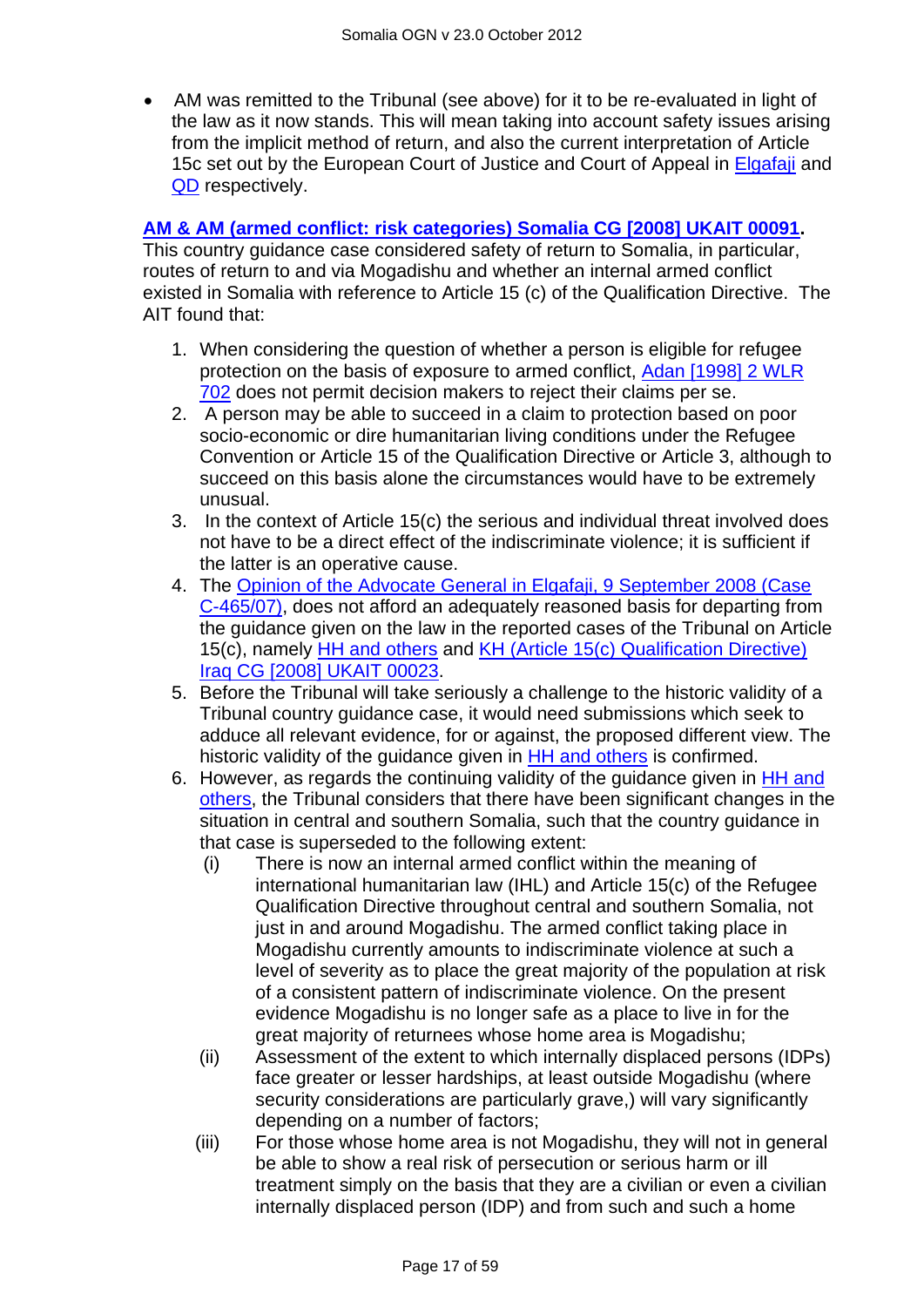- AM was remitted to the Tribunal (see above) for it to be re-evaluated in light of the law as it now stands. This will mean taking into account safety issues arising from the implicit method of return, and also the current interpretation of Article 15c set out by the European Court of Justice and Court of Appeal in Elgafaji and QD respectively.

**AM & AM (armed conflict: risk categories) Somalia CG [2008] UKAIT 00091.** This country guidance case considered safety of return to Somalia, in particular, routes of return to and via Mogadishu and whether an internal armed conflict existed in Somalia with reference to Article 15 (c) of the Qualification Directive. The AIT found that:

1. When considering the question of whether a person is eligible for refugee protection on the basis of exposure to armed conflict, Adan [1998] 2 WLR 702 does not permit decision makers to reject their claims per se.
2. A person may be able to succeed in a claim to protection based on poor socio-economic or dire humanitarian living conditions under the Refugee Convention or Article 15 of the Qualification Directive or Article 3, although to succeed on this basis alone the circumstances would have to be extremely unusual.
3. In the context of Article 15(c) the serious and individual threat involved does not have to be a direct effect of the indiscriminate violence; it is sufficient if the latter is an operative cause.
4. The Opinion of the Advocate General in Elgafaji, 9 September 2008 (Case C-465/07), does not afford an adequately reasoned basis for departing from the guidance given on the law in the reported cases of the Tribunal on Article 15(c), namely HH and others and KH (Article 15(c) Qualification Directive) Iraq CG [2008] UKAIT 00023.
5. Before the Tribunal will take seriously a challenge to the historic validity of a Tribunal country guidance case, it would need submissions which seek to adduce all relevant evidence, for or against, the proposed different view. The historic validity of the guidance given in HH and others is confirmed.
6. However, as regards the continuing validity of the guidance given in HH and others, the Tribunal considers that there have been significant changes in the situation in central and southern Somalia, such that the country guidance in that case is superseded to the following extent:
   (i) There is now an internal armed conflict within the meaning of international humanitarian law (IHL) and Article 15(c) of the Refugee Qualification Directive throughout central and southern Somalia, not just in and around Mogadishu. The armed conflict taking place in Mogadishu currently amounts to indiscriminate violence at such a level of severity as to place the great majority of the population at risk of a consistent pattern of indiscriminate violence. On the present evidence Mogadishu is no longer safe as a place to live in for the great majority of returnees whose home area is Mogadishu;
   (ii) Assessment of the extent to which internally displaced persons (IDPs) face greater or lesser hardships, at least outside Mogadishu (where security considerations are particularly grave,) will vary significantly depending on a number of factors;
   (iii) For those whose home area is not Mogadishu, they will not in general be able to show a real risk of persecution or serious harm or ill treatment simply on the basis that they are a civilian or even a civilian internally displaced person (IDP) and from such and such a home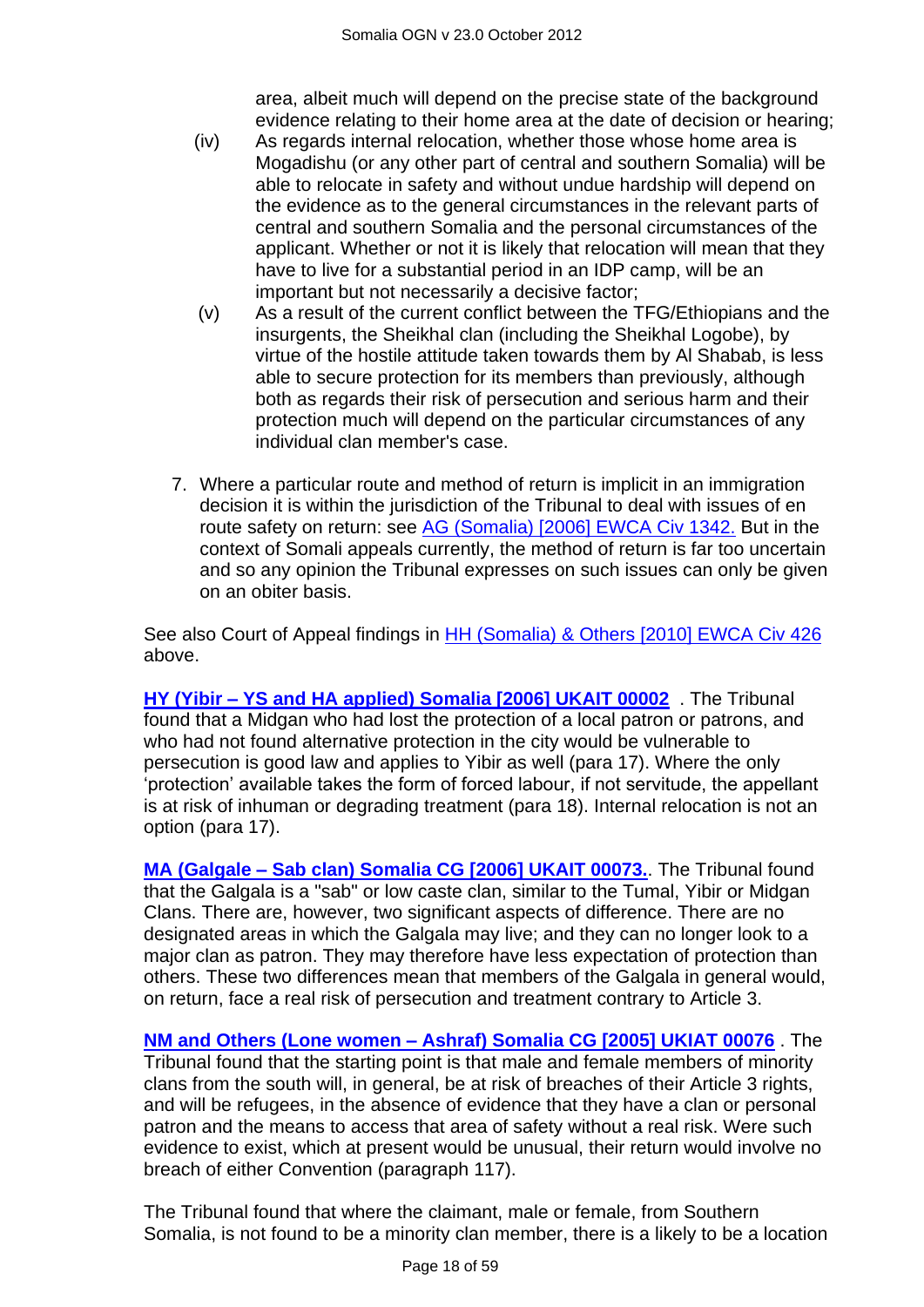area, albeit much will depend on the precise state of the background evidence relating to their home area at the date of decision or hearing;

(iv) As regards internal relocation, whether those whose home area is Mogadishu (or any other part of central and southern Somalia) will be able to relocate in safety and without undue hardship will depend on the evidence as to the general circumstances in the relevant parts of central and southern Somalia and the personal circumstances of the applicant. Whether or not it is likely that relocation will mean that they have to live for a substantial period in an IDP camp, will be an important but not necessarily a decisive factor;

(v) As a result of the current conflict between the TFG/Ethiopians and the insurgents, the Sheikhal clan (including the Sheikhal Logobe), by virtue of the hostile attitude taken towards them by Al Shabab, is less able to secure protection for its members than previously, although both as regards their risk of persecution and serious harm and their protection much will depend on the particular circumstances of any individual clan member's case.

7. Where a particular route and method of return is implicit in an immigration decision it is within the jurisdiction of the Tribunal to deal with issues of en route safety on return: see AG (Somalia) [2006] EWCA Civ 1342. But in the context of Somali appeals currently, the method of return is far too uncertain and so any opinion the Tribunal expresses on such issues can only be given on an obiter basis.

See also Court of Appeal findings in HH (Somalia) & Others [2010] EWCA Civ 426 above.

**HY (Yibir – YS and HA applied) Somalia [2006] UKAIT 00002** . The Tribunal found that a Midgan who had lost the protection of a local patron or patrons, and who had not found alternative protection in the city would be vulnerable to persecution is good law and applies to Yibir as well (para 17). Where the only 'protection' available takes the form of forced labour, if not servitude, the appellant is at risk of inhuman or degrading treatment (para 18). Internal relocation is not an option (para 17).

**MA (Galgale – Sab clan) Somalia CG [2006] UKAIT 00073.**. The Tribunal found that the Galgala is a "sab" or low caste clan, similar to the Tumal, Yibir or Midgan Clans. There are, however, two significant aspects of difference. There are no designated areas in which the Galgala may live; and they can no longer look to a major clan as patron. They may therefore have less expectation of protection than others. These two differences mean that members of the Galgala in general would, on return, face a real risk of persecution and treatment contrary to Article 3.

**NM and Others (Lone women – Ashraf) Somalia CG [2005] UKIAT 00076** . The Tribunal found that the starting point is that male and female members of minority clans from the south will, in general, be at risk of breaches of their Article 3 rights, and will be refugees, in the absence of evidence that they have a clan or personal patron and the means to access that area of safety without a real risk. Were such evidence to exist, which at present would be unusual, their return would involve no breach of either Convention (paragraph 117).

The Tribunal found that where the claimant, male or female, from Southern Somalia, is not found to be a minority clan member, there is a likely to be a location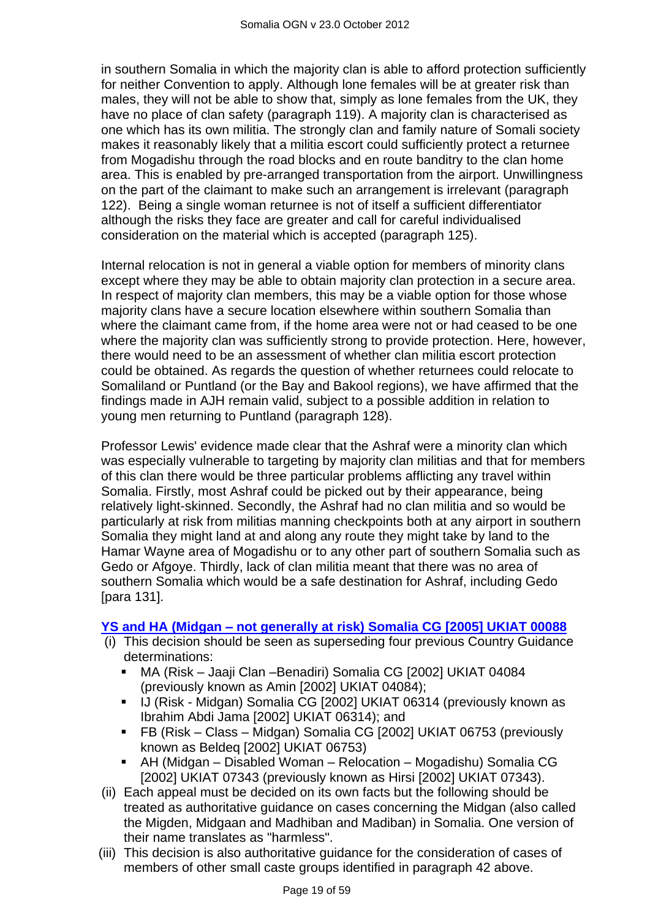in southern Somalia in which the majority clan is able to afford protection sufficiently for neither Convention to apply. Although lone females will be at greater risk than males, they will not be able to show that, simply as lone females from the UK, they have no place of clan safety (paragraph 119). A majority clan is characterised as one which has its own militia. The strongly clan and family nature of Somali society makes it reasonably likely that a militia escort could sufficiently protect a returnee from Mogadishu through the road blocks and en route banditry to the clan home area. This is enabled by pre-arranged transportation from the airport. Unwillingness on the part of the claimant to make such an arrangement is irrelevant (paragraph 122). Being a single woman returnee is not of itself a sufficient differentiator although the risks they face are greater and call for careful individualised consideration on the material which is accepted (paragraph 125).

Internal relocation is not in general a viable option for members of minority clans except where they may be able to obtain majority clan protection in a secure area. In respect of majority clan members, this may be a viable option for those whose majority clans have a secure location elsewhere within southern Somalia than where the claimant came from, if the home area were not or had ceased to be one where the majority clan was sufficiently strong to provide protection. Here, however, there would need to be an assessment of whether clan militia escort protection could be obtained. As regards the question of whether returnees could relocate to Somaliland or Puntland (or the Bay and Bakool regions), we have affirmed that the findings made in AJH remain valid, subject to a possible addition in relation to young men returning to Puntland (paragraph 128).

Professor Lewis' evidence made clear that the Ashraf were a minority clan which was especially vulnerable to targeting by majority clan militias and that for members of this clan there would be three particular problems afflicting any travel within Somalia. Firstly, most Ashraf could be picked out by their appearance, being relatively light-skinned. Secondly, the Ashraf had no clan militia and so would be particularly at risk from militias manning checkpoints both at any airport in southern Somalia they might land at and along any route they might take by land to the Hamar Wayne area of Mogadishu or to any other part of southern Somalia such as Gedo or Afgoye. Thirdly, lack of clan militia meant that there was no area of southern Somalia which would be a safe destination for Ashraf, including Gedo [para 131].

**YS and HA (Midgan – not generally at risk) Somalia CG [2005] UKIAT 00088**

(i) This decision should be seen as superseding four previous Country Guidance determinations:
- MA (Risk – Jaaji Clan –Benadiri) Somalia CG [2002] UKIAT 04084 (previously known as Amin [2002] UKIAT 04084);
- IJ (Risk - Midgan) Somalia CG [2002] UKIAT 06314 (previously known as Ibrahim Abdi Jama [2002] UKIAT 06314); and
- FB (Risk – Class – Midgan) Somalia CG [2002] UKIAT 06753 (previously known as Beldeq [2002] UKIAT 06753)
- AH (Midgan – Disabled Woman – Relocation – Mogadishu) Somalia CG [2002] UKIAT 07343 (previously known as Hirsi [2002] UKIAT 07343).

(ii) Each appeal must be decided on its own facts but the following should be treated as authoritative guidance on cases concerning the Midgan (also called the Migden, Midgaan and Madhiban and Madiban) in Somalia. One version of their name translates as "harmless".

(iii) This decision is also authoritative guidance for the consideration of cases of members of other small caste groups identified in paragraph 42 above.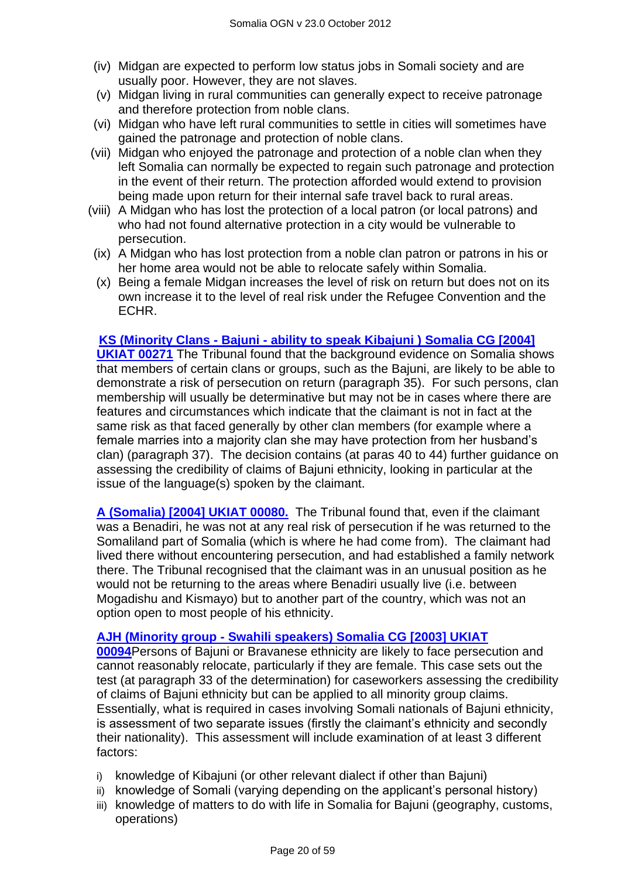- (iv) Midgan are expected to perform low status jobs in Somali society and are usually poor. However, they are not slaves.
- (v) Midgan living in rural communities can generally expect to receive patronage and therefore protection from noble clans.
- (vi) Midgan who have left rural communities to settle in cities will sometimes have gained the patronage and protection of noble clans.
- (vii) Midgan who enjoyed the patronage and protection of a noble clan when they left Somalia can normally be expected to regain such patronage and protection in the event of their return. The protection afforded would extend to provision being made upon return for their internal safe travel back to rural areas.
- (viii) A Midgan who has lost the protection of a local patron (or local patrons) and who had not found alternative protection in a city would be vulnerable to persecution.
- (ix) A Midgan who has lost protection from a noble clan patron or patrons in his or her home area would not be able to relocate safely within Somalia.
- (x) Being a female Midgan increases the level of risk on return but does not on its own increase it to the level of real risk under the Refugee Convention and the ECHR.

**KS (Minority Clans - Bajuni - ability to speak Kibajuni ) Somalia CG [2004] UKIAT 00271** The Tribunal found that the background evidence on Somalia shows that members of certain clans or groups, such as the Bajuni, are likely to be able to demonstrate a risk of persecution on return (paragraph 35). For such persons, clan membership will usually be determinative but may not be in cases where there are features and circumstances which indicate that the claimant is not in fact at the same risk as that faced generally by other clan members (for example where a female marries into a majority clan she may have protection from her husband's clan) (paragraph 37). The decision contains (at paras 40 to 44) further guidance on assessing the credibility of claims of Bajuni ethnicity, looking in particular at the issue of the language(s) spoken by the claimant.

**A (Somalia) [2004] UKIAT 00080.** The Tribunal found that, even if the claimant was a Benadiri, he was not at any real risk of persecution if he was returned to the Somaliland part of Somalia (which is where he had come from). The claimant had lived there without encountering persecution, and had established a family network there. The Tribunal recognised that the claimant was in an unusual position as he would not be returning to the areas where Benadiri usually live (i.e. between Mogadishu and Kismayo) but to another part of the country, which was not an option open to most people of his ethnicity.

**AJH (Minority group - Swahili speakers) Somalia CG [2003] UKIAT 00094**Persons of Bajuni or Bravanese ethnicity are likely to face persecution and cannot reasonably relocate, particularly if they are female. This case sets out the test (at paragraph 33 of the determination) for caseworkers assessing the credibility of claims of Bajuni ethnicity but can be applied to all minority group claims. Essentially, what is required in cases involving Somali nationals of Bajuni ethnicity, is assessment of two separate issues (firstly the claimant's ethnicity and secondly their nationality). This assessment will include examination of at least 3 different factors:

- i) knowledge of Kibajuni (or other relevant dialect if other than Bajuni)
- ii) knowledge of Somali (varying depending on the applicant's personal history)
- iii) knowledge of matters to do with life in Somalia for Bajuni (geography, customs, operations)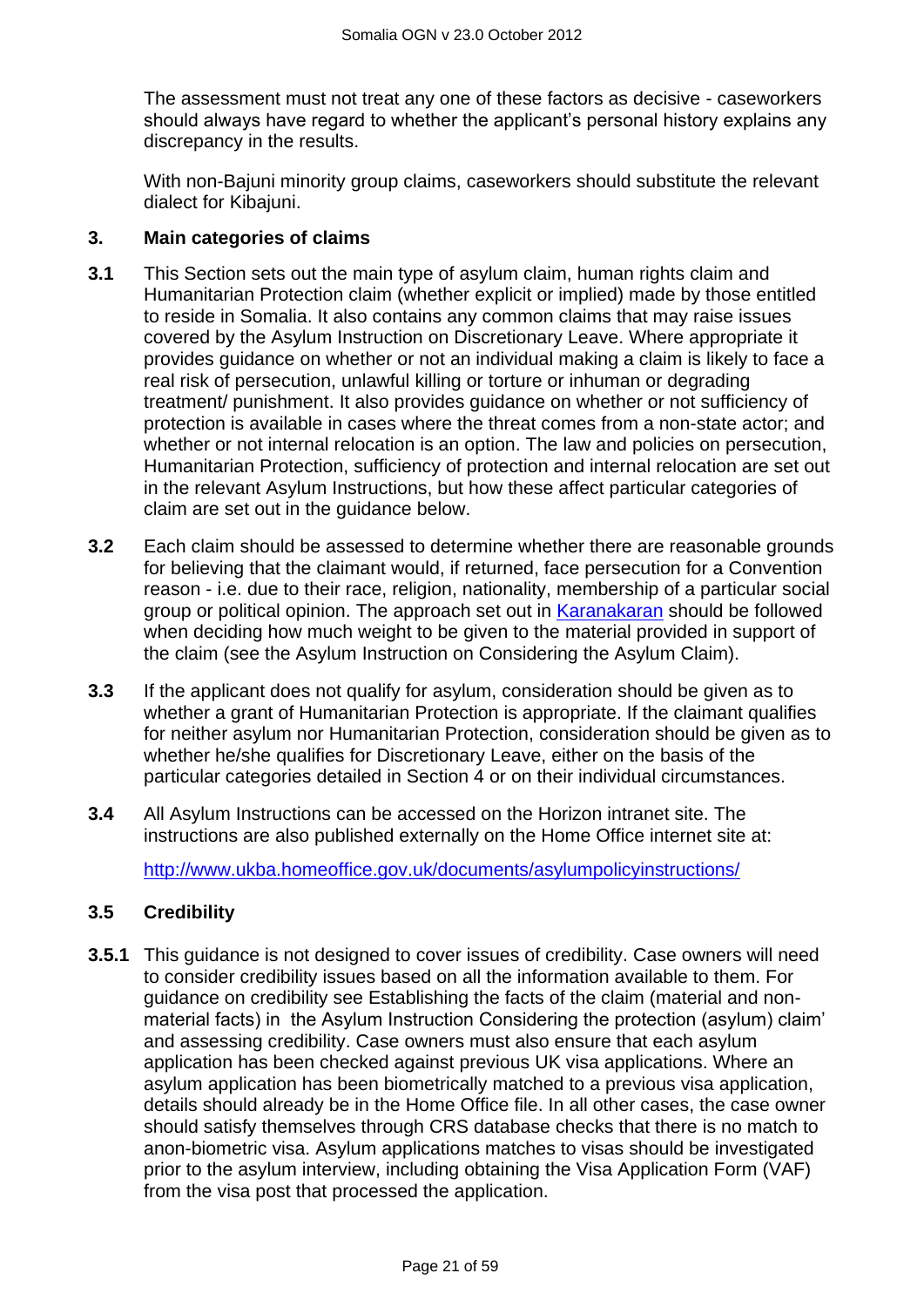The assessment must not treat any one of these factors as decisive - caseworkers should always have regard to whether the applicant's personal history explains any discrepancy in the results.

With non-Bajuni minority group claims, caseworkers should substitute the relevant dialect for Kibajuni.

## 3. Main categories of claims

**3.1** This Section sets out the main type of asylum claim, human rights claim and Humanitarian Protection claim (whether explicit or implied) made by those entitled to reside in Somalia. It also contains any common claims that may raise issues covered by the Asylum Instruction on Discretionary Leave. Where appropriate it provides guidance on whether or not an individual making a claim is likely to face a real risk of persecution, unlawful killing or torture or inhuman or degrading treatment/ punishment. It also provides guidance on whether or not sufficiency of protection is available in cases where the threat comes from a non-state actor; and whether or not internal relocation is an option. The law and policies on persecution, Humanitarian Protection, sufficiency of protection and internal relocation are set out in the relevant Asylum Instructions, but how these affect particular categories of claim are set out in the guidance below.

**3.2** Each claim should be assessed to determine whether there are reasonable grounds for believing that the claimant would, if returned, face persecution for a Convention reason - i.e. due to their race, religion, nationality, membership of a particular social group or political opinion. The approach set out in Karanakaran should be followed when deciding how much weight to be given to the material provided in support of the claim (see the Asylum Instruction on Considering the Asylum Claim).

**3.3** If the applicant does not qualify for asylum, consideration should be given as to whether a grant of Humanitarian Protection is appropriate. If the claimant qualifies for neither asylum nor Humanitarian Protection, consideration should be given as to whether he/she qualifies for Discretionary Leave, either on the basis of the particular categories detailed in Section 4 or on their individual circumstances.

**3.4** All Asylum Instructions can be accessed on the Horizon intranet site. The instructions are also published externally on the Home Office internet site at:

http://www.ukba.homeoffice.gov.uk/documents/asylumpolicyinstructions/

### 3.5 Credibility

**3.5.1** This guidance is not designed to cover issues of credibility. Case owners will need to consider credibility issues based on all the information available to them. For guidance on credibility see Establishing the facts of the claim (material and non-material facts) in the Asylum Instruction Considering the protection (asylum) claim' and assessing credibility. Case owners must also ensure that each asylum application has been checked against previous UK visa applications. Where an asylum application has been biometrically matched to a previous visa application, details should already be in the Home Office file. In all other cases, the case owner should satisfy themselves through CRS database checks that there is no match to anon-biometric visa. Asylum applications matches to visas should be investigated prior to the asylum interview, including obtaining the Visa Application Form (VAF) from the visa post that processed the application.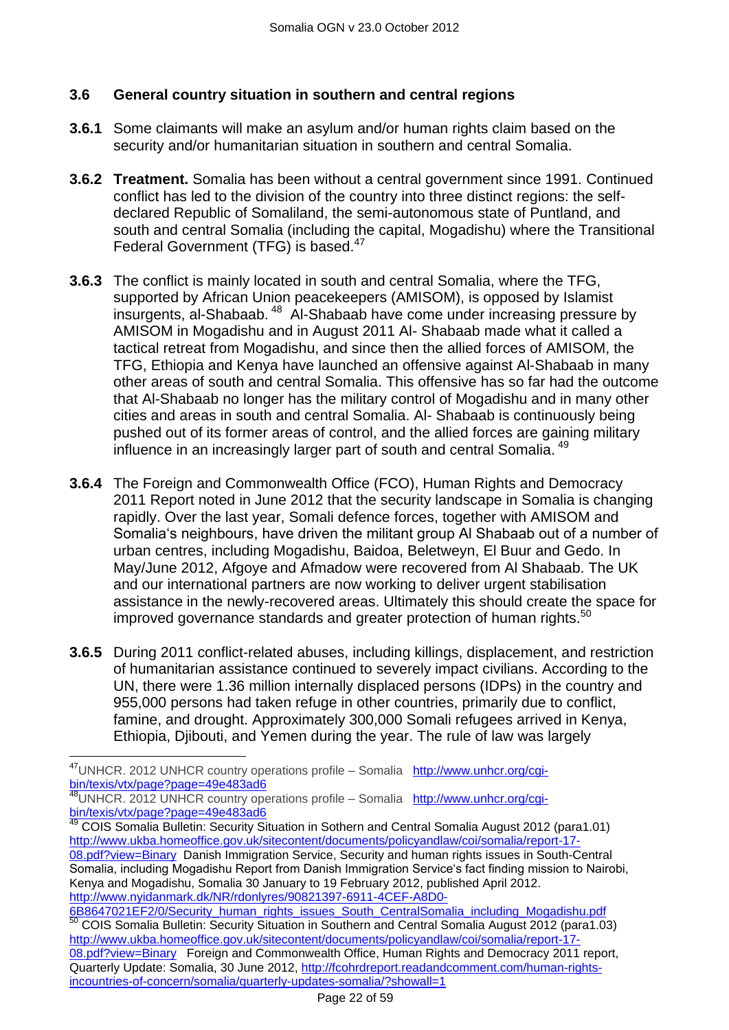### 3.6 General country situation in southern and central regions

**3.6.1** Some claimants will make an asylum and/or human rights claim based on the security and/or humanitarian situation in southern and central Somalia.

**3.6.2** **Treatment.** Somalia has been without a central government since 1991. Continued conflict has led to the division of the country into three distinct regions: the self-declared Republic of Somaliland, the semi-autonomous state of Puntland, and south and central Somalia (including the capital, Mogadishu) where the Transitional Federal Government (TFG) is based.[47]

**3.6.3** The conflict is mainly located in south and central Somalia, where the TFG, supported by African Union peacekeepers (AMISOM), is opposed by Islamist insurgents, al-Shabaab.[48] Al-Shabaab have come under increasing pressure by AMISOM in Mogadishu and in August 2011 Al- Shabaab made what it called a tactical retreat from Mogadishu, and since then the allied forces of AMISOM, the TFG, Ethiopia and Kenya have launched an offensive against Al-Shabaab in many other areas of south and central Somalia. This offensive has so far had the outcome that Al-Shabaab no longer has the military control of Mogadishu and in many other cities and areas in south and central Somalia. Al- Shabaab is continuously being pushed out of its former areas of control, and the allied forces are gaining military influence in an increasingly larger part of south and central Somalia.[49]

**3.6.4** The Foreign and Commonwealth Office (FCO), Human Rights and Democracy 2011 Report noted in June 2012 that the security landscape in Somalia is changing rapidly. Over the last year, Somali defence forces, together with AMISOM and Somalia's neighbours, have driven the militant group Al Shabaab out of a number of urban centres, including Mogadishu, Baidoa, Beletweyn, El Buur and Gedo. In May/June 2012, Afgoye and Afmadow were recovered from Al Shabaab. The UK and our international partners are now working to deliver urgent stabilisation assistance in the newly-recovered areas. Ultimately this should create the space for improved governance standards and greater protection of human rights.[50]

**3.6.5** During 2011 conflict-related abuses, including killings, displacement, and restriction of humanitarian assistance continued to severely impact civilians. According to the UN, there were 1.36 million internally displaced persons (IDPs) in the country and 955,000 persons had taken refuge in other countries, primarily due to conflict, famine, and drought. Approximately 300,000 Somali refugees arrived in Kenya, Ethiopia, Djibouti, and Yemen during the year. The rule of law was largely

---

[47] UNHCR. 2012 UNHCR country operations profile – Somalia http://www.unhcr.org/cgi-bin/texis/vtx/page?page=49e483ad6

[48] UNHCR. 2012 UNHCR country operations profile – Somalia http://www.unhcr.org/cgi-bin/texis/vtx/page?page=49e483ad6

[49] COIS Somalia Bulletin: Security Situation in Sothern and Central Somalia August 2012 (para1.01) http://www.ukba.homeoffice.gov.uk/sitecontent/documents/policyandlaw/coi/somalia/report-17-08.pdf?view=Binary Danish Immigration Service, Security and human rights issues in South-Central Somalia, including Mogadishu Report from Danish Immigration Service's fact finding mission to Nairobi, Kenya and Mogadishu, Somalia 30 January to 19 February 2012, published April 2012. http://www.nyidanmark.dk/NR/rdonlyres/90821397-6911-4CEF-A8D0-6B8647021EF2/0/Security_human_rights_issues_South_CentralSomalia_including_Mogadishu.pdf

[50] COIS Somalia Bulletin: Security Situation in Southern and Central Somalia August 2012 (para1.03) http://www.ukba.homeoffice.gov.uk/sitecontent/documents/policyandlaw/coi/somalia/report-17-08.pdf?view=Binary Foreign and Commonwealth Office, Human Rights and Democracy 2011 report, Quarterly Update: Somalia, 30 June 2012, http://fcohrdreport.readandcomment.com/human-rights-incountries-of-concern/somalia/quarterly-updates-somalia/?showall=1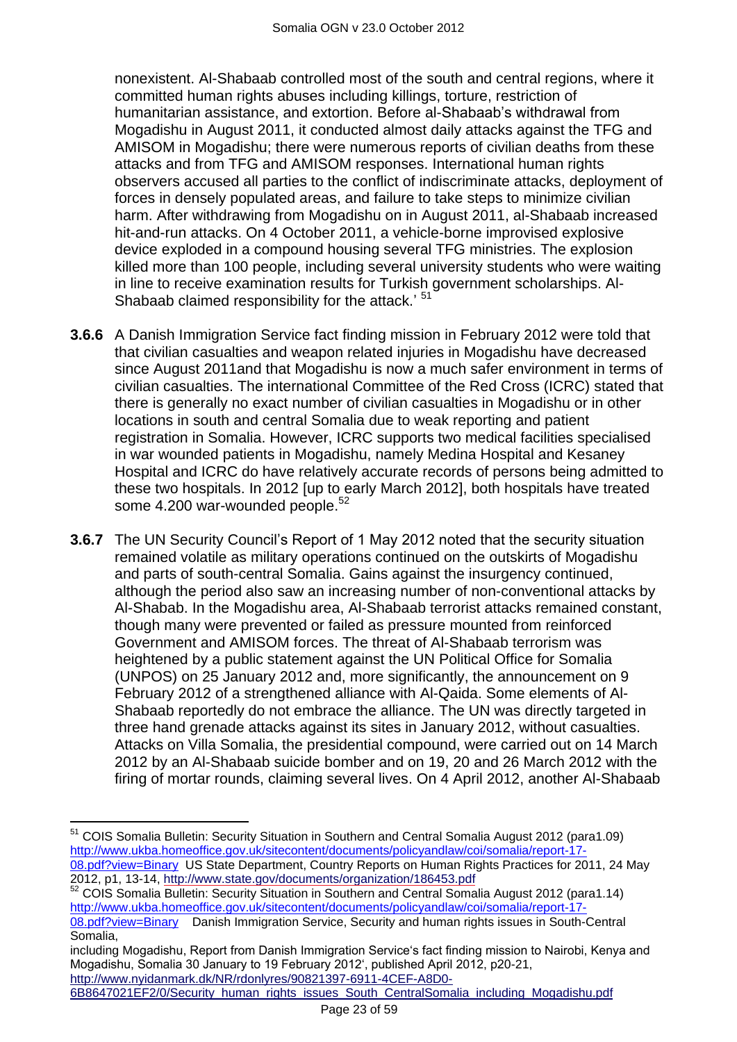nonexistent. Al-Shabaab controlled most of the south and central regions, where it committed human rights abuses including killings, torture, restriction of humanitarian assistance, and extortion. Before al-Shabaab's withdrawal from Mogadishu in August 2011, it conducted almost daily attacks against the TFG and AMISOM in Mogadishu; there were numerous reports of civilian deaths from these attacks and from TFG and AMISOM responses. International human rights observers accused all parties to the conflict of indiscriminate attacks, deployment of forces in densely populated areas, and failure to take steps to minimize civilian harm. After withdrawing from Mogadishu on in August 2011, al-Shabaab increased hit-and-run attacks. On 4 October 2011, a vehicle-borne improvised explosive device exploded in a compound housing several TFG ministries. The explosion killed more than 100 people, including several university students who were waiting in line to receive examination results for Turkish government scholarships. Al-Shabaab claimed responsibility for the attack.' [51]

**3.6.6** A Danish Immigration Service fact finding mission in February 2012 were told that that civilian casualties and weapon related injuries in Mogadishu have decreased since August 2011and that Mogadishu is now a much safer environment in terms of civilian casualties. The international Committee of the Red Cross (ICRC) stated that there is generally no exact number of civilian casualties in Mogadishu or in other locations in south and central Somalia due to weak reporting and patient registration in Somalia. However, ICRC supports two medical facilities specialised in war wounded patients in Mogadishu, namely Medina Hospital and Kesaney Hospital and ICRC do have relatively accurate records of persons being admitted to these two hospitals. In 2012 [up to early March 2012], both hospitals have treated some 4.200 war-wounded people.[52]

**3.6.7** The UN Security Council's Report of 1 May 2012 noted that the security situation remained volatile as military operations continued on the outskirts of Mogadishu and parts of south-central Somalia. Gains against the insurgency continued, although the period also saw an increasing number of non-conventional attacks by Al-Shabab. In the Mogadishu area, Al-Shabaab terrorist attacks remained constant, though many were prevented or failed as pressure mounted from reinforced Government and AMISOM forces. The threat of Al-Shabaab terrorism was heightened by a public statement against the UN Political Office for Somalia (UNPOS) on 25 January 2012 and, more significantly, the announcement on 9 February 2012 of a strengthened alliance with Al-Qaida. Some elements of Al-Shabaab reportedly do not embrace the alliance. The UN was directly targeted in three hand grenade attacks against its sites in January 2012, without casualties. Attacks on Villa Somalia, the presidential compound, were carried out on 14 March 2012 by an Al-Shabaab suicide bomber and on 19, 20 and 26 March 2012 with the firing of mortar rounds, claiming several lives. On 4 April 2012, another Al-Shabaab

---

[51] COIS Somalia Bulletin: Security Situation in Southern and Central Somalia August 2012 (para1.09) http://www.ukba.homeoffice.gov.uk/sitecontent/documents/policyandlaw/coi/somalia/report-17-08.pdf?view=Binary US State Department, Country Reports on Human Rights Practices for 2011, 24 May 2012, p1, 13-14, http://www.state.gov/documents/organization/186453.pdf

[52] COIS Somalia Bulletin: Security Situation in Southern and Central Somalia August 2012 (para1.14) http://www.ukba.homeoffice.gov.uk/sitecontent/documents/policyandlaw/coi/somalia/report-17-08.pdf?view=Binary Danish Immigration Service, Security and human rights issues in South-Central Somalia, including Mogadishu, Report from Danish Immigration Service's fact finding mission to Nairobi, Kenya and Mogadishu, Somalia 30 January to 19 February 2012', published April 2012, p20-21, http://www.nyidanmark.dk/NR/rdonlyres/90821397-6911-4CEF-A8D0-6B8647021EF2/0/Security_human_rights_issues_South_CentralSomalia_including_Mogadishu.pdf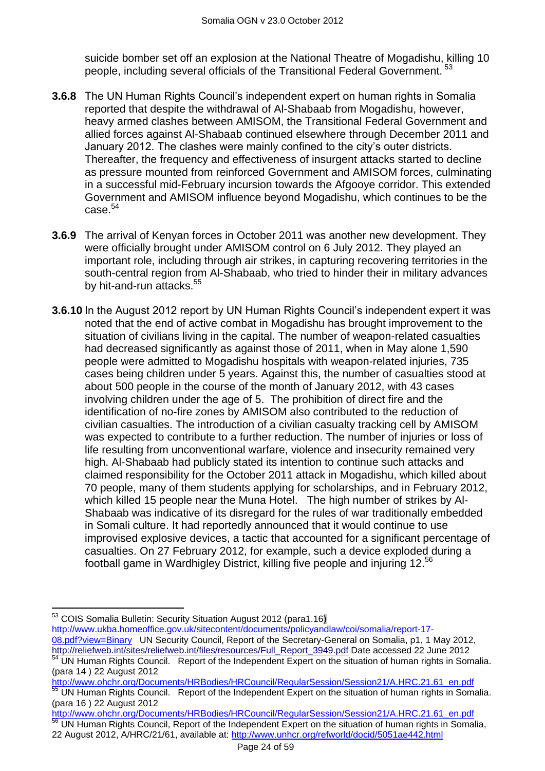suicide bomber set off an explosion at the National Theatre of Mogadishu, killing 10 people, including several officials of the Transitional Federal Government.[53]

**3.6.8** The UN Human Rights Council's independent expert on human rights in Somalia reported that despite the withdrawal of Al-Shabaab from Mogadishu, however, heavy armed clashes between AMISOM, the Transitional Federal Government and allied forces against Al-Shabaab continued elsewhere through December 2011 and January 2012. The clashes were mainly confined to the city's outer districts. Thereafter, the frequency and effectiveness of insurgent attacks started to decline as pressure mounted from reinforced Government and AMISOM forces, culminating in a successful mid-February incursion towards the Afgooye corridor. This extended Government and AMISOM influence beyond Mogadishu, which continues to be the case.[54]

**3.6.9** The arrival of Kenyan forces in October 2011 was another new development. They were officially brought under AMISOM control on 6 July 2012. They played an important role, including through air strikes, in capturing recovering territories in the south-central region from Al-Shabaab, who tried to hinder their in military advances by hit-and-run attacks.[55]

**3.6.10** In the August 2012 report by UN Human Rights Council's independent expert it was noted that the end of active combat in Mogadishu has brought improvement to the situation of civilians living in the capital. The number of weapon-related casualties had decreased significantly as against those of 2011, when in May alone 1,590 people were admitted to Mogadishu hospitals with weapon-related injuries, 735 cases being children under 5 years. Against this, the number of casualties stood at about 500 people in the course of the month of January 2012, with 43 cases involving children under the age of 5. The prohibition of direct fire and the identification of no-fire zones by AMISOM also contributed to the reduction of civilian casualties. The introduction of a civilian casualty tracking cell by AMISOM was expected to contribute to a further reduction. The number of injuries or loss of life resulting from unconventional warfare, violence and insecurity remained very high. Al-Shabaab had publicly stated its intention to continue such attacks and claimed responsibility for the October 2011 attack in Mogadishu, which killed about 70 people, many of them students applying for scholarships, and in February 2012, which killed 15 people near the Muna Hotel. The high number of strikes by Al-Shabaab was indicative of its disregard for the rules of war traditionally embedded in Somali culture. It had reportedly announced that it would continue to use improvised explosive devices, a tactic that accounted for a significant percentage of casualties. On 27 February 2012, for example, such a device exploded during a football game in Wardhigley District, killing five people and injuring 12.[56]

---

[53] COIS Somalia Bulletin: Security Situation August 2012 (para1.16) http://www.ukba.homeoffice.gov.uk/sitecontent/documents/policyandlaw/coi/somalia/report-17-08.pdf?view=Binary UN Security Council, Report of the Secretary-General on Somalia, p1, 1 May 2012, http://reliefweb.int/sites/reliefweb.int/files/resources/Full_Report_3949.pdf Date accessed 22 June 2012

[54] UN Human Rights Council. Report of the Independent Expert on the situation of human rights in Somalia. (para 14 ) 22 August 2012 http://www.ohchr.org/Documents/HRBodies/HRCouncil/RegularSession/Session21/A.HRC.21.61_en.pdf

[55] UN Human Rights Council. Report of the Independent Expert on the situation of human rights in Somalia. (para 16 ) 22 August 2012 http://www.ohchr.org/Documents/HRBodies/HRCouncil/RegularSession/Session21/A.HRC.21.61_en.pdf

[56] UN Human Rights Council, Report of the Independent Expert on the situation of human rights in Somalia, 22 August 2012, A/HRC/21/61, available at: http://www.unhcr.org/refworld/docid/5051ae442.html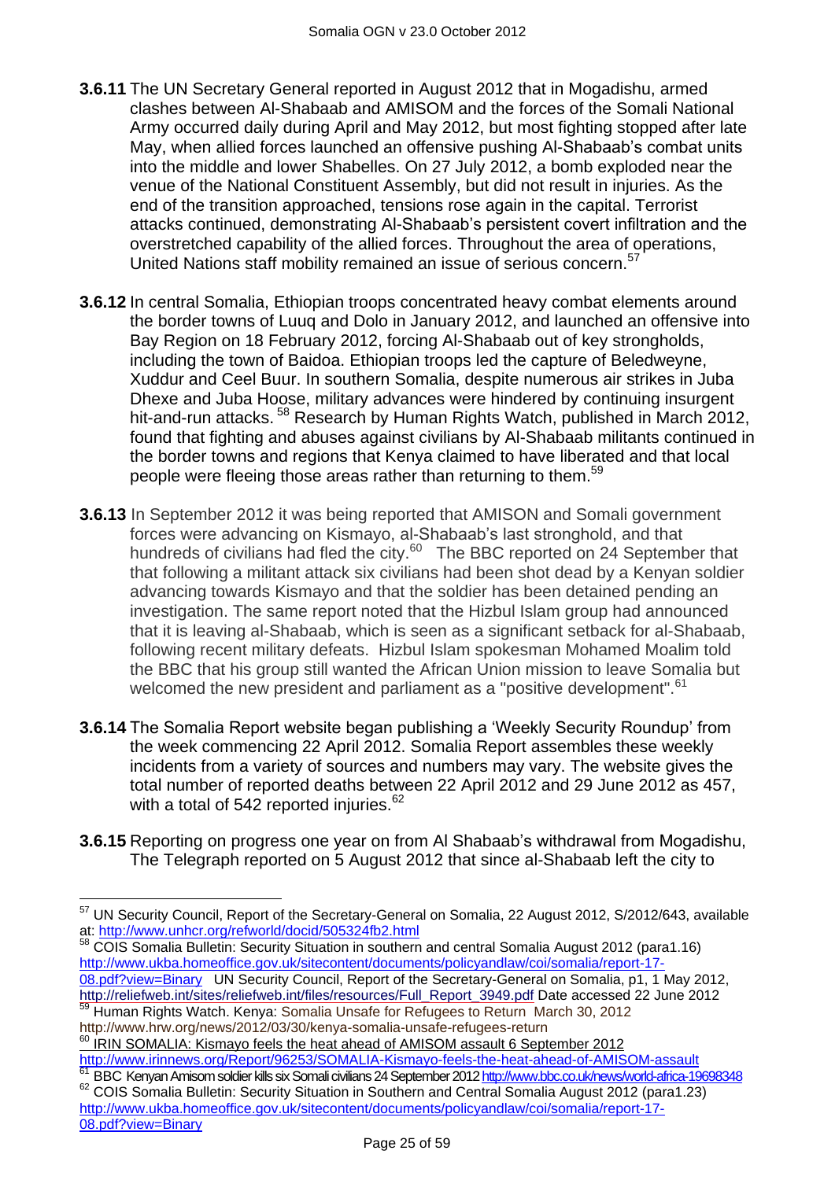**3.6.11** The UN Secretary General reported in August 2012 that in Mogadishu, armed clashes between Al-Shabaab and AMISOM and the forces of the Somali National Army occurred daily during April and May 2012, but most fighting stopped after late May, when allied forces launched an offensive pushing Al-Shabaab's combat units into the middle and lower Shabelles. On 27 July 2012, a bomb exploded near the venue of the National Constituent Assembly, but did not result in injuries. As the end of the transition approached, tensions rose again in the capital. Terrorist attacks continued, demonstrating Al-Shabaab's persistent covert infiltration and the overstretched capability of the allied forces. Throughout the area of operations, United Nations staff mobility remained an issue of serious concern.[57]

**3.6.12** In central Somalia, Ethiopian troops concentrated heavy combat elements around the border towns of Luuq and Dolo in January 2012, and launched an offensive into Bay Region on 18 February 2012, forcing Al-Shabaab out of key strongholds, including the town of Baidoa. Ethiopian troops led the capture of Beledweyne, Xuddur and Ceel Buur. In southern Somalia, despite numerous air strikes in Juba Dhexe and Juba Hoose, military advances were hindered by continuing insurgent hit-and-run attacks. [58] Research by Human Rights Watch, published in March 2012, found that fighting and abuses against civilians by Al-Shabaab militants continued in the border towns and regions that Kenya claimed to have liberated and that local people were fleeing those areas rather than returning to them.[59]

**3.6.13** In September 2012 it was being reported that AMISON and Somali government forces were advancing on Kismayo, al-Shabaab's last stronghold, and that hundreds of civilians had fled the city.[60] The BBC reported on 24 September that that following a militant attack six civilians had been shot dead by a Kenyan soldier advancing towards Kismayo and that the soldier has been detained pending an investigation. The same report noted that the Hizbul Islam group had announced that it is leaving al-Shabaab, which is seen as a significant setback for al-Shabaab, following recent military defeats. Hizbul Islam spokesman Mohamed Moalim told the BBC that his group still wanted the African Union mission to leave Somalia but welcomed the new president and parliament as a "positive development".[61]

**3.6.14** The Somalia Report website began publishing a 'Weekly Security Roundup' from the week commencing 22 April 2012. Somalia Report assembles these weekly incidents from a variety of sources and numbers may vary. The website gives the total number of reported deaths between 22 April 2012 and 29 June 2012 as 457, with a total of 542 reported injuries.[62]

**3.6.15** Reporting on progress one year on from Al Shabaab's withdrawal from Mogadishu, The Telegraph reported on 5 August 2012 that since al-Shabaab left the city to

---

[57] UN Security Council, Report of the Secretary-General on Somalia, 22 August 2012, S/2012/643, available at: http://www.unhcr.org/refworld/docid/505324fb2.html

[58] COIS Somalia Bulletin: Security Situation in southern and central Somalia August 2012 (para1.16) http://www.ukba.homeoffice.gov.uk/sitecontent/documents/policyandlaw/coi/somalia/report-17-08.pdf?view=Binary UN Security Council, Report of the Secretary-General on Somalia, p1, 1 May 2012, http://reliefweb.int/sites/reliefweb.int/files/resources/Full_Report_3949.pdf Date accessed 22 June 2012

[59] Human Rights Watch. Kenya: Somalia Unsafe for Refugees to Return March 30, 2012 http://www.hrw.org/news/2012/03/30/kenya-somalia-unsafe-refugees-return

[60] IRIN SOMALIA: Kismayo feels the heat ahead of AMISOM assault 6 September 2012 http://www.irinnews.org/Report/96253/SOMALIA-Kismayo-feels-the-heat-ahead-of-AMISOM-assault

[61] BBC Kenyan Amisom soldier kills six Somali civilians 24 September 2012 http://www.bbc.co.uk/news/world-africa-19698348

[62] COIS Somalia Bulletin: Security Situation in Southern and Central Somalia August 2012 (para1.23) http://www.ukba.homeoffice.gov.uk/sitecontent/documents/policyandlaw/coi/somalia/report-17-08.pdf?view=Binary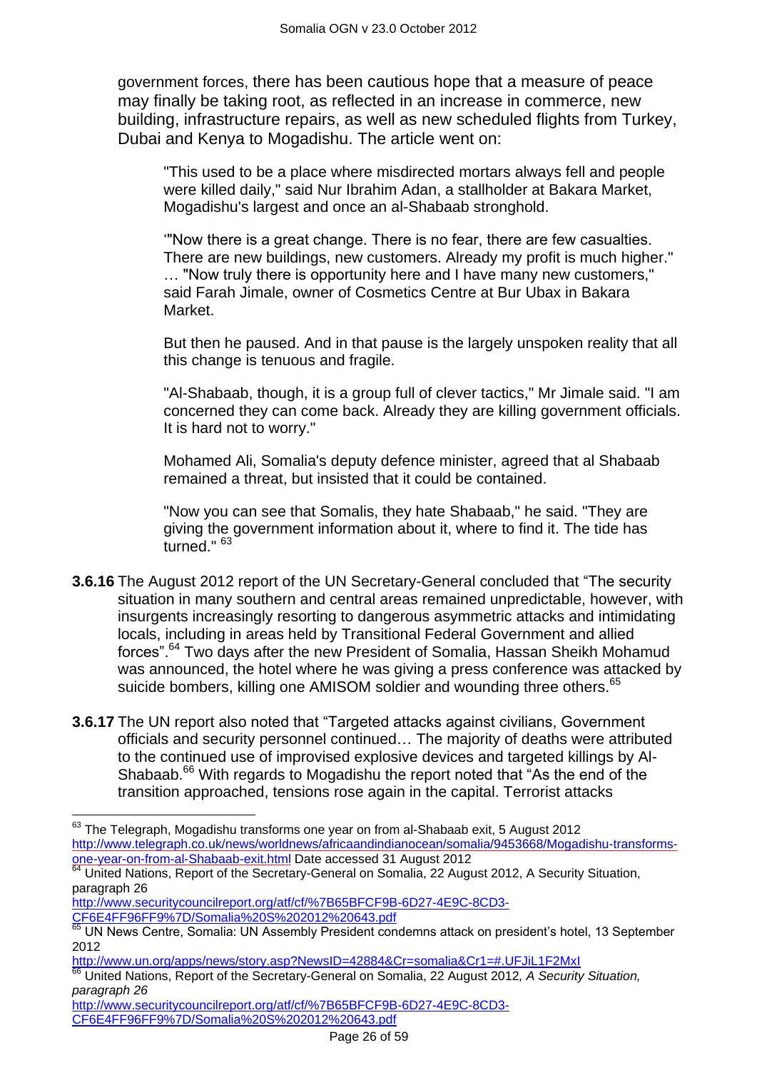government forces, there has been cautious hope that a measure of peace may finally be taking root, as reflected in an increase in commerce, new building, infrastructure repairs, as well as new scheduled flights from Turkey, Dubai and Kenya to Mogadishu. The article went on:

> "This used to be a place where misdirected mortars always fell and people were killed daily," said Nur Ibrahim Adan, a stallholder at Bakara Market, Mogadishu's largest and once an al-Shabaab stronghold.
>
> '"Now there is a great change. There is no fear, there are few casualties. There are new buildings, new customers. Already my profit is much higher." … "Now truly there is opportunity here and I have many new customers," said Farah Jimale, owner of Cosmetics Centre at Bur Ubax in Bakara Market.
>
> But then he paused. And in that pause is the largely unspoken reality that all this change is tenuous and fragile.
>
> "Al-Shabaab, though, it is a group full of clever tactics," Mr Jimale said. "I am concerned they can come back. Already they are killing government officials. It is hard not to worry."
>
> Mohamed Ali, Somalia's deputy defence minister, agreed that al Shabaab remained a threat, but insisted that it could be contained.
>
> "Now you can see that Somalis, they hate Shabaab," he said. "They are giving the government information about it, where to find it. The tide has turned." [63]

**3.6.16** The August 2012 report of the UN Secretary-General concluded that "The security situation in many southern and central areas remained unpredictable, however, with insurgents increasingly resorting to dangerous asymmetric attacks and intimidating locals, including in areas held by Transitional Federal Government and allied forces".[64] Two days after the new President of Somalia, Hassan Sheikh Mohamud was announced, the hotel where he was giving a press conference was attacked by suicide bombers, killing one AMISOM soldier and wounding three others.[65]

**3.6.17** The UN report also noted that "Targeted attacks against civilians, Government officials and security personnel continued… The majority of deaths were attributed to the continued use of improvised explosive devices and targeted killings by Al-Shabaab.[66] With regards to Mogadishu the report noted that "As the end of the transition approached, tensions rose again in the capital. Terrorist attacks

---

[63] The Telegraph, Mogadishu transforms one year on from al-Shabaab exit, 5 August 2012 http://www.telegraph.co.uk/news/worldnews/africaandindianocean/somalia/9453668/Mogadishu-transforms-one-year-on-from-al-Shabaab-exit.html Date accessed 31 August 2012

[64] United Nations, Report of the Secretary-General on Somalia, 22 August 2012, A Security Situation, paragraph 26 http://www.securitycouncilreport.org/atf/cf/%7B65BFCF9B-6D27-4E9C-8CD3-CF6E4FF96FF9%7D/Somalia%20S%202012%20643.pdf

[65] UN News Centre, Somalia: UN Assembly President condemns attack on president's hotel, 13 September 2012 http://www.un.org/apps/news/story.asp?NewsID=42884&Cr=somalia&Cr1=#.UFJiL1F2MxI

[66] United Nations, Report of the Secretary-General on Somalia, 22 August 2012*, A Security Situation, paragraph 26* http://www.securitycouncilreport.org/atf/cf/%7B65BFCF9B-6D27-4E9C-8CD3-CF6E4FF96FF9%7D/Somalia%20S%202012%20643.pdf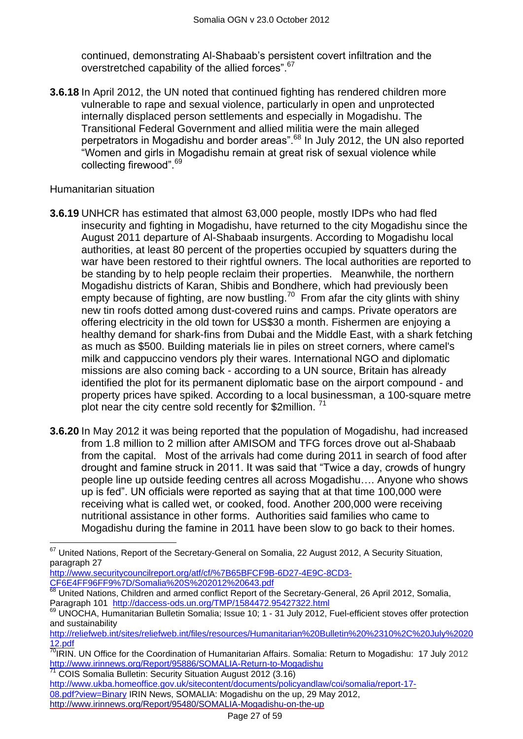continued, demonstrating Al-Shabaab's persistent covert infiltration and the overstretched capability of the allied forces".[67]

**3.6.18** In April 2012, the UN noted that continued fighting has rendered children more vulnerable to rape and sexual violence, particularly in open and unprotected internally displaced person settlements and especially in Mogadishu. The Transitional Federal Government and allied militia were the main alleged perpetrators in Mogadishu and border areas".[68] In July 2012, the UN also reported "Women and girls in Mogadishu remain at great risk of sexual violence while collecting firewood".[69]

Humanitarian situation

**3.6.19** UNHCR has estimated that almost 63,000 people, mostly IDPs who had fled insecurity and fighting in Mogadishu, have returned to the city Mogadishu since the August 2011 departure of Al-Shabaab insurgents. According to Mogadishu local authorities, at least 80 percent of the properties occupied by squatters during the war have been restored to their rightful owners. The local authorities are reported to be standing by to help people reclaim their properties. Meanwhile, the northern Mogadishu districts of Karan, Shibis and Bondhere, which had previously been empty because of fighting, are now bustling.[70] From afar the city glints with shiny new tin roofs dotted among dust-covered ruins and camps. Private operators are offering electricity in the old town for US$30 a month. Fishermen are enjoying a healthy demand for shark-fins from Dubai and the Middle East, with a shark fetching as much as $500. Building materials lie in piles on street corners, where camel's milk and cappuccino vendors ply their wares. International NGO and diplomatic missions are also coming back - according to a UN source, Britain has already identified the plot for its permanent diplomatic base on the airport compound - and property prices have spiked. According to a local businessman, a 100-square metre plot near the city centre sold recently for $2million. [71]

**3.6.20** In May 2012 it was being reported that the population of Mogadishu, had increased from 1.8 million to 2 million after AMISOM and TFG forces drove out al-Shabaab from the capital. Most of the arrivals had come during 2011 in search of food after drought and famine struck in 2011. It was said that "Twice a day, crowds of hungry people line up outside feeding centres all across Mogadishu…. Anyone who shows up is fed". UN officials were reported as saying that at that time 100,000 were receiving what is called wet, or cooked, food. Another 200,000 were receiving nutritional assistance in other forms. Authorities said families who came to Mogadishu during the famine in 2011 have been slow to go back to their homes.

---

[67] United Nations, Report of the Secretary-General on Somalia, 22 August 2012, A Security Situation, paragraph 27 http://www.securitycouncilreport.org/atf/cf/%7B65BFCF9B-6D27-4E9C-8CD3-CF6E4FF96FF9%7D/Somalia%20S%202012%20643.pdf

[68] United Nations, Children and armed conflict Report of the Secretary-General, 26 April 2012, Somalia, Paragraph 101 http://daccess-ods.un.org/TMP/1584472.95427322.html

[69] UNOCHA, Humanitarian Bulletin Somalia; Issue 10; 1 - 31 July 2012, Fuel-efficient stoves offer protection and sustainability http://reliefweb.int/sites/reliefweb.int/files/resources/Humanitarian%20Bulletin%20%2310%2C%20July%202012.pdf

[70] IRIN. UN Office for the Coordination of Humanitarian Affairs. Somalia: Return to Mogadishu: 17 July 2012 http://www.irinnews.org/Report/95886/SOMALIA-Return-to-Mogadishu

[71] COIS Somalia Bulletin: Security Situation August 2012 (3.16) http://www.ukba.homeoffice.gov.uk/sitecontent/documents/policyandlaw/coi/somalia/report-17-08.pdf?view=Binary IRIN News, SOMALIA: Mogadishu on the up, 29 May 2012, http://www.irinnews.org/Report/95480/SOMALIA-Mogadishu-on-the-up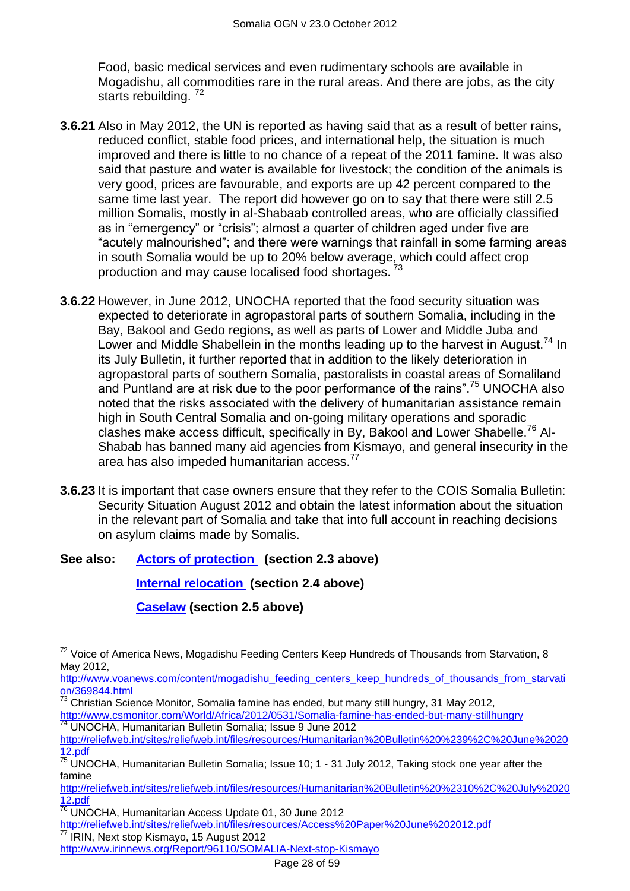Food, basic medical services and even rudimentary schools are available in Mogadishu, all commodities rare in the rural areas. And there are jobs, as the city starts rebuilding. [72]

**3.6.21** Also in May 2012, the UN is reported as having said that as a result of better rains, reduced conflict, stable food prices, and international help, the situation is much improved and there is little to no chance of a repeat of the 2011 famine. It was also said that pasture and water is available for livestock; the condition of the animals is very good, prices are favourable, and exports are up 42 percent compared to the same time last year. The report did however go on to say that there were still 2.5 million Somalis, mostly in al-Shabaab controlled areas, who are officially classified as in "emergency" or "crisis"; almost a quarter of children aged under five are "acutely malnourished"; and there were warnings that rainfall in some farming areas in south Somalia would be up to 20% below average, which could affect crop production and may cause localised food shortages. [73]

**3.6.22** However, in June 2012, UNOCHA reported that the food security situation was expected to deteriorate in agropastoral parts of southern Somalia, including in the Bay, Bakool and Gedo regions, as well as parts of Lower and Middle Juba and Lower and Middle Shabellein in the months leading up to the harvest in August.[74] In its July Bulletin, it further reported that in addition to the likely deterioration in agropastoral parts of southern Somalia, pastoralists in coastal areas of Somaliland and Puntland are at risk due to the poor performance of the rains".[75] UNOCHA also noted that the risks associated with the delivery of humanitarian assistance remain high in South Central Somalia and on-going military operations and sporadic clashes make access difficult, specifically in By, Bakool and Lower Shabelle.[76] Al-Shabab has banned many aid agencies from Kismayo, and general insecurity in the area has also impeded humanitarian access.[77]

**3.6.23** It is important that case owners ensure that they refer to the COIS Somalia Bulletin: Security Situation August 2012 and obtain the latest information about the situation in the relevant part of Somalia and take that into full account in reaching decisions on asylum claims made by Somalis.

**See also:** **Actors of protection (section 2.3 above)**

**Internal relocation (section 2.4 above)**

**Caselaw (section 2.5 above)**

---

[72] Voice of America News, Mogadishu Feeding Centers Keep Hundreds of Thousands from Starvation, 8 May 2012, http://www.voanews.com/content/mogadishu_feeding_centers_keep_hundreds_of_thousands_from_starvation/369844.html

[73] Christian Science Monitor, Somalia famine has ended, but many still hungry, 31 May 2012, http://www.csmonitor.com/World/Africa/2012/0531/Somalia-famine-has-ended-but-many-stillhungry

[74] UNOCHA, Humanitarian Bulletin Somalia; Issue 9 June 2012 http://reliefweb.int/sites/reliefweb.int/files/resources/Humanitarian%20Bulletin%20%239%2C%20June%202012.pdf

[75] UNOCHA, Humanitarian Bulletin Somalia; Issue 10; 1 - 31 July 2012, Taking stock one year after the famine http://reliefweb.int/sites/reliefweb.int/files/resources/Humanitarian%20Bulletin%20%2310%2C%20July%202012.pdf

[76] UNOCHA, Humanitarian Access Update 01, 30 June 2012 http://reliefweb.int/sites/reliefweb.int/files/resources/Access%20Paper%20June%202012.pdf

[77] IRIN, Next stop Kismayo, 15 August 2012 http://www.irinnews.org/Report/96110/SOMALIA-Next-stop-Kismayo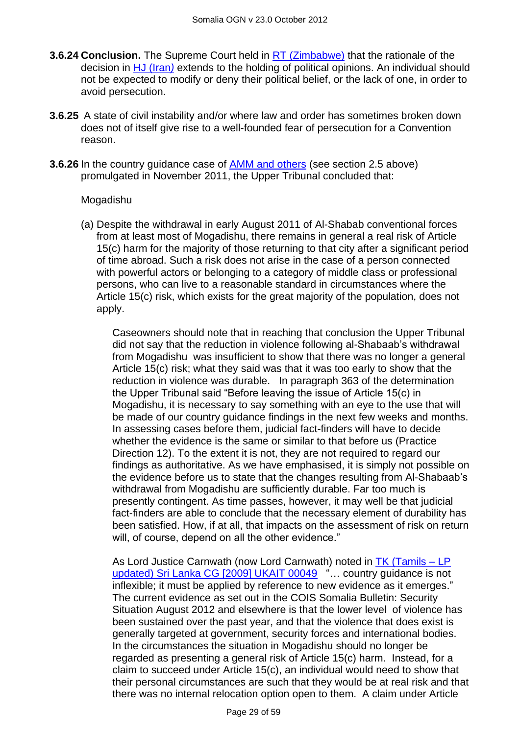**3.6.24 Conclusion.** The Supreme Court held in [RT (Zimbabwe)](#) that the rationale of the decision in [HJ (Iran*)*](#) extends to the holding of political opinions. An individual should not be expected to modify or deny their political belief, or the lack of one, in order to avoid persecution.

**3.6.25** A state of civil instability and/or where law and order has sometimes broken down does not of itself give rise to a well-founded fear of persecution for a Convention reason.

**3.6.26** In the country guidance case of [AMM and others](#) (see section 2.5 above) promulgated in November 2011, the Upper Tribunal concluded that:

Mogadishu

(a) Despite the withdrawal in early August 2011 of Al-Shabab conventional forces from at least most of Mogadishu, there remains in general a real risk of Article 15(c) harm for the majority of those returning to that city after a significant period of time abroad. Such a risk does not arise in the case of a person connected with powerful actors or belonging to a category of middle class or professional persons, who can live to a reasonable standard in circumstances where the Article 15(c) risk, which exists for the great majority of the population, does not apply.

Caseowners should note that in reaching that conclusion the Upper Tribunal did not say that the reduction in violence following al-Shabaab's withdrawal from Mogadishu was insufficient to show that there was no longer a general Article 15(c) risk; what they said was that it was too early to show that the reduction in violence was durable. In paragraph 363 of the determination the Upper Tribunal said "Before leaving the issue of Article 15(c) in Mogadishu, it is necessary to say something with an eye to the use that will be made of our country guidance findings in the next few weeks and months. In assessing cases before them, judicial fact-finders will have to decide whether the evidence is the same or similar to that before us (Practice Direction 12). To the extent it is not, they are not required to regard our findings as authoritative. As we have emphasised, it is simply not possible on the evidence before us to state that the changes resulting from Al-Shabaab's withdrawal from Mogadishu are sufficiently durable. Far too much is presently contingent. As time passes, however, it may well be that judicial fact-finders are able to conclude that the necessary element of durability has been satisfied. How, if at all, that impacts on the assessment of risk on return will, of course, depend on all the other evidence."

As Lord Justice Carnwath (now Lord Carnwath) noted in [TK (Tamils – LP updated) Sri Lanka CG [2009] UKAIT 00049](#) "… country guidance is not inflexible; it must be applied by reference to new evidence as it emerges." The current evidence as set out in the COIS Somalia Bulletin: Security Situation August 2012 and elsewhere is that the lower level of violence has been sustained over the past year, and that the violence that does exist is generally targeted at government, security forces and international bodies. In the circumstances the situation in Mogadishu should no longer be regarded as presenting a general risk of Article 15(c) harm. Instead, for a claim to succeed under Article 15(c), an individual would need to show that their personal circumstances are such that they would be at real risk and that there was no internal relocation option open to them. A claim under Article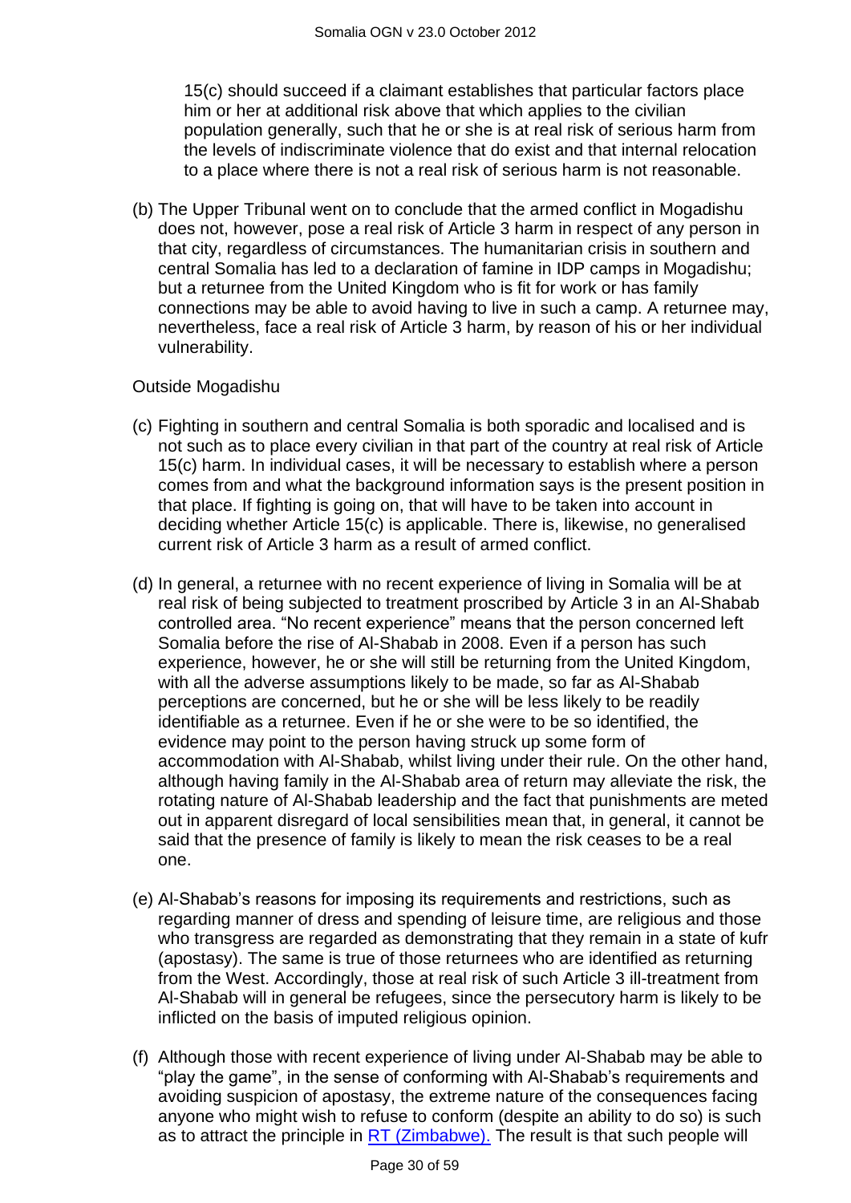15(c) should succeed if a claimant establishes that particular factors place him or her at additional risk above that which applies to the civilian population generally, such that he or she is at real risk of serious harm from the levels of indiscriminate violence that do exist and that internal relocation to a place where there is not a real risk of serious harm is not reasonable.

(b) The Upper Tribunal went on to conclude that the armed conflict in Mogadishu does not, however, pose a real risk of Article 3 harm in respect of any person in that city, regardless of circumstances. The humanitarian crisis in southern and central Somalia has led to a declaration of famine in IDP camps in Mogadishu; but a returnee from the United Kingdom who is fit for work or has family connections may be able to avoid having to live in such a camp. A returnee may, nevertheless, face a real risk of Article 3 harm, by reason of his or her individual vulnerability.

Outside Mogadishu

(c) Fighting in southern and central Somalia is both sporadic and localised and is not such as to place every civilian in that part of the country at real risk of Article 15(c) harm. In individual cases, it will be necessary to establish where a person comes from and what the background information says is the present position in that place. If fighting is going on, that will have to be taken into account in deciding whether Article 15(c) is applicable. There is, likewise, no generalised current risk of Article 3 harm as a result of armed conflict.

(d) In general, a returnee with no recent experience of living in Somalia will be at real risk of being subjected to treatment proscribed by Article 3 in an Al-Shabab controlled area. "No recent experience" means that the person concerned left Somalia before the rise of Al-Shabab in 2008. Even if a person has such experience, however, he or she will still be returning from the United Kingdom, with all the adverse assumptions likely to be made, so far as Al-Shabab perceptions are concerned, but he or she will be less likely to be readily identifiable as a returnee. Even if he or she were to be so identified, the evidence may point to the person having struck up some form of accommodation with Al-Shabab, whilst living under their rule. On the other hand, although having family in the Al-Shabab area of return may alleviate the risk, the rotating nature of Al-Shabab leadership and the fact that punishments are meted out in apparent disregard of local sensibilities mean that, in general, it cannot be said that the presence of family is likely to mean the risk ceases to be a real one.

(e) Al-Shabab's reasons for imposing its requirements and restrictions, such as regarding manner of dress and spending of leisure time, are religious and those who transgress are regarded as demonstrating that they remain in a state of kufr (apostasy). The same is true of those returnees who are identified as returning from the West. Accordingly, those at real risk of such Article 3 ill-treatment from Al-Shabab will in general be refugees, since the persecutory harm is likely to be inflicted on the basis of imputed religious opinion.

(f) Although those with recent experience of living under Al-Shabab may be able to "play the game", in the sense of conforming with Al-Shabab's requirements and avoiding suspicion of apostasy, the extreme nature of the consequences facing anyone who might wish to refuse to conform (despite an ability to do so) is such as to attract the principle in RT (Zimbabwe). The result is that such people will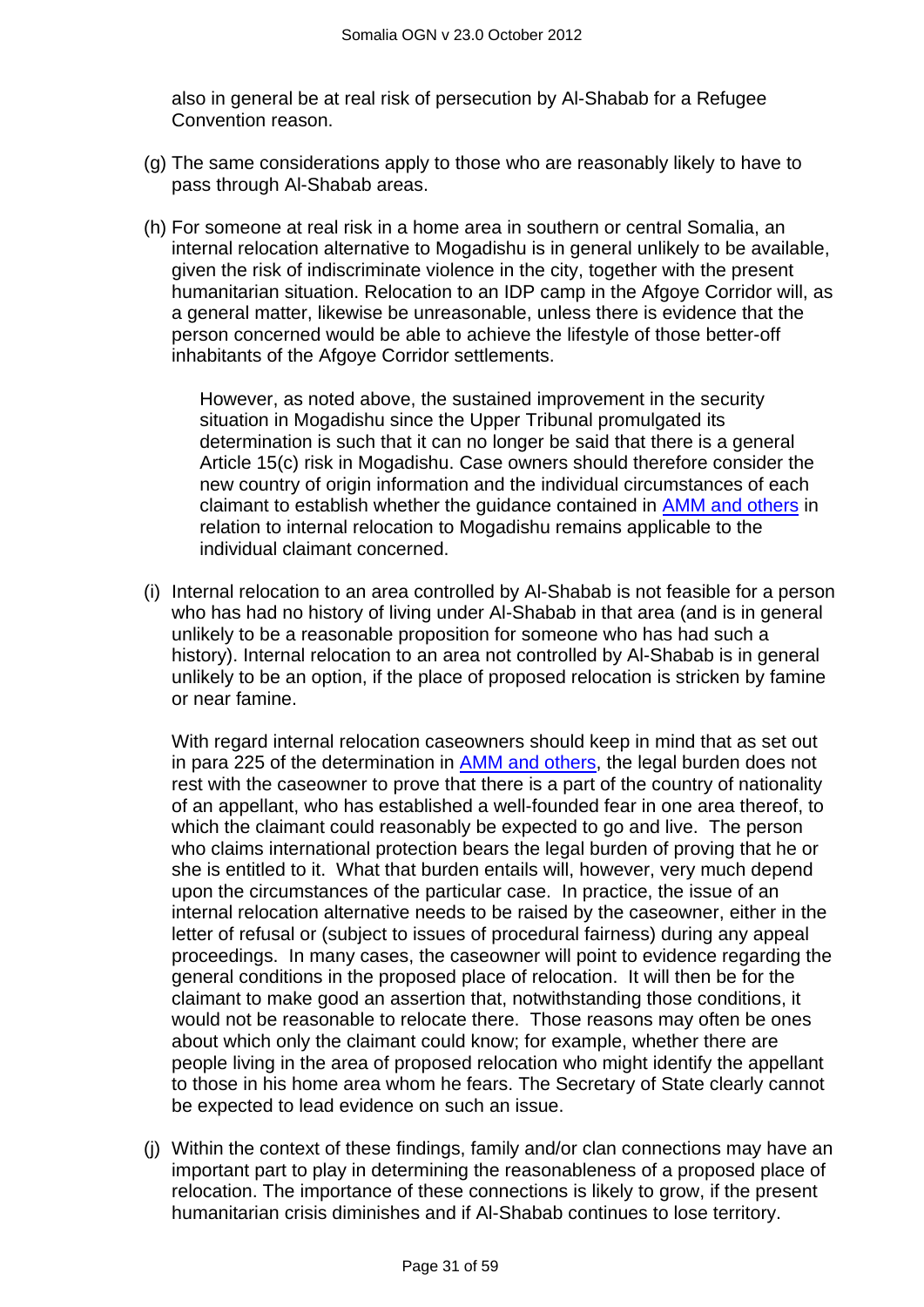also in general be at real risk of persecution by Al-Shabab for a Refugee Convention reason.

(g) The same considerations apply to those who are reasonably likely to have to pass through Al-Shabab areas.

(h) For someone at real risk in a home area in southern or central Somalia, an internal relocation alternative to Mogadishu is in general unlikely to be available, given the risk of indiscriminate violence in the city, together with the present humanitarian situation. Relocation to an IDP camp in the Afgoye Corridor will, as a general matter, likewise be unreasonable, unless there is evidence that the person concerned would be able to achieve the lifestyle of those better-off inhabitants of the Afgoye Corridor settlements.

> However, as noted above, the sustained improvement in the security situation in Mogadishu since the Upper Tribunal promulgated its determination is such that it can no longer be said that there is a general Article 15(c) risk in Mogadishu. Case owners should therefore consider the new country of origin information and the individual circumstances of each claimant to establish whether the guidance contained in AMM and others in relation to internal relocation to Mogadishu remains applicable to the individual claimant concerned.

(i) Internal relocation to an area controlled by Al-Shabab is not feasible for a person who has had no history of living under Al-Shabab in that area (and is in general unlikely to be a reasonable proposition for someone who has had such a history). Internal relocation to an area not controlled by Al-Shabab is in general unlikely to be an option, if the place of proposed relocation is stricken by famine or near famine.

With regard internal relocation caseowners should keep in mind that as set out in para 225 of the determination in AMM and others, the legal burden does not rest with the caseowner to prove that there is a part of the country of nationality of an appellant, who has established a well-founded fear in one area thereof, to which the claimant could reasonably be expected to go and live. The person who claims international protection bears the legal burden of proving that he or she is entitled to it. What that burden entails will, however, very much depend upon the circumstances of the particular case. In practice, the issue of an internal relocation alternative needs to be raised by the caseowner, either in the letter of refusal or (subject to issues of procedural fairness) during any appeal proceedings. In many cases, the caseowner will point to evidence regarding the general conditions in the proposed place of relocation. It will then be for the claimant to make good an assertion that, notwithstanding those conditions, it would not be reasonable to relocate there. Those reasons may often be ones about which only the claimant could know; for example, whether there are people living in the area of proposed relocation who might identify the appellant to those in his home area whom he fears. The Secretary of State clearly cannot be expected to lead evidence on such an issue.

(j) Within the context of these findings, family and/or clan connections may have an important part to play in determining the reasonableness of a proposed place of relocation. The importance of these connections is likely to grow, if the present humanitarian crisis diminishes and if Al-Shabab continues to lose territory.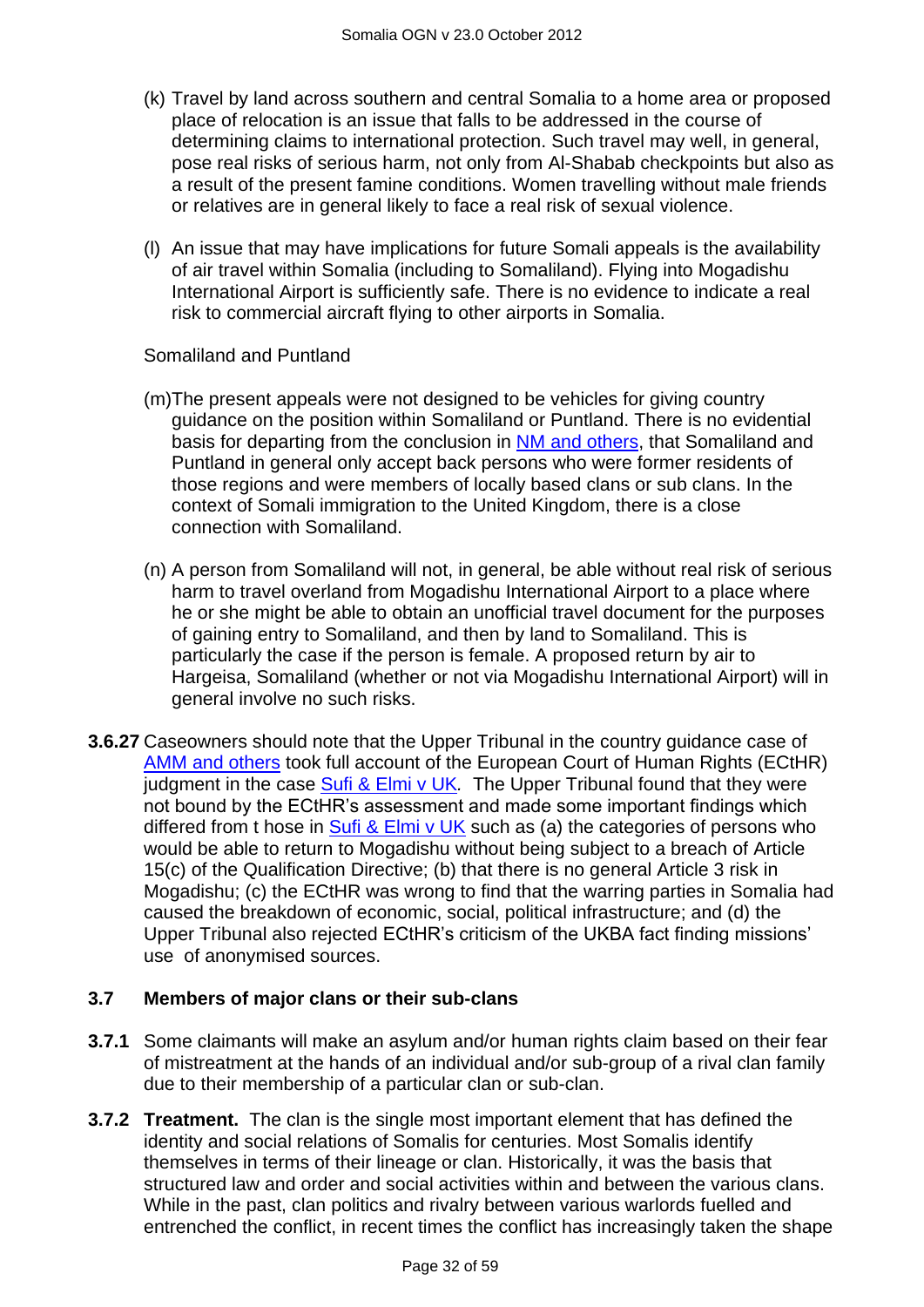(k) Travel by land across southern and central Somalia to a home area or proposed place of relocation is an issue that falls to be addressed in the course of determining claims to international protection. Such travel may well, in general, pose real risks of serious harm, not only from Al-Shabab checkpoints but also as a result of the present famine conditions. Women travelling without male friends or relatives are in general likely to face a real risk of sexual violence.

(l) An issue that may have implications for future Somali appeals is the availability of air travel within Somalia (including to Somaliland). Flying into Mogadishu International Airport is sufficiently safe. There is no evidence to indicate a real risk to commercial aircraft flying to other airports in Somalia.

Somaliland and Puntland

(m) The present appeals were not designed to be vehicles for giving country guidance on the position within Somaliland or Puntland. There is no evidential basis for departing from the conclusion in NM and others, that Somaliland and Puntland in general only accept back persons who were former residents of those regions and were members of locally based clans or sub clans. In the context of Somali immigration to the United Kingdom, there is a close connection with Somaliland.

(n) A person from Somaliland will not, in general, be able without real risk of serious harm to travel overland from Mogadishu International Airport to a place where he or she might be able to obtain an unofficial travel document for the purposes of gaining entry to Somaliland, and then by land to Somaliland. This is particularly the case if the person is female. A proposed return by air to Hargeisa, Somaliland (whether or not via Mogadishu International Airport) will in general involve no such risks.

**3.6.27** Caseowners should note that the Upper Tribunal in the country guidance case of AMM and others took full account of the European Court of Human Rights (ECtHR) judgment in the case Sufi & Elmi v UK. The Upper Tribunal found that they were not bound by the ECtHR's assessment and made some important findings which differed from t hose in Sufi & Elmi v UK such as (a) the categories of persons who would be able to return to Mogadishu without being subject to a breach of Article 15(c) of the Qualification Directive; (b) that there is no general Article 3 risk in Mogadishu; (c) the ECtHR was wrong to find that the warring parties in Somalia had caused the breakdown of economic, social, political infrastructure; and (d) the Upper Tribunal also rejected ECtHR's criticism of the UKBA fact finding missions' use of anonymised sources.

### 3.7 Members of major clans or their sub-clans

**3.7.1** Some claimants will make an asylum and/or human rights claim based on their fear of mistreatment at the hands of an individual and/or sub-group of a rival clan family due to their membership of a particular clan or sub-clan.

**3.7.2** **Treatment.** The clan is the single most important element that has defined the identity and social relations of Somalis for centuries. Most Somalis identify themselves in terms of their lineage or clan. Historically, it was the basis that structured law and order and social activities within and between the various clans. While in the past, clan politics and rivalry between various warlords fuelled and entrenched the conflict, in recent times the conflict has increasingly taken the shape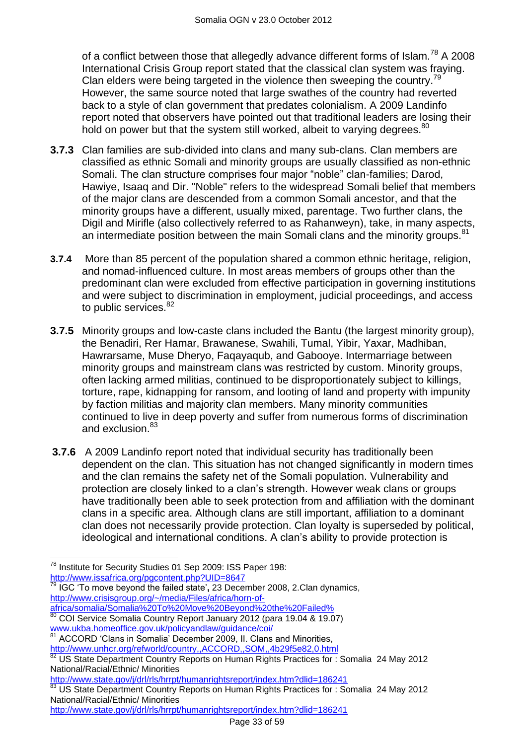of a conflict between those that allegedly advance different forms of Islam.[78] A 2008 International Crisis Group report stated that the classical clan system was fraying. Clan elders were being targeted in the violence then sweeping the country.[79] However, the same source noted that large swathes of the country had reverted back to a style of clan government that predates colonialism. A 2009 Landinfo report noted that observers have pointed out that traditional leaders are losing their hold on power but that the system still worked, albeit to varying degrees.[80]

**3.7.3** Clan families are sub-divided into clans and many sub-clans. Clan members are classified as ethnic Somali and minority groups are usually classified as non-ethnic Somali. The clan structure comprises four major "noble" clan-families; Darod, Hawiye, Isaaq and Dir. "Noble" refers to the widespread Somali belief that members of the major clans are descended from a common Somali ancestor, and that the minority groups have a different, usually mixed, parentage. Two further clans, the Digil and Mirifle (also collectively referred to as Rahanweyn), take, in many aspects, an intermediate position between the main Somali clans and the minority groups.[81]

**3.7.4** More than 85 percent of the population shared a common ethnic heritage, religion, and nomad-influenced culture. In most areas members of groups other than the predominant clan were excluded from effective participation in governing institutions and were subject to discrimination in employment, judicial proceedings, and access to public services.[82]

**3.7.5** Minority groups and low-caste clans included the Bantu (the largest minority group), the Benadiri, Rer Hamar, Brawanese, Swahili, Tumal, Yibir, Yaxar, Madhiban, Hawrarsame, Muse Dheryo, Faqayaqub, and Gabooye. Intermarriage between minority groups and mainstream clans was restricted by custom. Minority groups, often lacking armed militias, continued to be disproportionately subject to killings, torture, rape, kidnapping for ransom, and looting of land and property with impunity by faction militias and majority clan members. Many minority communities continued to live in deep poverty and suffer from numerous forms of discrimination and exclusion.[83]

**3.7.6** A 2009 Landinfo report noted that individual security has traditionally been dependent on the clan. This situation has not changed significantly in modern times and the clan remains the safety net of the Somali population. Vulnerability and protection are closely linked to a clan's strength. However weak clans or groups have traditionally been able to seek protection from and affiliation with the dominant clans in a specific area. Although clans are still important, affiliation to a dominant clan does not necessarily provide protection. Clan loyalty is superseded by political, ideological and international conditions. A clan's ability to provide protection is

---

[78] Institute for Security Studies 01 Sep 2009: ISS Paper 198: http://www.issafrica.org/pgcontent.php?UID=8647

[79] IGC 'To move beyond the failed state', 23 December 2008, 2.Clan dynamics, http://www.crisisgroup.org/~/media/Files/africa/horn-of-africa/somalia/Somalia%20To%20Move%20Beyond%20the%20Failed%

[80] COI Service Somalia Country Report January 2012 (para 19.04 & 19.07) www.ukba.homeoffice.gov.uk/policyandlaw/guidance/coi/

[81] ACCORD 'Clans in Somalia' December 2009, II. Clans and Minorities, http://www.unhcr.org/refworld/country,,ACCORD,,SOM,,4b29f5e82,0.html

[82] US State Department Country Reports on Human Rights Practices for : Somalia 24 May 2012 National/Racial/Ethnic/ Minorities http://www.state.gov/j/drl/rls/hrrpt/humanrightsreport/index.htm?dlid=186241

[83] US State Department Country Reports on Human Rights Practices for : Somalia 24 May 2012 National/Racial/Ethnic/ Minorities http://www.state.gov/j/drl/rls/hrrpt/humanrightsreport/index.htm?dlid=186241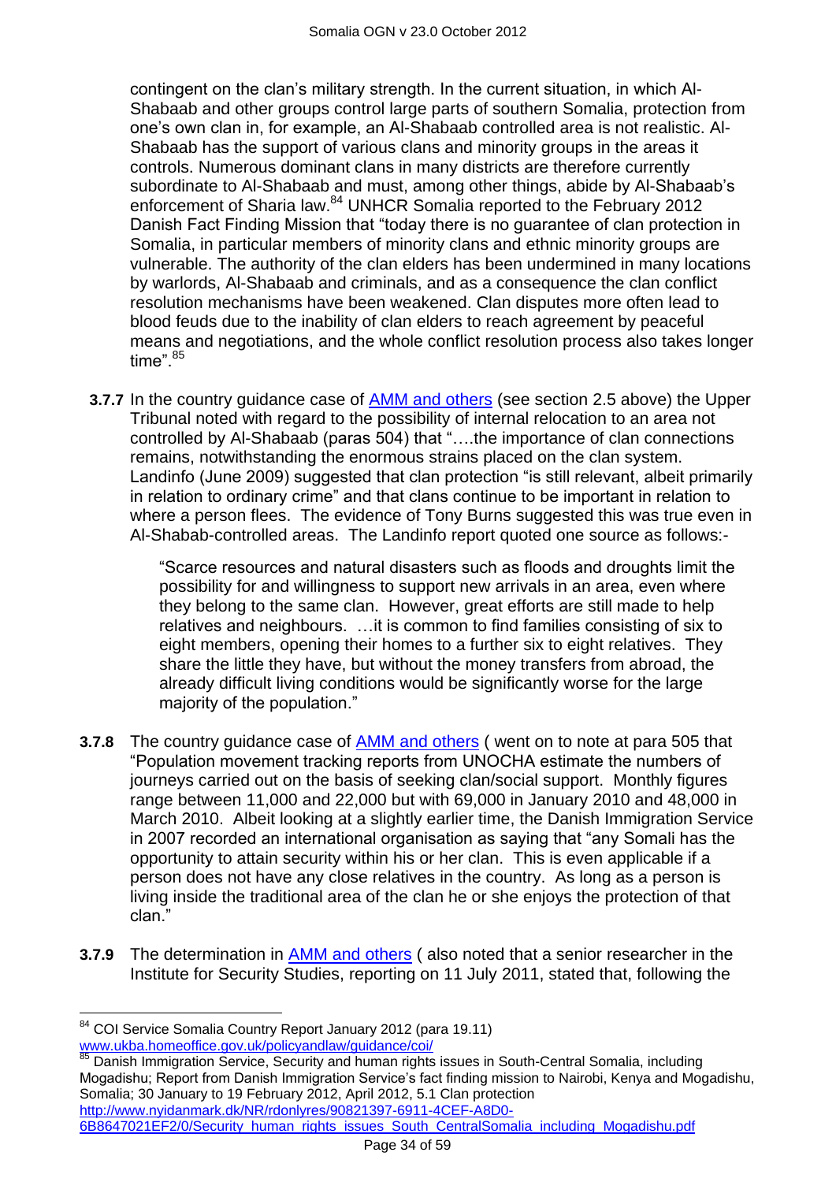contingent on the clan's military strength. In the current situation, in which Al-Shabaab and other groups control large parts of southern Somalia, protection from one's own clan in, for example, an Al-Shabaab controlled area is not realistic. Al-Shabaab has the support of various clans and minority groups in the areas it controls. Numerous dominant clans in many districts are therefore currently subordinate to Al-Shabaab and must, among other things, abide by Al-Shabaab's enforcement of Sharia law.[84] UNHCR Somalia reported to the February 2012 Danish Fact Finding Mission that "today there is no guarantee of clan protection in Somalia, in particular members of minority clans and ethnic minority groups are vulnerable. The authority of the clan elders has been undermined in many locations by warlords, Al-Shabaab and criminals, and as a consequence the clan conflict resolution mechanisms have been weakened. Clan disputes more often lead to blood feuds due to the inability of clan elders to reach agreement by peaceful means and negotiations, and the whole conflict resolution process also takes longer time".[85]

**3.7.7** In the country guidance case of AMM and others (see section 2.5 above) the Upper Tribunal noted with regard to the possibility of internal relocation to an area not controlled by Al-Shabaab (paras 504) that "….the importance of clan connections remains, notwithstanding the enormous strains placed on the clan system. Landinfo (June 2009) suggested that clan protection "is still relevant, albeit primarily in relation to ordinary crime" and that clans continue to be important in relation to where a person flees. The evidence of Tony Burns suggested this was true even in Al-Shabab-controlled areas. The Landinfo report quoted one source as follows:-

> "Scarce resources and natural disasters such as floods and droughts limit the possibility for and willingness to support new arrivals in an area, even where they belong to the same clan. However, great efforts are still made to help relatives and neighbours. …it is common to find families consisting of six to eight members, opening their homes to a further six to eight relatives. They share the little they have, but without the money transfers from abroad, the already difficult living conditions would be significantly worse for the large majority of the population."

**3.7.8** The country guidance case of AMM and others ( went on to note at para 505 that "Population movement tracking reports from UNOCHA estimate the numbers of journeys carried out on the basis of seeking clan/social support. Monthly figures range between 11,000 and 22,000 but with 69,000 in January 2010 and 48,000 in March 2010. Albeit looking at a slightly earlier time, the Danish Immigration Service in 2007 recorded an international organisation as saying that "any Somali has the opportunity to attain security within his or her clan. This is even applicable if a person does not have any close relatives in the country. As long as a person is living inside the traditional area of the clan he or she enjoys the protection of that clan."

**3.7.9** The determination in AMM and others ( also noted that a senior researcher in the Institute for Security Studies, reporting on 11 July 2011, stated that, following the

---

[84] COI Service Somalia Country Report January 2012 (para 19.11) www.ukba.homeoffice.gov.uk/policyandlaw/guidance/coi/

[85] Danish Immigration Service, Security and human rights issues in South-Central Somalia, including Mogadishu; Report from Danish Immigration Service's fact finding mission to Nairobi, Kenya and Mogadishu, Somalia; 30 January to 19 February 2012, April 2012, 5.1 Clan protection http://www.nyidanmark.dk/NR/rdonlyres/90821397-6911-4CEF-A8D0-6B8647021EF2/0/Security_human_rights_issues_South_CentralSomalia_including_Mogadishu.pdf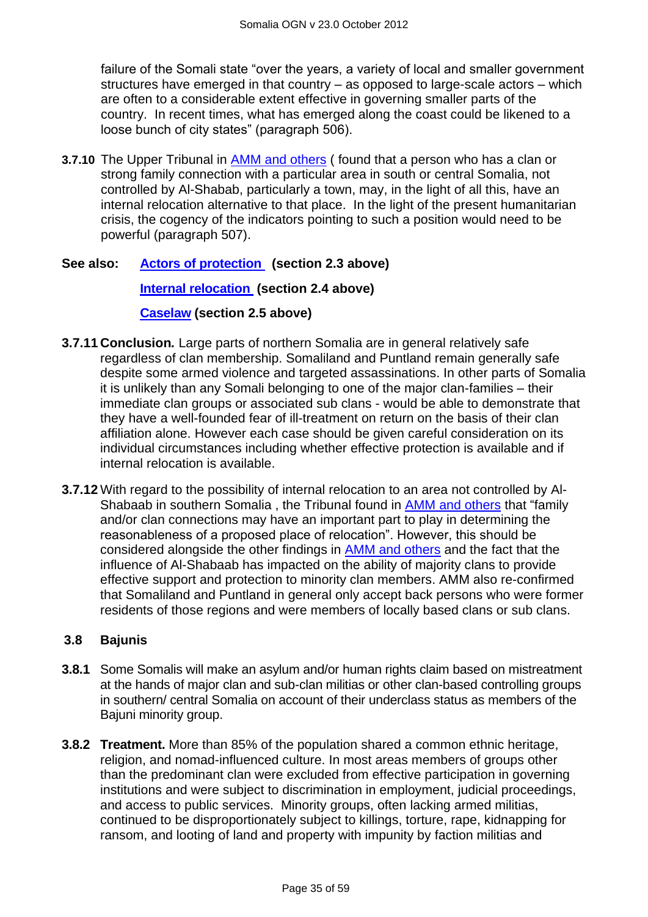failure of the Somali state "over the years, a variety of local and smaller government structures have emerged in that country – as opposed to large-scale actors – which are often to a considerable extent effective in governing smaller parts of the country. In recent times, what has emerged along the coast could be likened to a loose bunch of city states" (paragraph 506).

**3.7.10** The Upper Tribunal in AMM and others ( found that a person who has a clan or strong family connection with a particular area in south or central Somalia, not controlled by Al-Shabab, particularly a town, may, in the light of all this, have an internal relocation alternative to that place. In the light of the present humanitarian crisis, the cogency of the indicators pointing to such a position would need to be powerful (paragraph 507).

**See also:** **Actors of protection (section 2.3 above)**

**Internal relocation (section 2.4 above)**

**Caselaw (section 2.5 above)**

**3.7.11** **Conclusion.** Large parts of northern Somalia are in general relatively safe regardless of clan membership. Somaliland and Puntland remain generally safe despite some armed violence and targeted assassinations. In other parts of Somalia it is unlikely than any Somali belonging to one of the major clan-families – their immediate clan groups or associated sub clans - would be able to demonstrate that they have a well-founded fear of ill-treatment on return on the basis of their clan affiliation alone. However each case should be given careful consideration on its individual circumstances including whether effective protection is available and if internal relocation is available.

**3.7.12** With regard to the possibility of internal relocation to an area not controlled by Al-Shabaab in southern Somalia , the Tribunal found in AMM and others that "family and/or clan connections may have an important part to play in determining the reasonableness of a proposed place of relocation". However, this should be considered alongside the other findings in AMM and others and the fact that the influence of Al-Shabaab has impacted on the ability of majority clans to provide effective support and protection to minority clan members. AMM also re-confirmed that Somaliland and Puntland in general only accept back persons who were former residents of those regions and were members of locally based clans or sub clans.

## 3.8 Bajunis

**3.8.1** Some Somalis will make an asylum and/or human rights claim based on mistreatment at the hands of major clan and sub-clan militias or other clan-based controlling groups in southern/ central Somalia on account of their underclass status as members of the Bajuni minority group.

**3.8.2** **Treatment.** More than 85% of the population shared a common ethnic heritage, religion, and nomad-influenced culture. In most areas members of groups other than the predominant clan were excluded from effective participation in governing institutions and were subject to discrimination in employment, judicial proceedings, and access to public services. Minority groups, often lacking armed militias, continued to be disproportionately subject to killings, torture, rape, kidnapping for ransom, and looting of land and property with impunity by faction militias and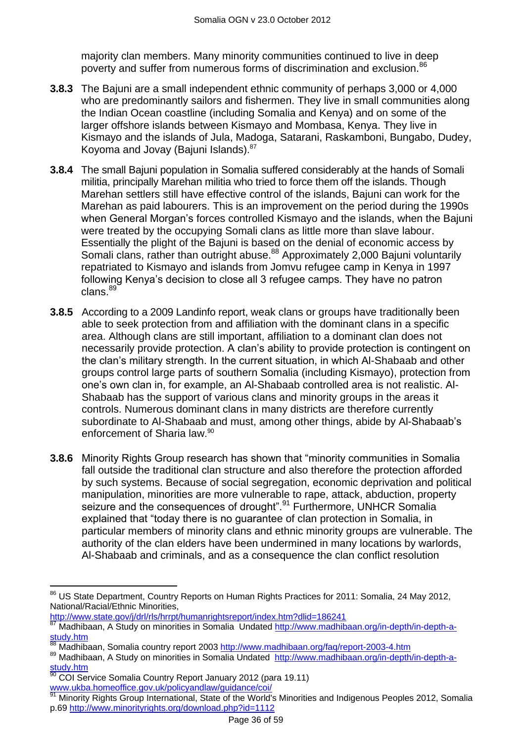majority clan members. Many minority communities continued to live in deep poverty and suffer from numerous forms of discrimination and exclusion.[86]

**3.8.3** The Bajuni are a small independent ethnic community of perhaps 3,000 or 4,000 who are predominantly sailors and fishermen. They live in small communities along the Indian Ocean coastline (including Somalia and Kenya) and on some of the larger offshore islands between Kismayo and Mombasa, Kenya. They live in Kismayo and the islands of Jula, Madoga, Satarani, Raskamboni, Bungabo, Dudey, Koyoma and Jovay (Bajuni Islands).[87]

**3.8.4** The small Bajuni population in Somalia suffered considerably at the hands of Somali militia, principally Marehan militia who tried to force them off the islands. Though Marehan settlers still have effective control of the islands, Bajuni can work for the Marehan as paid labourers. This is an improvement on the period during the 1990s when General Morgan's forces controlled Kismayo and the islands, when the Bajuni were treated by the occupying Somali clans as little more than slave labour. Essentially the plight of the Bajuni is based on the denial of economic access by Somali clans, rather than outright abuse.[88] Approximately 2,000 Bajuni voluntarily repatriated to Kismayo and islands from Jomvu refugee camp in Kenya in 1997 following Kenya's decision to close all 3 refugee camps. They have no patron clans.[89]

**3.8.5** According to a 2009 Landinfo report, weak clans or groups have traditionally been able to seek protection from and affiliation with the dominant clans in a specific area. Although clans are still important, affiliation to a dominant clan does not necessarily provide protection. A clan's ability to provide protection is contingent on the clan's military strength. In the current situation, in which Al-Shabaab and other groups control large parts of southern Somalia (including Kismayo), protection from one's own clan in, for example, an Al-Shabaab controlled area is not realistic. Al-Shabaab has the support of various clans and minority groups in the areas it controls. Numerous dominant clans in many districts are therefore currently subordinate to Al-Shabaab and must, among other things, abide by Al-Shabaab's enforcement of Sharia law.[90]

**3.8.6** Minority Rights Group research has shown that "minority communities in Somalia fall outside the traditional clan structure and also therefore the protection afforded by such systems. Because of social segregation, economic deprivation and political manipulation, minorities are more vulnerable to rape, attack, abduction, property seizure and the consequences of drought".[91] Furthermore, UNHCR Somalia explained that "today there is no guarantee of clan protection in Somalia, in particular members of minority clans and ethnic minority groups are vulnerable. The authority of the clan elders have been undermined in many locations by warlords, Al-Shabaab and criminals, and as a consequence the clan conflict resolution

---

[86] US State Department, Country Reports on Human Rights Practices for 2011: Somalia, 24 May 2012, National/Racial/Ethnic Minorities, http://www.state.gov/j/drl/rls/hrrpt/humanrightsreport/index.htm?dlid=186241

[87] Madhibaan, A Study on minorities in Somalia Undated http://www.madhibaan.org/in-depth/in-depth-a-study.htm

[88] Madhibaan, Somalia country report 2003 http://www.madhibaan.org/faq/report-2003-4.htm

[89] Madhibaan, A Study on minorities in Somalia Undated http://www.madhibaan.org/in-depth/in-depth-a-study.htm

[90] COI Service Somalia Country Report January 2012 (para 19.11) www.ukba.homeoffice.gov.uk/policyandlaw/guidance/coi/

[91] Minority Rights Group International, State of the World's Minorities and Indigenous Peoples 2012, Somalia p.69 http://www.minorityrights.org/download.php?id=1112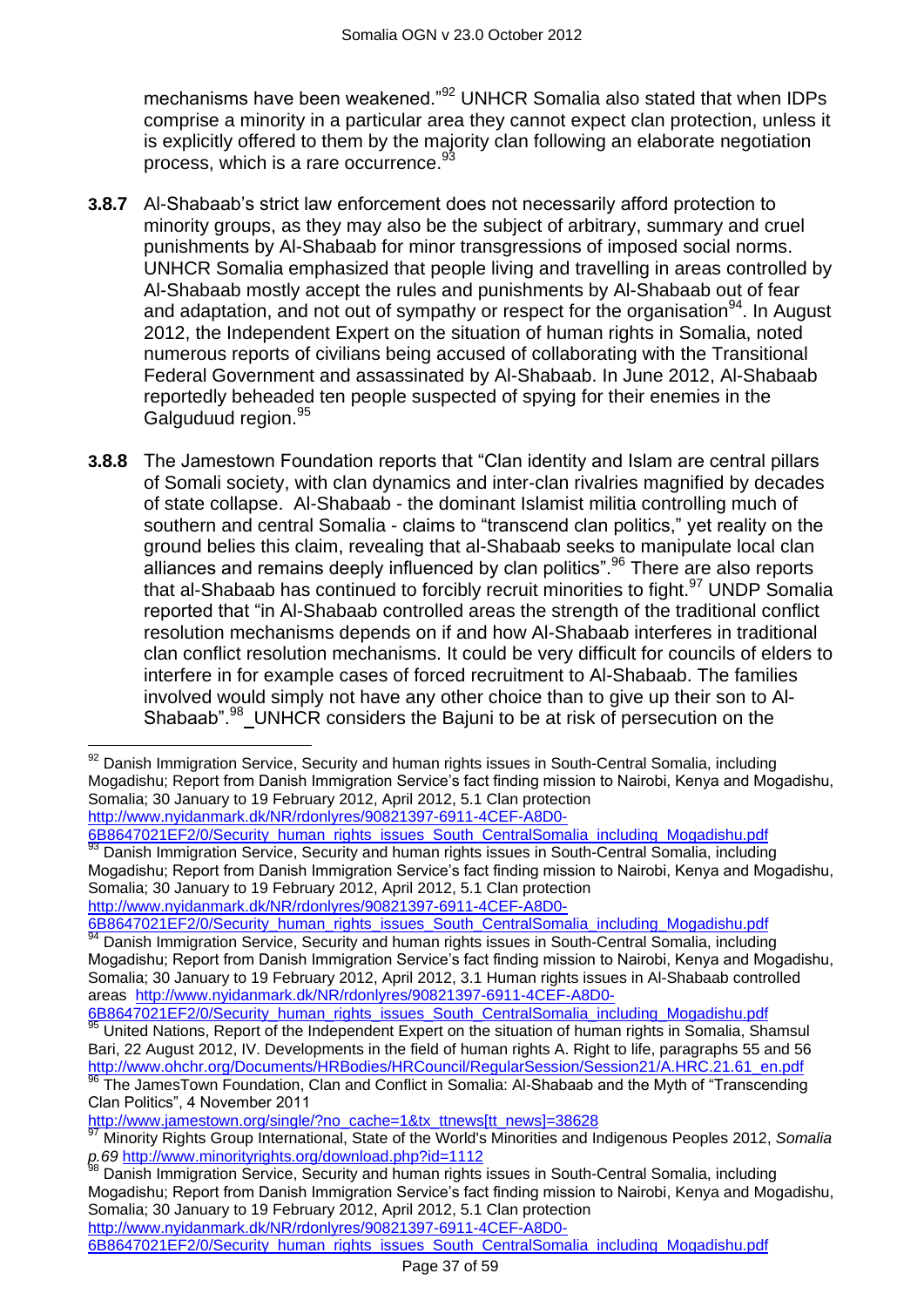mechanisms have been weakened."[92] UNHCR Somalia also stated that when IDPs comprise a minority in a particular area they cannot expect clan protection, unless it is explicitly offered to them by the majority clan following an elaborate negotiation process, which is a rare occurrence.[93]

**3.8.7** Al-Shabaab's strict law enforcement does not necessarily afford protection to minority groups, as they may also be the subject of arbitrary, summary and cruel punishments by Al-Shabaab for minor transgressions of imposed social norms. UNHCR Somalia emphasized that people living and travelling in areas controlled by Al-Shabaab mostly accept the rules and punishments by Al-Shabaab out of fear and adaptation, and not out of sympathy or respect for the organisation[94]. In August 2012, the Independent Expert on the situation of human rights in Somalia, noted numerous reports of civilians being accused of collaborating with the Transitional Federal Government and assassinated by Al-Shabaab. In June 2012, Al-Shabaab reportedly beheaded ten people suspected of spying for their enemies in the Galguduud region.[95]

**3.8.8** The Jamestown Foundation reports that "Clan identity and Islam are central pillars of Somali society, with clan dynamics and inter-clan rivalries magnified by decades of state collapse. Al-Shabaab - the dominant Islamist militia controlling much of southern and central Somalia - claims to "transcend clan politics," yet reality on the ground belies this claim, revealing that al-Shabaab seeks to manipulate local clan alliances and remains deeply influenced by clan politics".[96] There are also reports that al-Shabaab has continued to forcibly recruit minorities to fight.[97] UNDP Somalia reported that "in Al-Shabaab controlled areas the strength of the traditional conflict resolution mechanisms depends on if and how Al-Shabaab interferes in traditional clan conflict resolution mechanisms. It could be very difficult for councils of elders to interfere in for example cases of forced recruitment to Al-Shabaab. The families involved would simply not have any other choice than to give up their son to Al-Shabaab".[98] UNHCR considers the Bajuni to be at risk of persecution on the

---

[92] Danish Immigration Service, Security and human rights issues in South-Central Somalia, including Mogadishu; Report from Danish Immigration Service's fact finding mission to Nairobi, Kenya and Mogadishu, Somalia; 30 January to 19 February 2012, April 2012, 5.1 Clan protection http://www.nyidanmark.dk/NR/rdonlyres/90821397-6911-4CEF-A8D0-6B8647021EF2/0/Security_human_rights_issues_South_CentralSomalia_including_Mogadishu.pdf

[93] Danish Immigration Service, Security and human rights issues in South-Central Somalia, including Mogadishu; Report from Danish Immigration Service's fact finding mission to Nairobi, Kenya and Mogadishu, Somalia; 30 January to 19 February 2012, April 2012, 5.1 Clan protection http://www.nyidanmark.dk/NR/rdonlyres/90821397-6911-4CEF-A8D0-6B8647021EF2/0/Security_human_rights_issues_South_CentralSomalia_including_Mogadishu.pdf

[94] Danish Immigration Service, Security and human rights issues in South-Central Somalia, including Mogadishu; Report from Danish Immigration Service's fact finding mission to Nairobi, Kenya and Mogadishu, Somalia; 30 January to 19 February 2012, April 2012, 3.1 Human rights issues in Al-Shabaab controlled areas http://www.nyidanmark.dk/NR/rdonlyres/90821397-6911-4CEF-A8D0-6B8647021EF2/0/Security_human_rights_issues_South_CentralSomalia_including_Mogadishu.pdf

[95] United Nations, Report of the Independent Expert on the situation of human rights in Somalia, Shamsul Bari, 22 August 2012, IV. Developments in the field of human rights A. Right to life, paragraphs 55 and 56 http://www.ohchr.org/Documents/HRBodies/HRCouncil/RegularSession/Session21/A.HRC.21.61_en.pdf

[96] The JamesTown Foundation, Clan and Conflict in Somalia: Al-Shabaab and the Myth of "Transcending Clan Politics", 4 November 2011 http://www.jamestown.org/single/?no_cache=1&tx_ttnews[tt_news]=38628

[97] Minority Rights Group International, State of the World's Minorities and Indigenous Peoples 2012, *Somalia p.69* http://www.minorityrights.org/download.php?id=1112

[98] Danish Immigration Service, Security and human rights issues in South-Central Somalia, including Mogadishu; Report from Danish Immigration Service's fact finding mission to Nairobi, Kenya and Mogadishu, Somalia; 30 January to 19 February 2012, April 2012, 5.1 Clan protection http://www.nyidanmark.dk/NR/rdonlyres/90821397-6911-4CEF-A8D0-6B8647021EF2/0/Security_human_rights_issues_South_CentralSomalia_including_Mogadishu.pdf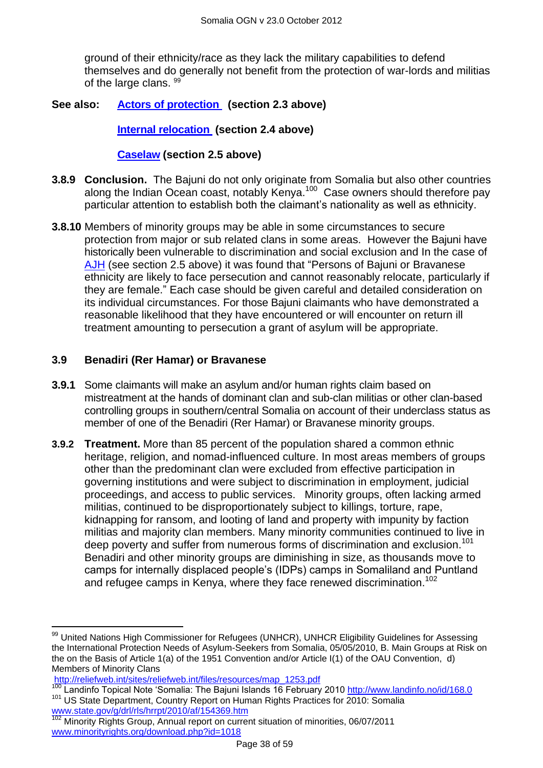ground of their ethnicity/race as they lack the military capabilities to defend themselves and do generally not benefit from the protection of war-lords and militias of the large clans. [99]

**See also:** **Actors of protection (section 2.3 above)**

**Internal relocation (section 2.4 above)**

**Caselaw (section 2.5 above)**

**3.8.9 Conclusion.** The Bajuni do not only originate from Somalia but also other countries along the Indian Ocean coast, notably Kenya.[100] Case owners should therefore pay particular attention to establish both the claimant's nationality as well as ethnicity.

**3.8.10** Members of minority groups may be able in some circumstances to secure protection from major or sub related clans in some areas. However the Bajuni have historically been vulnerable to discrimination and social exclusion and In the case of AJH (see section 2.5 above) it was found that "Persons of Bajuni or Bravanese ethnicity are likely to face persecution and cannot reasonably relocate, particularly if they are female." Each case should be given careful and detailed consideration on its individual circumstances. For those Bajuni claimants who have demonstrated a reasonable likelihood that they have encountered or will encounter on return ill treatment amounting to persecution a grant of asylum will be appropriate.

### 3.9 Benadiri (Rer Hamar) or Bravanese

**3.9.1** Some claimants will make an asylum and/or human rights claim based on mistreatment at the hands of dominant clan and sub-clan militias or other clan-based controlling groups in southern/central Somalia on account of their underclass status as member of one of the Benadiri (Rer Hamar) or Bravanese minority groups.

**3.9.2 Treatment.** More than 85 percent of the population shared a common ethnic heritage, religion, and nomad-influenced culture. In most areas members of groups other than the predominant clan were excluded from effective participation in governing institutions and were subject to discrimination in employment, judicial proceedings, and access to public services. Minority groups, often lacking armed militias, continued to be disproportionately subject to killings, torture, rape, kidnapping for ransom, and looting of land and property with impunity by faction militias and majority clan members. Many minority communities continued to live in deep poverty and suffer from numerous forms of discrimination and exclusion.[101] Benadiri and other minority groups are diminishing in size, as thousands move to camps for internally displaced people's (IDPs) camps in Somaliland and Puntland and refugee camps in Kenya, where they face renewed discrimination.[102]

---

[99] United Nations High Commissioner for Refugees (UNHCR), UNHCR Eligibility Guidelines for Assessing the International Protection Needs of Asylum-Seekers from Somalia, 05/05/2010, B. Main Groups at Risk on the on the Basis of Article 1(a) of the 1951 Convention and/or Article I(1) of the OAU Convention, d) Members of Minority Clans
http://reliefweb.int/sites/reliefweb.int/files/resources/map_1253.pdf

[100] Landinfo Topical Note 'Somalia: The Bajuni Islands 16 February 2010 http://www.landinfo.no/id/168.0

[101] US State Department, Country Report on Human Rights Practices for 2010: Somalia www.state.gov/g/drl/rls/hrrpt/2010/af/154369.htm

[102] Minority Rights Group, Annual report on current situation of minorities, 06/07/2011 www.minorityrights.org/download.php?id=1018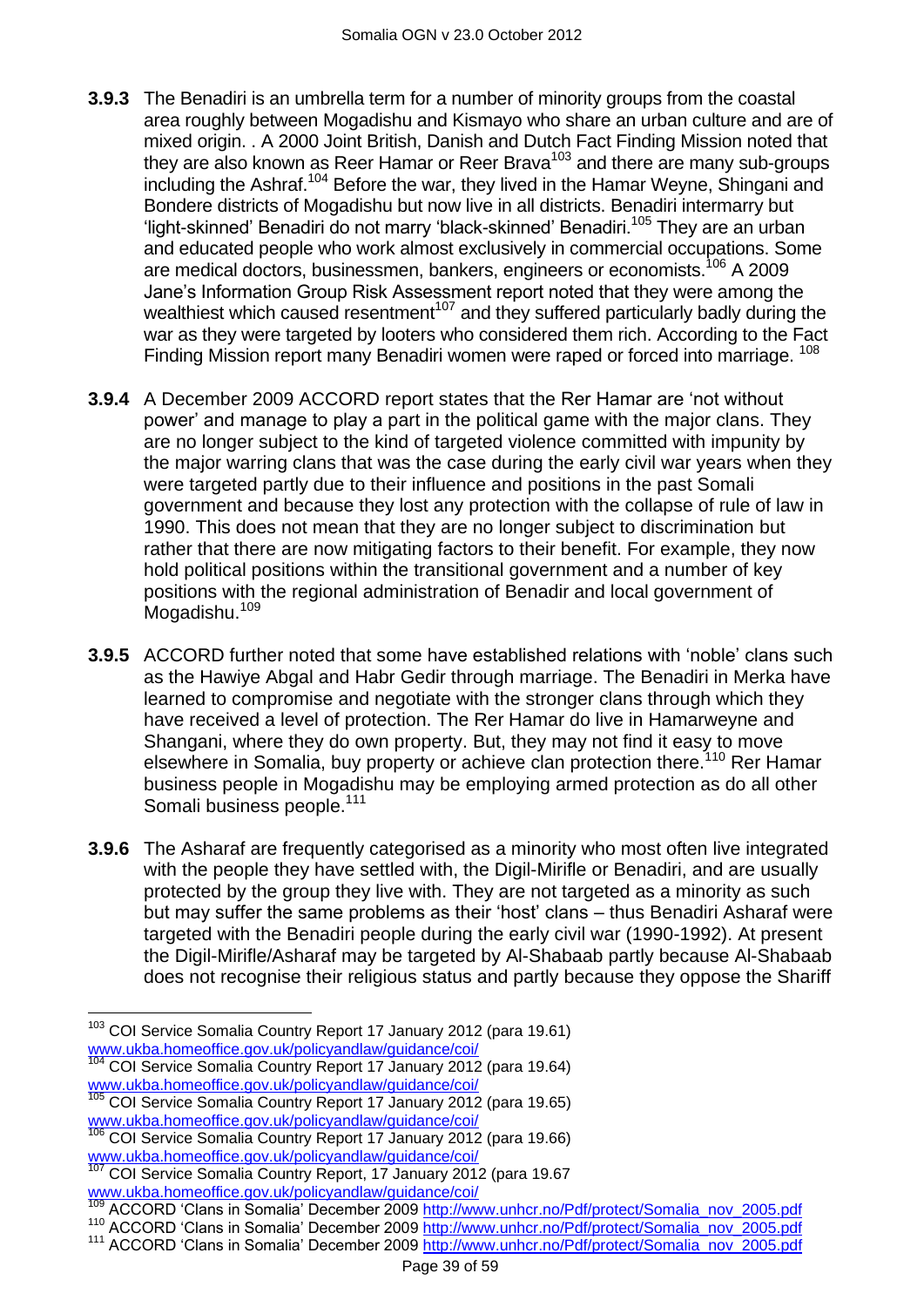**3.9.3** The Benadiri is an umbrella term for a number of minority groups from the coastal area roughly between Mogadishu and Kismayo who share an urban culture and are of mixed origin. . A 2000 Joint British, Danish and Dutch Fact Finding Mission noted that they are also known as Reer Hamar or Reer Brava[103] and there are many sub-groups including the Ashraf.[104] Before the war, they lived in the Hamar Weyne, Shingani and Bondere districts of Mogadishu but now live in all districts. Benadiri intermarry but 'light-skinned' Benadiri do not marry 'black-skinned' Benadiri.[105] They are an urban and educated people who work almost exclusively in commercial occupations. Some are medical doctors, businessmen, bankers, engineers or economists.[106] A 2009 Jane's Information Group Risk Assessment report noted that they were among the wealthiest which caused resentment[107] and they suffered particularly badly during the war as they were targeted by looters who considered them rich. According to the Fact Finding Mission report many Benadiri women were raped or forced into marriage. [108]

**3.9.4** A December 2009 ACCORD report states that the Rer Hamar are 'not without power' and manage to play a part in the political game with the major clans. They are no longer subject to the kind of targeted violence committed with impunity by the major warring clans that was the case during the early civil war years when they were targeted partly due to their influence and positions in the past Somali government and because they lost any protection with the collapse of rule of law in 1990. This does not mean that they are no longer subject to discrimination but rather that there are now mitigating factors to their benefit. For example, they now hold political positions within the transitional government and a number of key positions with the regional administration of Benadir and local government of Mogadishu.[109]

**3.9.5** ACCORD further noted that some have established relations with 'noble' clans such as the Hawiye Abgal and Habr Gedir through marriage. The Benadiri in Merka have learned to compromise and negotiate with the stronger clans through which they have received a level of protection. The Rer Hamar do live in Hamarweyne and Shangani, where they do own property. But, they may not find it easy to move elsewhere in Somalia, buy property or achieve clan protection there.[110] Rer Hamar business people in Mogadishu may be employing armed protection as do all other Somali business people.[111]

**3.9.6** The Asharaf are frequently categorised as a minority who most often live integrated with the people they have settled with, the Digil-Mirifle or Benadiri, and are usually protected by the group they live with. They are not targeted as a minority as such but may suffer the same problems as their 'host' clans – thus Benadiri Asharaf were targeted with the Benadiri people during the early civil war (1990-1992). At present the Digil-Mirifle/Asharaf may be targeted by Al-Shabaab partly because Al-Shabaab does not recognise their religious status and partly because they oppose the Shariff

---

[103] COI Service Somalia Country Report 17 January 2012 (para 19.61) www.ukba.homeoffice.gov.uk/policyandlaw/guidance/coi/

[104] COI Service Somalia Country Report 17 January 2012 (para 19.64) www.ukba.homeoffice.gov.uk/policyandlaw/guidance/coi/

[105] COI Service Somalia Country Report 17 January 2012 (para 19.65) www.ukba.homeoffice.gov.uk/policyandlaw/guidance/coi/

[106] COI Service Somalia Country Report 17 January 2012 (para 19.66) www.ukba.homeoffice.gov.uk/policyandlaw/guidance/coi/

[107] COI Service Somalia Country Report, 17 January 2012 (para 19.67 www.ukba.homeoffice.gov.uk/policyandlaw/guidance/coi/

[109] ACCORD 'Clans in Somalia' December 2009 http://www.unhcr.no/Pdf/protect/Somalia_nov_2005.pdf

[110] ACCORD 'Clans in Somalia' December 2009 http://www.unhcr.no/Pdf/protect/Somalia_nov_2005.pdf

[111] ACCORD 'Clans in Somalia' December 2009 http://www.unhcr.no/Pdf/protect/Somalia_nov_2005.pdf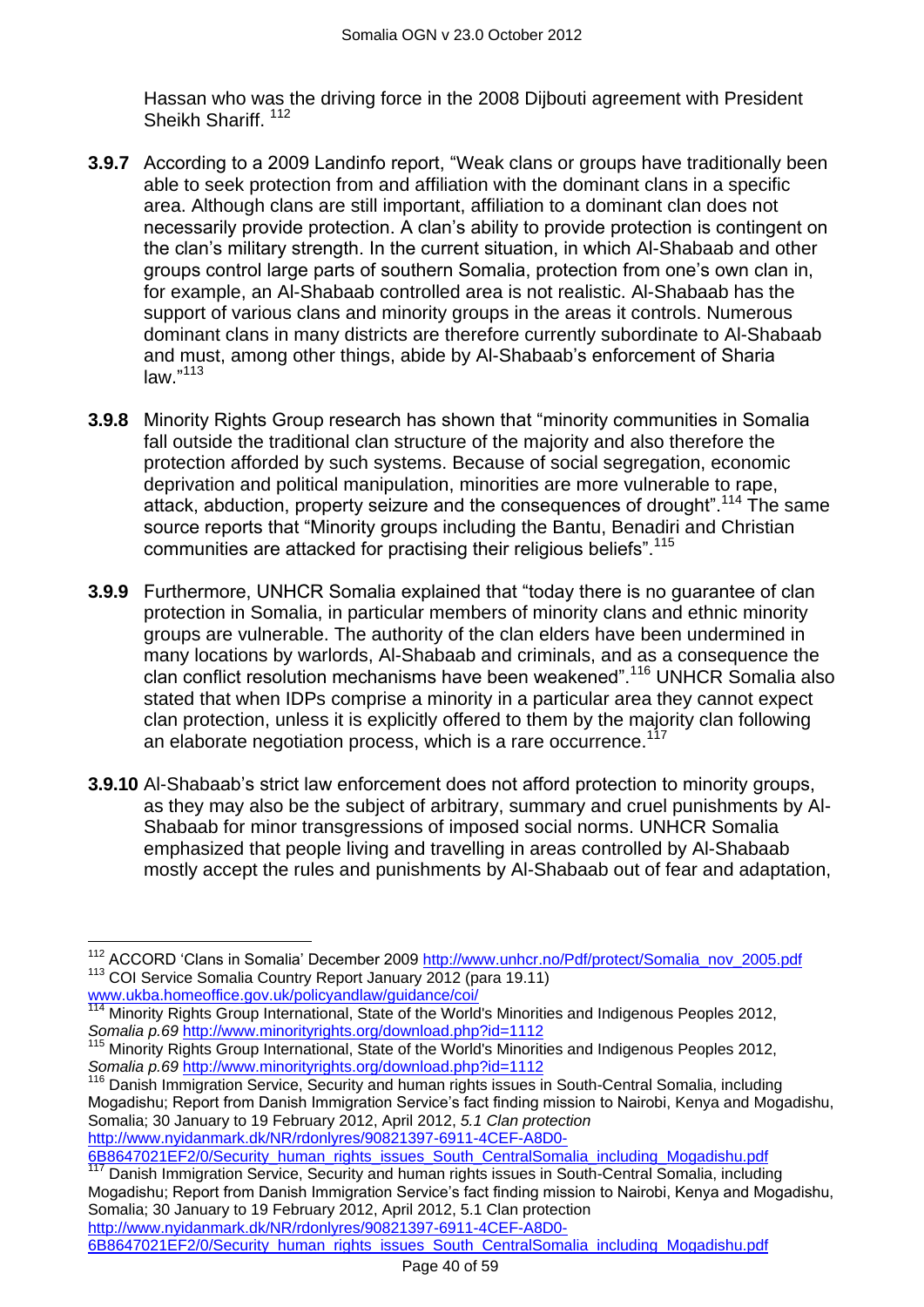Hassan who was the driving force in the 2008 Dijbouti agreement with President Sheikh Shariff. [112]

**3.9.7** According to a 2009 Landinfo report, "Weak clans or groups have traditionally been able to seek protection from and affiliation with the dominant clans in a specific area. Although clans are still important, affiliation to a dominant clan does not necessarily provide protection. A clan's ability to provide protection is contingent on the clan's military strength. In the current situation, in which Al-Shabaab and other groups control large parts of southern Somalia, protection from one's own clan in, for example, an Al-Shabaab controlled area is not realistic. Al-Shabaab has the support of various clans and minority groups in the areas it controls. Numerous dominant clans in many districts are therefore currently subordinate to Al-Shabaab and must, among other things, abide by Al-Shabaab's enforcement of Sharia law."[113]

**3.9.8** Minority Rights Group research has shown that "minority communities in Somalia fall outside the traditional clan structure of the majority and also therefore the protection afforded by such systems. Because of social segregation, economic deprivation and political manipulation, minorities are more vulnerable to rape, attack, abduction, property seizure and the consequences of drought".[114] The same source reports that "Minority groups including the Bantu, Benadiri and Christian communities are attacked for practising their religious beliefs".[115]

**3.9.9** Furthermore, UNHCR Somalia explained that "today there is no guarantee of clan protection in Somalia, in particular members of minority clans and ethnic minority groups are vulnerable. The authority of the clan elders have been undermined in many locations by warlords, Al-Shabaab and criminals, and as a consequence the clan conflict resolution mechanisms have been weakened".[116] UNHCR Somalia also stated that when IDPs comprise a minority in a particular area they cannot expect clan protection, unless it is explicitly offered to them by the majority clan following an elaborate negotiation process, which is a rare occurrence.[117]

**3.9.10** Al-Shabaab's strict law enforcement does not afford protection to minority groups, as they may also be the subject of arbitrary, summary and cruel punishments by Al-Shabaab for minor transgressions of imposed social norms. UNHCR Somalia emphasized that people living and travelling in areas controlled by Al-Shabaab mostly accept the rules and punishments by Al-Shabaab out of fear and adaptation,

---

[112] ACCORD 'Clans in Somalia' December 2009 http://www.unhcr.no/Pdf/protect/Somalia_nov_2005.pdf

[113] COI Service Somalia Country Report January 2012 (para 19.11) www.ukba.homeoffice.gov.uk/policyandlaw/guidance/coi/

[114] Minority Rights Group International, State of the World's Minorities and Indigenous Peoples 2012, *Somalia p.69* http://www.minorityrights.org/download.php?id=1112

[115] Minority Rights Group International, State of the World's Minorities and Indigenous Peoples 2012, *Somalia p.69* http://www.minorityrights.org/download.php?id=1112

[116] Danish Immigration Service, Security and human rights issues in South-Central Somalia, including Mogadishu; Report from Danish Immigration Service's fact finding mission to Nairobi, Kenya and Mogadishu, Somalia; 30 January to 19 February 2012, April 2012, *5.1 Clan protection* http://www.nyidanmark.dk/NR/rdonlyres/90821397-6911-4CEF-A8D0-6B8647021EF2/0/Security_human_rights_issues_South_CentralSomalia_including_Mogadishu.pdf

[117] Danish Immigration Service, Security and human rights issues in South-Central Somalia, including Mogadishu; Report from Danish Immigration Service's fact finding mission to Nairobi, Kenya and Mogadishu, Somalia; 30 January to 19 February 2012, April 2012, 5.1 Clan protection http://www.nyidanmark.dk/NR/rdonlyres/90821397-6911-4CEF-A8D0-6B8647021EF2/0/Security_human_rights_issues_South_CentralSomalia_including_Mogadishu.pdf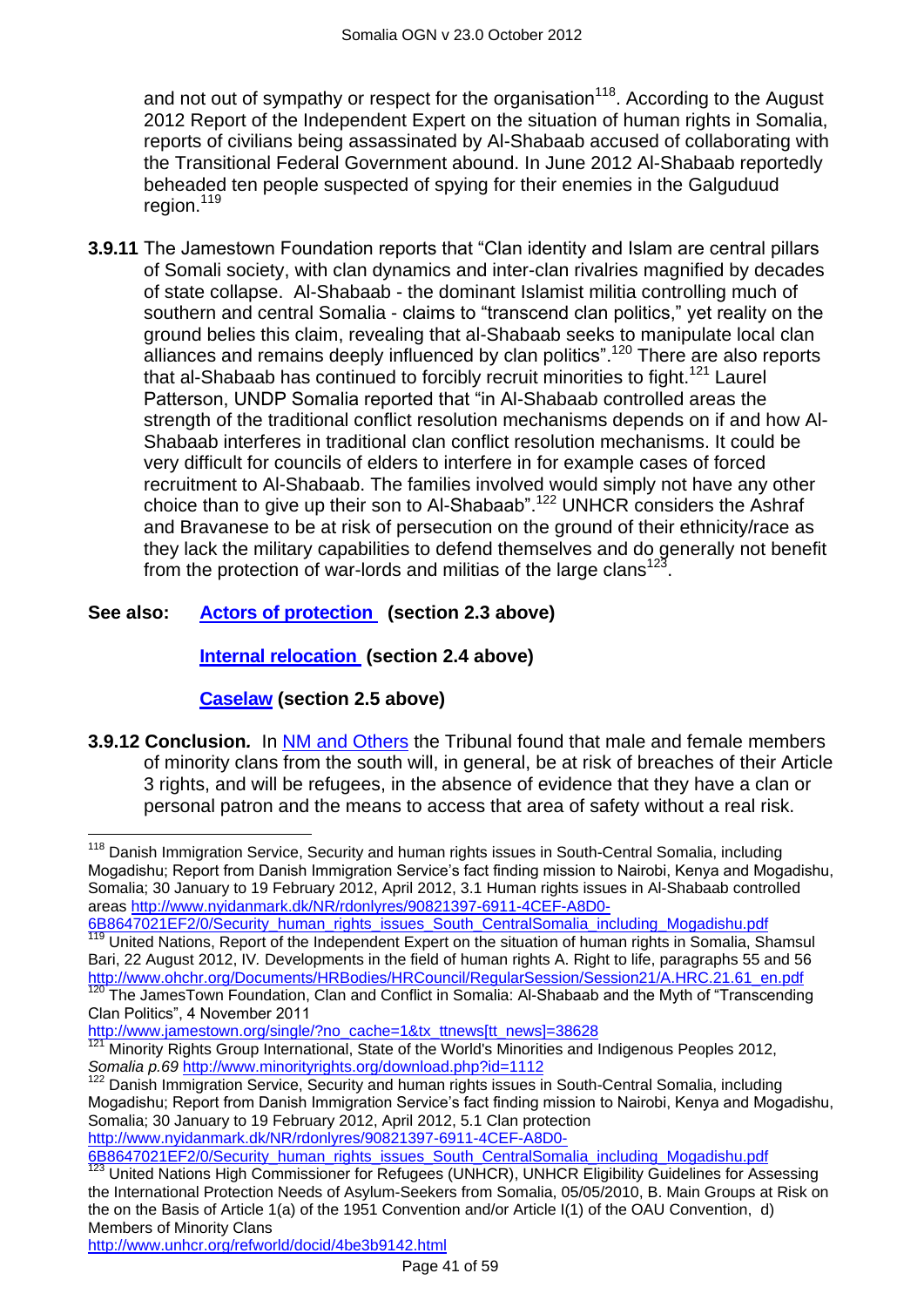and not out of sympathy or respect for the organisation[118]. According to the August 2012 Report of the Independent Expert on the situation of human rights in Somalia, reports of civilians being assassinated by Al-Shabaab accused of collaborating with the Transitional Federal Government abound. In June 2012 Al-Shabaab reportedly beheaded ten people suspected of spying for their enemies in the Galguduud region.[119]

**3.9.11** The Jamestown Foundation reports that "Clan identity and Islam are central pillars of Somali society, with clan dynamics and inter-clan rivalries magnified by decades of state collapse. Al-Shabaab - the dominant Islamist militia controlling much of southern and central Somalia - claims to "transcend clan politics," yet reality on the ground belies this claim, revealing that al-Shabaab seeks to manipulate local clan alliances and remains deeply influenced by clan politics".[120] There are also reports that al-Shabaab has continued to forcibly recruit minorities to fight.[121] Laurel Patterson, UNDP Somalia reported that "in Al-Shabaab controlled areas the strength of the traditional conflict resolution mechanisms depends on if and how Al-Shabaab interferes in traditional clan conflict resolution mechanisms. It could be very difficult for councils of elders to interfere in for example cases of forced recruitment to Al-Shabaab. The families involved would simply not have any other choice than to give up their son to Al-Shabaab".[122] UNHCR considers the Ashraf and Bravanese to be at risk of persecution on the ground of their ethnicity/race as they lack the military capabilities to defend themselves and do generally not benefit from the protection of war-lords and militias of the large clans[123].

**See also:** **Actors of protection (section 2.3 above)**

**Internal relocation (section 2.4 above)**

**Caselaw (section 2.5 above)**

**3.9.12 Conclusion.** In NM and Others the Tribunal found that male and female members of minority clans from the south will, in general, be at risk of breaches of their Article 3 rights, and will be refugees, in the absence of evidence that they have a clan or personal patron and the means to access that area of safety without a real risk.

---

[118] Danish Immigration Service, Security and human rights issues in South-Central Somalia, including Mogadishu; Report from Danish Immigration Service's fact finding mission to Nairobi, Kenya and Mogadishu, Somalia; 30 January to 19 February 2012, April 2012, 3.1 Human rights issues in Al-Shabaab controlled areas http://www.nyidanmark.dk/NR/rdonlyres/90821397-6911-4CEF-A8D0-6B8647021EF2/0/Security_human_rights_issues_South_CentralSomalia_including_Mogadishu.pdf

[119] United Nations, Report of the Independent Expert on the situation of human rights in Somalia, Shamsul Bari, 22 August 2012, IV. Developments in the field of human rights A. Right to life, paragraphs 55 and 56 http://www.ohchr.org/Documents/HRBodies/HRCouncil/RegularSession/Session21/A.HRC.21.61_en.pdf

[120] The JamesTown Foundation, Clan and Conflict in Somalia: Al-Shabaab and the Myth of "Transcending Clan Politics", 4 November 2011 http://www.jamestown.org/single/?no_cache=1&tx_ttnews[tt_news]=38628

[121] Minority Rights Group International, State of the World's Minorities and Indigenous Peoples 2012, *Somalia p.69* http://www.minorityrights.org/download.php?id=1112

[122] Danish Immigration Service, Security and human rights issues in South-Central Somalia, including Mogadishu; Report from Danish Immigration Service's fact finding mission to Nairobi, Kenya and Mogadishu, Somalia; 30 January to 19 February 2012, April 2012, 5.1 Clan protection http://www.nyidanmark.dk/NR/rdonlyres/90821397-6911-4CEF-A8D0-6B8647021EF2/0/Security_human_rights_issues_South_CentralSomalia_including_Mogadishu.pdf

[123] United Nations High Commissioner for Refugees (UNHCR), UNHCR Eligibility Guidelines for Assessing the International Protection Needs of Asylum-Seekers from Somalia, 05/05/2010, B. Main Groups at Risk on the on the Basis of Article 1(a) of the 1951 Convention and/or Article I(1) of the OAU Convention, d) Members of Minority Clans http://www.unhcr.org/refworld/docid/4be3b9142.html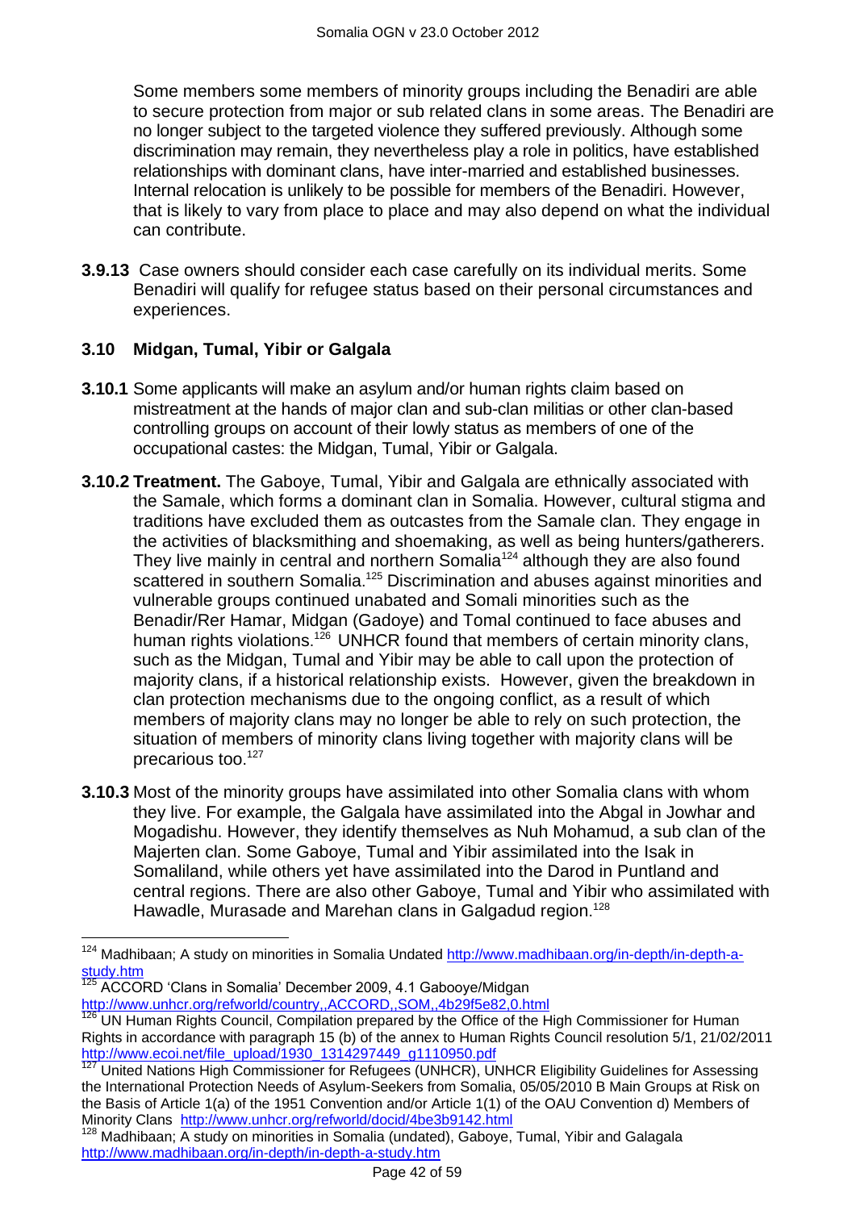Some members some members of minority groups including the Benadiri are able to secure protection from major or sub related clans in some areas. The Benadiri are no longer subject to the targeted violence they suffered previously. Although some discrimination may remain, they nevertheless play a role in politics, have established relationships with dominant clans, have inter-married and established businesses. Internal relocation is unlikely to be possible for members of the Benadiri. However, that is likely to vary from place to place and may also depend on what the individual can contribute.

**3.9.13** Case owners should consider each case carefully on its individual merits. Some Benadiri will qualify for refugee status based on their personal circumstances and experiences.

### 3.10 Midgan, Tumal, Yibir or Galgala

**3.10.1** Some applicants will make an asylum and/or human rights claim based on mistreatment at the hands of major clan and sub-clan militias or other clan-based controlling groups on account of their lowly status as members of one of the occupational castes: the Midgan, Tumal, Yibir or Galgala.

**3.10.2 Treatment.** The Gaboye, Tumal, Yibir and Galgala are ethnically associated with the Samale, which forms a dominant clan in Somalia. However, cultural stigma and traditions have excluded them as outcastes from the Samale clan. They engage in the activities of blacksmithing and shoemaking, as well as being hunters/gatherers. They live mainly in central and northern Somalia[124] although they are also found scattered in southern Somalia.[125] Discrimination and abuses against minorities and vulnerable groups continued unabated and Somali minorities such as the Benadir/Rer Hamar, Midgan (Gadoye) and Tomal continued to face abuses and human rights violations.[126] UNHCR found that members of certain minority clans, such as the Midgan, Tumal and Yibir may be able to call upon the protection of majority clans, if a historical relationship exists. However, given the breakdown in clan protection mechanisms due to the ongoing conflict, as a result of which members of majority clans may no longer be able to rely on such protection, the situation of members of minority clans living together with majority clans will be precarious too.[127]

**3.10.3** Most of the minority groups have assimilated into other Somalia clans with whom they live. For example, the Galgala have assimilated into the Abgal in Jowhar and Mogadishu. However, they identify themselves as Nuh Mohamud, a sub clan of the Majerten clan. Some Gaboye, Tumal and Yibir assimilated into the Isak in Somaliland, while others yet have assimilated into the Darod in Puntland and central regions. There are also other Gaboye, Tumal and Yibir who assimilated with Hawadle, Murasade and Marehan clans in Galgadud region.[128]

---

[124] Madhibaan; A study on minorities in Somalia Undated http://www.madhibaan.org/in-depth/in-depth-a-study.htm

[125] ACCORD 'Clans in Somalia' December 2009, 4.1 Gabooye/Midgan http://www.unhcr.org/refworld/country,,ACCORD,,SOM,,4b29f5e82,0.html

[126] UN Human Rights Council, Compilation prepared by the Office of the High Commissioner for Human Rights in accordance with paragraph 15 (b) of the annex to Human Rights Council resolution 5/1, 21/02/2011 http://www.ecoi.net/file_upload/1930_1314297449_g1110950.pdf

[127] United Nations High Commissioner for Refugees (UNHCR), UNHCR Eligibility Guidelines for Assessing the International Protection Needs of Asylum-Seekers from Somalia, 05/05/2010 B Main Groups at Risk on the Basis of Article 1(a) of the 1951 Convention and/or Article 1(1) of the OAU Convention d) Members of Minority Clans http://www.unhcr.org/refworld/docid/4be3b9142.html

[128] Madhibaan; A study on minorities in Somalia (undated), Gaboye, Tumal, Yibir and Galagala http://www.madhibaan.org/in-depth/in-depth-a-study.htm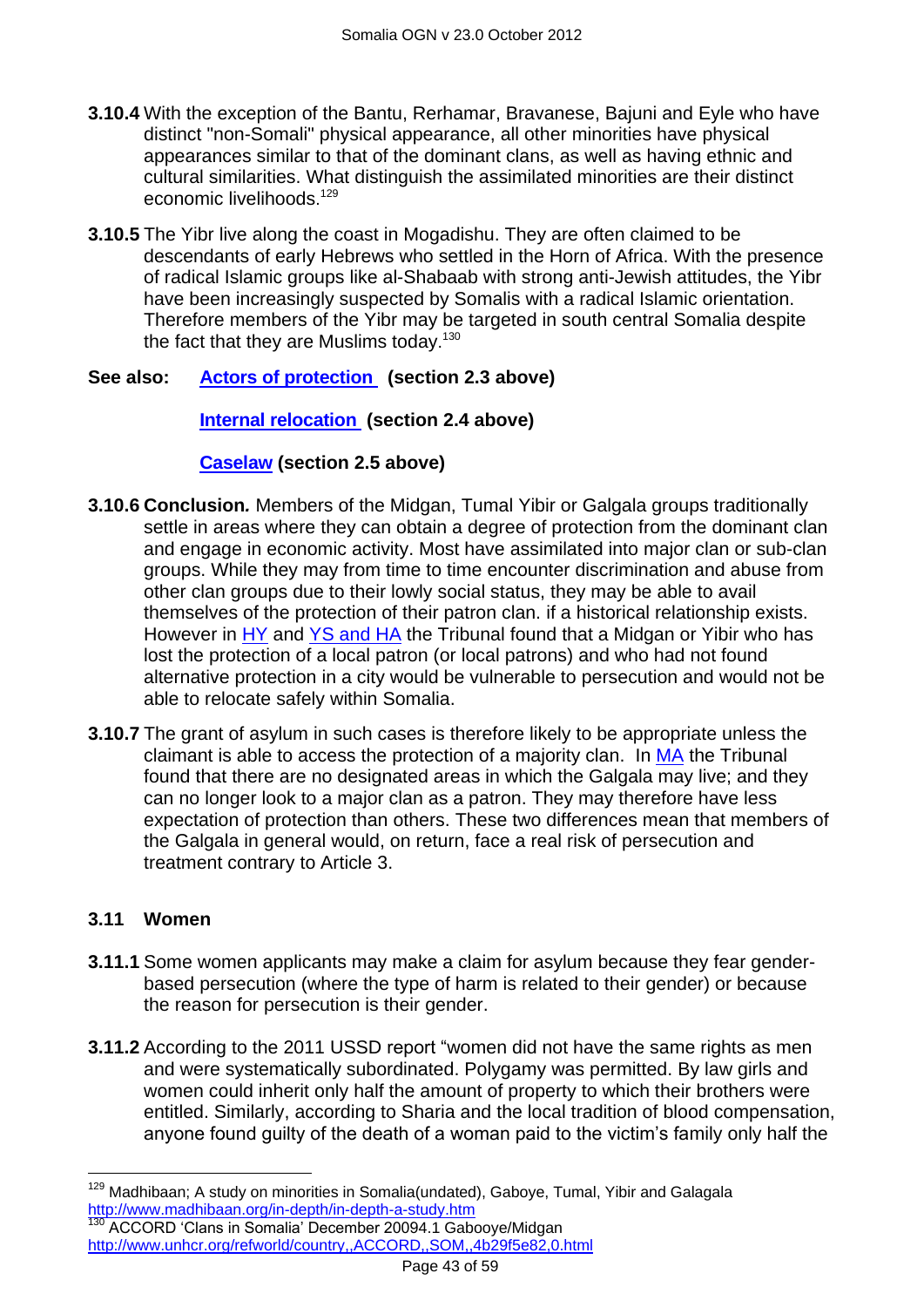**3.10.4** With the exception of the Bantu, Rerhamar, Bravanese, Bajuni and Eyle who have distinct "non-Somali" physical appearance, all other minorities have physical appearances similar to that of the dominant clans, as well as having ethnic and cultural similarities. What distinguish the assimilated minorities are their distinct economic livelihoods.[129]

**3.10.5** The Yibr live along the coast in Mogadishu. They are often claimed to be descendants of early Hebrews who settled in the Horn of Africa. With the presence of radical Islamic groups like al-Shabaab with strong anti-Jewish attitudes, the Yibr have been increasingly suspected by Somalis with a radical Islamic orientation. Therefore members of the Yibr may be targeted in south central Somalia despite the fact that they are Muslims today.[130]

**See also:** **Actors of protection (section 2.3 above)**

**Internal relocation (section 2.4 above)**

**Caselaw (section 2.5 above)**

**3.10.6 Conclusion.** Members of the Midgan, Tumal Yibir or Galgala groups traditionally settle in areas where they can obtain a degree of protection from the dominant clan and engage in economic activity. Most have assimilated into major clan or sub-clan groups. While they may from time to time encounter discrimination and abuse from other clan groups due to their lowly social status, they may be able to avail themselves of the protection of their patron clan. if a historical relationship exists. However in HY and YS and HA the Tribunal found that a Midgan or Yibir who has lost the protection of a local patron (or local patrons) and who had not found alternative protection in a city would be vulnerable to persecution and would not be able to relocate safely within Somalia.

**3.10.7** The grant of asylum in such cases is therefore likely to be appropriate unless the claimant is able to access the protection of a majority clan. In MA the Tribunal found that there are no designated areas in which the Galgala may live; and they can no longer look to a major clan as a patron. They may therefore have less expectation of protection than others. These two differences mean that members of the Galgala in general would, on return, face a real risk of persecution and treatment contrary to Article 3.

### 3.11 Women

**3.11.1** Some women applicants may make a claim for asylum because they fear gender-based persecution (where the type of harm is related to their gender) or because the reason for persecution is their gender.

**3.11.2** According to the 2011 USSD report "women did not have the same rights as men and were systematically subordinated. Polygamy was permitted. By law girls and women could inherit only half the amount of property to which their brothers were entitled. Similarly, according to Sharia and the local tradition of blood compensation, anyone found guilty of the death of a woman paid to the victim's family only half the

---

[129] Madhibaan; A study on minorities in Somalia(undated), Gaboye, Tumal, Yibir and Galagala http://www.madhibaan.org/in-depth/in-depth-a-study.htm

[130] ACCORD 'Clans in Somalia' December 20094.1 Gabooye/Midgan http://www.unhcr.org/refworld/country,,ACCORD,,SOM,,4b29f5e82,0.html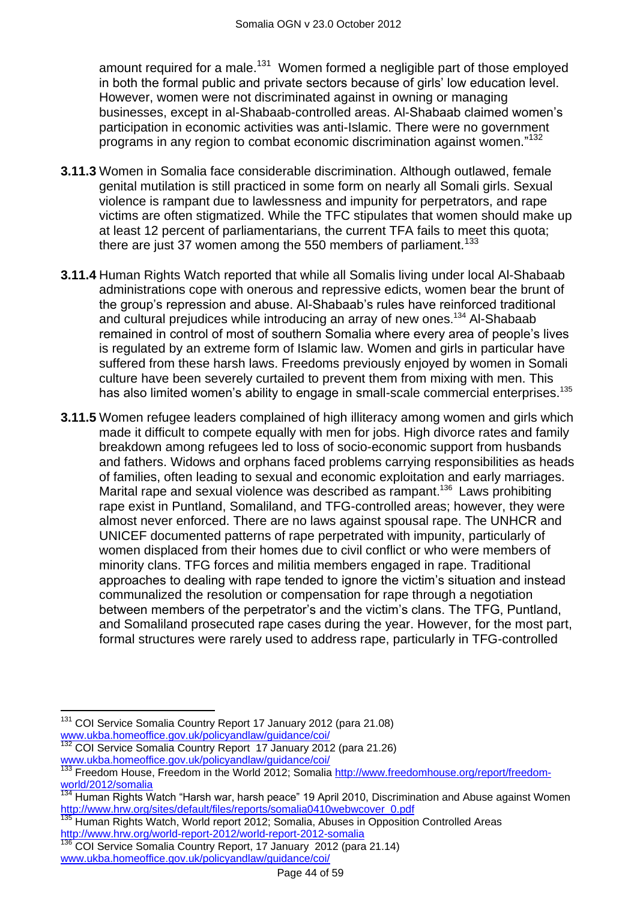amount required for a male.[131] Women formed a negligible part of those employed in both the formal public and private sectors because of girls' low education level. However, women were not discriminated against in owning or managing businesses, except in al-Shabaab-controlled areas. Al-Shabaab claimed women's participation in economic activities was anti-Islamic. There were no government programs in any region to combat economic discrimination against women."[132]

**3.11.3** Women in Somalia face considerable discrimination. Although outlawed, female genital mutilation is still practiced in some form on nearly all Somali girls. Sexual violence is rampant due to lawlessness and impunity for perpetrators, and rape victims are often stigmatized. While the TFC stipulates that women should make up at least 12 percent of parliamentarians, the current TFA fails to meet this quota; there are just 37 women among the 550 members of parliament.[133]

**3.11.4** Human Rights Watch reported that while all Somalis living under local Al-Shabaab administrations cope with onerous and repressive edicts, women bear the brunt of the group's repression and abuse. Al-Shabaab's rules have reinforced traditional and cultural prejudices while introducing an array of new ones.[134] Al-Shabaab remained in control of most of southern Somalia where every area of people's lives is regulated by an extreme form of Islamic law. Women and girls in particular have suffered from these harsh laws. Freedoms previously enjoyed by women in Somali culture have been severely curtailed to prevent them from mixing with men. This has also limited women's ability to engage in small-scale commercial enterprises.[135]

**3.11.5** Women refugee leaders complained of high illiteracy among women and girls which made it difficult to compete equally with men for jobs. High divorce rates and family breakdown among refugees led to loss of socio-economic support from husbands and fathers. Widows and orphans faced problems carrying responsibilities as heads of families, often leading to sexual and economic exploitation and early marriages. Marital rape and sexual violence was described as rampant.[136] Laws prohibiting rape exist in Puntland, Somaliland, and TFG-controlled areas; however, they were almost never enforced. There are no laws against spousal rape. The UNHCR and UNICEF documented patterns of rape perpetrated with impunity, particularly of women displaced from their homes due to civil conflict or who were members of minority clans. TFG forces and militia members engaged in rape. Traditional approaches to dealing with rape tended to ignore the victim's situation and instead communalized the resolution or compensation for rape through a negotiation between members of the perpetrator's and the victim's clans. The TFG, Puntland, and Somaliland prosecuted rape cases during the year. However, for the most part, formal structures were rarely used to address rape, particularly in TFG-controlled

---

[131] COI Service Somalia Country Report 17 January 2012 (para 21.08) www.ukba.homeoffice.gov.uk/policyandlaw/guidance/coi/

[132] COI Service Somalia Country Report 17 January 2012 (para 21.26) www.ukba.homeoffice.gov.uk/policyandlaw/guidance/coi/

[133] Freedom House, Freedom in the World 2012; Somalia http://www.freedomhouse.org/report/freedom-world/2012/somalia

[134] Human Rights Watch "Harsh war, harsh peace" 19 April 2010, Discrimination and Abuse against Women http://www.hrw.org/sites/default/files/reports/somalia0410webwcover_0.pdf

[135] Human Rights Watch, World report 2012; Somalia, Abuses in Opposition Controlled Areas http://www.hrw.org/world-report-2012/world-report-2012-somalia

[136] COI Service Somalia Country Report, 17 January 2012 (para 21.14) www.ukba.homeoffice.gov.uk/policyandlaw/guidance/coi/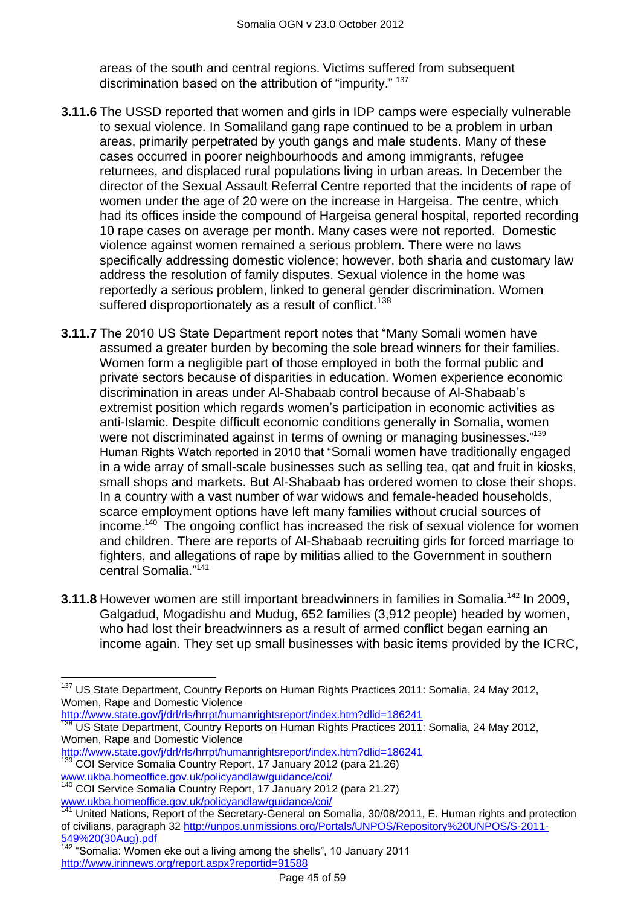areas of the south and central regions. Victims suffered from subsequent discrimination based on the attribution of "impurity." [137]

**3.11.6** The USSD reported that women and girls in IDP camps were especially vulnerable to sexual violence. In Somaliland gang rape continued to be a problem in urban areas, primarily perpetrated by youth gangs and male students. Many of these cases occurred in poorer neighbourhoods and among immigrants, refugee returnees, and displaced rural populations living in urban areas. In December the director of the Sexual Assault Referral Centre reported that the incidents of rape of women under the age of 20 were on the increase in Hargeisa. The centre, which had its offices inside the compound of Hargeisa general hospital, reported recording 10 rape cases on average per month. Many cases were not reported. Domestic violence against women remained a serious problem. There were no laws specifically addressing domestic violence; however, both sharia and customary law address the resolution of family disputes. Sexual violence in the home was reportedly a serious problem, linked to general gender discrimination. Women suffered disproportionately as a result of conflict.[138]

**3.11.7** The 2010 US State Department report notes that "Many Somali women have assumed a greater burden by becoming the sole bread winners for their families. Women form a negligible part of those employed in both the formal public and private sectors because of disparities in education. Women experience economic discrimination in areas under Al-Shabaab control because of Al-Shabaab's extremist position which regards women's participation in economic activities as anti-Islamic. Despite difficult economic conditions generally in Somalia, women were not discriminated against in terms of owning or managing businesses."[139] Human Rights Watch reported in 2010 that "Somali women have traditionally engaged in a wide array of small-scale businesses such as selling tea, qat and fruit in kiosks, small shops and markets. But Al-Shabaab has ordered women to close their shops. In a country with a vast number of war widows and female-headed households, scarce employment options have left many families without crucial sources of income.[140] The ongoing conflict has increased the risk of sexual violence for women and children. There are reports of Al-Shabaab recruiting girls for forced marriage to fighters, and allegations of rape by militias allied to the Government in southern central Somalia."[141]

**3.11.8** However women are still important breadwinners in families in Somalia.[142] In 2009, Galgadud, Mogadishu and Mudug, 652 families (3,912 people) headed by women, who had lost their breadwinners as a result of armed conflict began earning an income again. They set up small businesses with basic items provided by the ICRC,

---

[137] US State Department, Country Reports on Human Rights Practices 2011: Somalia, 24 May 2012, Women, Rape and Domestic Violence http://www.state.gov/j/drl/rls/hrrpt/humanrightsreport/index.htm?dlid=186241

[138] US State Department, Country Reports on Human Rights Practices 2011: Somalia, 24 May 2012, Women, Rape and Domestic Violence http://www.state.gov/j/drl/rls/hrrpt/humanrightsreport/index.htm?dlid=186241

[139] COI Service Somalia Country Report, 17 January 2012 (para 21.26) www.ukba.homeoffice.gov.uk/policyandlaw/guidance/coi/

[140] COI Service Somalia Country Report, 17 January 2012 (para 21.27) www.ukba.homeoffice.gov.uk/policyandlaw/guidance/coi/

[141] United Nations, Report of the Secretary-General on Somalia, 30/08/2011, E. Human rights and protection of civilians, paragraph 32 http://unpos.unmissions.org/Portals/UNPOS/Repository%20UNPOS/S-2011-549%20(30Aug).pdf

[142] "Somalia: Women eke out a living among the shells", 10 January 2011 http://www.irinnews.org/report.aspx?reportid=91588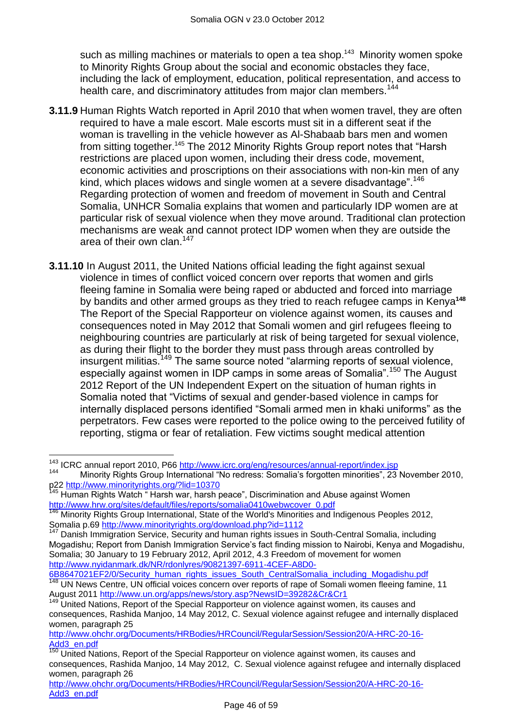such as milling machines or materials to open a tea shop.[143] Minority women spoke to Minority Rights Group about the social and economic obstacles they face, including the lack of employment, education, political representation, and access to health care, and discriminatory attitudes from major clan members.[144]

**3.11.9** Human Rights Watch reported in April 2010 that when women travel, they are often required to have a male escort. Male escorts must sit in a different seat if the woman is travelling in the vehicle however as Al-Shabaab bars men and women from sitting together.[145] The 2012 Minority Rights Group report notes that "Harsh restrictions are placed upon women, including their dress code, movement, economic activities and proscriptions on their associations with non-kin men of any kind, which places widows and single women at a severe disadvantage".[146] Regarding protection of women and freedom of movement in South and Central Somalia, UNHCR Somalia explains that women and particularly IDP women are at particular risk of sexual violence when they move around. Traditional clan protection mechanisms are weak and cannot protect IDP women when they are outside the area of their own clan.[147]

**3.11.10** In August 2011, the United Nations official leading the fight against sexual violence in times of conflict voiced concern over reports that women and girls fleeing famine in Somalia were being raped or abducted and forced into marriage by bandits and other armed groups as they tried to reach refugee camps in Kenya[148] The Report of the Special Rapporteur on violence against women, its causes and consequences noted in May 2012 that Somali women and girl refugees fleeing to neighbouring countries are particularly at risk of being targeted for sexual violence, as during their flight to the border they must pass through areas controlled by insurgent militias.[149] The same source noted "alarming reports of sexual violence, especially against women in IDP camps in some areas of Somalia".[150] The August 2012 Report of the UN Independent Expert on the situation of human rights in Somalia noted that "Victims of sexual and gender-based violence in camps for internally displaced persons identified "Somali armed men in khaki uniforms" as the perpetrators. Few cases were reported to the police owing to the perceived futility of reporting, stigma or fear of retaliation. Few victims sought medical attention

---

[143] ICRC annual report 2010, P66 http://www.icrc.org/eng/resources/annual-report/index.jsp

[144] Minority Rights Group International "No redress: Somalia's forgotten minorities", 23 November 2010, p22 http://www.minorityrights.org/?lid=10370

[145] Human Rights Watch " Harsh war, harsh peace", Discrimination and Abuse against Women http://www.hrw.org/sites/default/files/reports/somalia0410webwcover_0.pdf

[146] Minority Rights Group International, State of the World's Minorities and Indigenous Peoples 2012, Somalia p.69 http://www.minorityrights.org/download.php?id=1112

[147] Danish Immigration Service, Security and human rights issues in South-Central Somalia, including Mogadishu; Report from Danish Immigration Service's fact finding mission to Nairobi, Kenya and Mogadishu, Somalia; 30 January to 19 February 2012, April 2012, 4.3 Freedom of movement for women http://www.nyidanmark.dk/NR/rdonlyres/90821397-6911-4CEF-A8D0-6B8647021EF2/0/Security_human_rights_issues_South_CentralSomalia_including_Mogadishu.pdf

[148] UN News Centre, UN official voices concern over reports of rape of Somali women fleeing famine, 11 August 2011 http://www.un.org/apps/news/story.asp?NewsID=39282&Cr&Cr1

[149] United Nations, Report of the Special Rapporteur on violence against women, its causes and consequences, Rashida Manjoo, 14 May 2012, C. Sexual violence against refugee and internally displaced women, paragraph 25 http://www.ohchr.org/Documents/HRBodies/HRCouncil/RegularSession/Session20/A-HRC-20-16-Add3_en.pdf

[150] United Nations, Report of the Special Rapporteur on violence against women, its causes and consequences, Rashida Manjoo, 14 May 2012, C. Sexual violence against refugee and internally displaced women, paragraph 26 http://www.ohchr.org/Documents/HRBodies/HRCouncil/RegularSession/Session20/A-HRC-20-16-Add3_en.pdf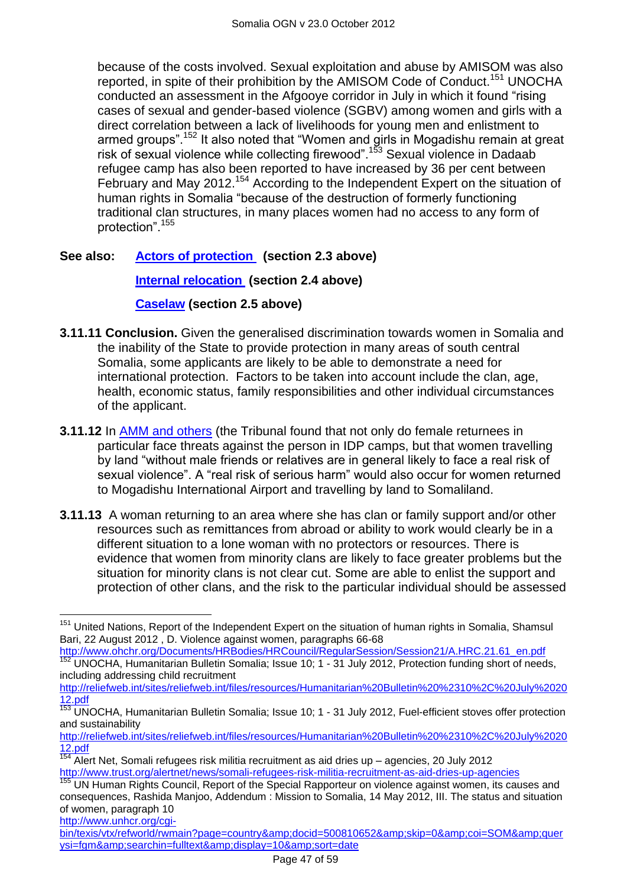because of the costs involved. Sexual exploitation and abuse by AMISOM was also reported, in spite of their prohibition by the AMISOM Code of Conduct.[151] UNOCHA conducted an assessment in the Afgooye corridor in July in which it found "rising cases of sexual and gender-based violence (SGBV) among women and girls with a direct correlation between a lack of livelihoods for young men and enlistment to armed groups".[152] It also noted that "Women and girls in Mogadishu remain at great risk of sexual violence while collecting firewood".[153] Sexual violence in Dadaab refugee camp has also been reported to have increased by 36 per cent between February and May 2012.[154] According to the Independent Expert on the situation of human rights in Somalia "because of the destruction of formerly functioning traditional clan structures, in many places women had no access to any form of protection".[155]

**See also:** **Actors of protection (section 2.3 above)**

**Internal relocation (section 2.4 above)**

**Caselaw (section 2.5 above)**

**3.11.11 Conclusion.** Given the generalised discrimination towards women in Somalia and the inability of the State to provide protection in many areas of south central Somalia, some applicants are likely to be able to demonstrate a need for international protection. Factors to be taken into account include the clan, age, health, economic status, family responsibilities and other individual circumstances of the applicant.

**3.11.12** In AMM and others (the Tribunal found that not only do female returnees in particular face threats against the person in IDP camps, but that women travelling by land "without male friends or relatives are in general likely to face a real risk of sexual violence". A "real risk of serious harm" would also occur for women returned to Mogadishu International Airport and travelling by land to Somaliland.

**3.11.13** A woman returning to an area where she has clan or family support and/or other resources such as remittances from abroad or ability to work would clearly be in a different situation to a lone woman with no protectors or resources. There is evidence that women from minority clans are likely to face greater problems but the situation for minority clans is not clear cut. Some are able to enlist the support and protection of other clans, and the risk to the particular individual should be assessed

---

[151] United Nations, Report of the Independent Expert on the situation of human rights in Somalia, Shamsul Bari, 22 August 2012 , D. Violence against women, paragraphs 66-68 http://www.ohchr.org/Documents/HRBodies/HRCouncil/RegularSession/Session21/A.HRC.21.61_en.pdf

[152] UNOCHA, Humanitarian Bulletin Somalia; Issue 10; 1 - 31 July 2012, Protection funding short of needs, including addressing child recruitment http://reliefweb.int/sites/reliefweb.int/files/resources/Humanitarian%20Bulletin%20%2310%2C%20July%202012.pdf

[153] UNOCHA, Humanitarian Bulletin Somalia; Issue 10; 1 - 31 July 2012, Fuel-efficient stoves offer protection and sustainability http://reliefweb.int/sites/reliefweb.int/files/resources/Humanitarian%20Bulletin%20%2310%2C%20July%202012.pdf

[154] Alert Net, Somali refugees risk militia recruitment as aid dries up – agencies, 20 July 2012 http://www.trust.org/alertnet/news/somali-refugees-risk-militia-recruitment-as-aid-dries-up-agencies

[155] UN Human Rights Council, Report of the Special Rapporteur on violence against women, its causes and consequences, Rashida Manjoo, Addendum : Mission to Somalia, 14 May 2012, III. The status and situation of women, paragraph 10 http://www.unhcr.org/cgi-bin/texis/vtx/refworld/rwmain?page=country&amp;docid=500810652&amp;skip=0&amp;coi=SOM&amp;querysi=fgm&amp;searchin=fulltext&amp;display=10&amp;sort=date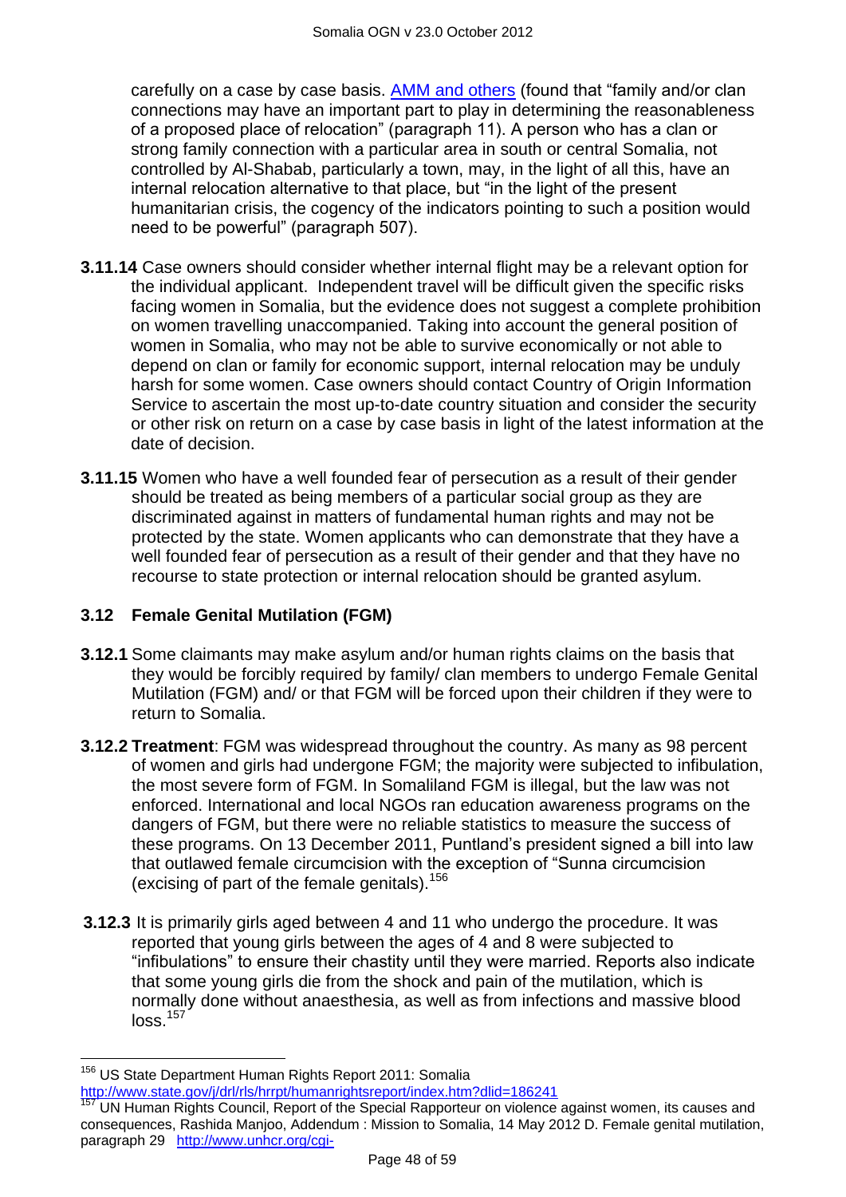carefully on a case by case basis. [AMM and others](#) (found that "family and/or clan connections may have an important part to play in determining the reasonableness of a proposed place of relocation" (paragraph 11). A person who has a clan or strong family connection with a particular area in south or central Somalia, not controlled by Al-Shabab, particularly a town, may, in the light of all this, have an internal relocation alternative to that place, but "in the light of the present humanitarian crisis, the cogency of the indicators pointing to such a position would need to be powerful" (paragraph 507).

**3.11.14** Case owners should consider whether internal flight may be a relevant option for the individual applicant. Independent travel will be difficult given the specific risks facing women in Somalia, but the evidence does not suggest a complete prohibition on women travelling unaccompanied. Taking into account the general position of women in Somalia, who may not be able to survive economically or not able to depend on clan or family for economic support, internal relocation may be unduly harsh for some women. Case owners should contact Country of Origin Information Service to ascertain the most up-to-date country situation and consider the security or other risk on return on a case by case basis in light of the latest information at the date of decision.

**3.11.15** Women who have a well founded fear of persecution as a result of their gender should be treated as being members of a particular social group as they are discriminated against in matters of fundamental human rights and may not be protected by the state. Women applicants who can demonstrate that they have a well founded fear of persecution as a result of their gender and that they have no recourse to state protection or internal relocation should be granted asylum.

### 3.12 Female Genital Mutilation (FGM)

**3.12.1** Some claimants may make asylum and/or human rights claims on the basis that they would be forcibly required by family/ clan members to undergo Female Genital Mutilation (FGM) and/ or that FGM will be forced upon their children if they were to return to Somalia.

**3.12.2 Treatment**: FGM was widespread throughout the country. As many as 98 percent of women and girls had undergone FGM; the majority were subjected to infibulation, the most severe form of FGM. In Somaliland FGM is illegal, but the law was not enforced. International and local NGOs ran education awareness programs on the dangers of FGM, but there were no reliable statistics to measure the success of these programs. On 13 December 2011, Puntland's president signed a bill into law that outlawed female circumcision with the exception of "Sunna circumcision (excising of part of the female genitals).[156]

**3.12.3** It is primarily girls aged between 4 and 11 who undergo the procedure. It was reported that young girls between the ages of 4 and 8 were subjected to "infibulations" to ensure their chastity until they were married. Reports also indicate that some young girls die from the shock and pain of the mutilation, which is normally done without anaesthesia, as well as from infections and massive blood loss.[157]

---

[156] US State Department Human Rights Report 2011: Somalia http://www.state.gov/j/drl/rls/hrrpt/humanrightsreport/index.htm?dlid=186241

[157] UN Human Rights Council, Report of the Special Rapporteur on violence against women, its causes and consequences, Rashida Manjoo, Addendum : Mission to Somalia, 14 May 2012 D. Female genital mutilation, paragraph 29 http://www.unhcr.org/cgi-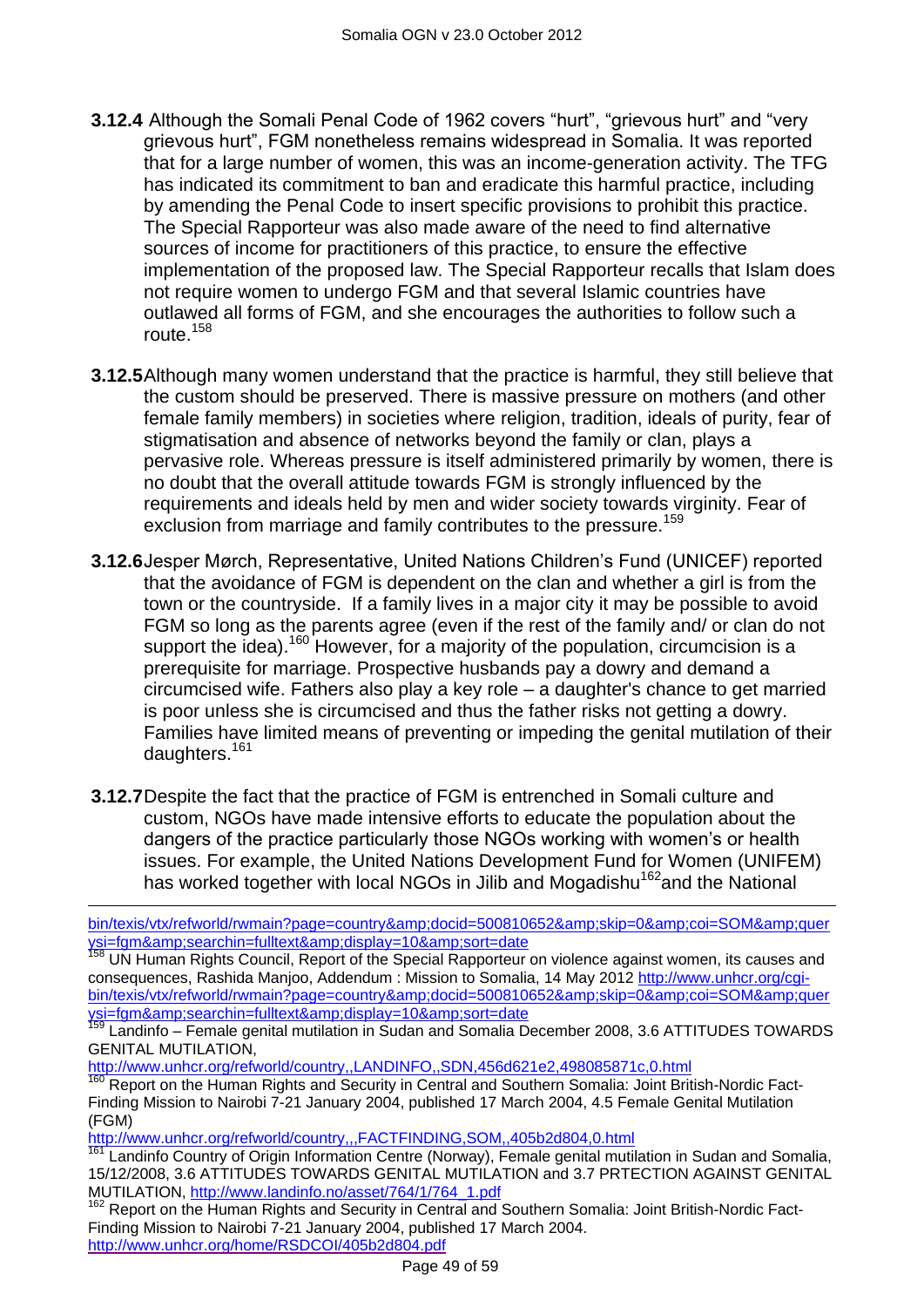**3.12.4** Although the Somali Penal Code of 1962 covers "hurt", "grievous hurt" and "very grievous hurt", FGM nonetheless remains widespread in Somalia. It was reported that for a large number of women, this was an income-generation activity. The TFG has indicated its commitment to ban and eradicate this harmful practice, including by amending the Penal Code to insert specific provisions to prohibit this practice. The Special Rapporteur was also made aware of the need to find alternative sources of income for practitioners of this practice, to ensure the effective implementation of the proposed law. The Special Rapporteur recalls that Islam does not require women to undergo FGM and that several Islamic countries have outlawed all forms of FGM, and she encourages the authorities to follow such a route.[158]

**3.12.5** Although many women understand that the practice is harmful, they still believe that the custom should be preserved. There is massive pressure on mothers (and other female family members) in societies where religion, tradition, ideals of purity, fear of stigmatisation and absence of networks beyond the family or clan, plays a pervasive role. Whereas pressure is itself administered primarily by women, there is no doubt that the overall attitude towards FGM is strongly influenced by the requirements and ideals held by men and wider society towards virginity. Fear of exclusion from marriage and family contributes to the pressure.[159]

**3.12.6** Jesper Mørch, Representative, United Nations Children's Fund (UNICEF) reported that the avoidance of FGM is dependent on the clan and whether a girl is from the town or the countryside. If a family lives in a major city it may be possible to avoid FGM so long as the parents agree (even if the rest of the family and/ or clan do not support the idea).[160] However, for a majority of the population, circumcision is a prerequisite for marriage. Prospective husbands pay a dowry and demand a circumcised wife. Fathers also play a key role – a daughter's chance to get married is poor unless she is circumcised and thus the father risks not getting a dowry. Families have limited means of preventing or impeding the genital mutilation of their daughters.[161]

**3.12.7** Despite the fact that the practice of FGM is entrenched in Somali culture and custom, NGOs have made intensive efforts to educate the population about the dangers of the practice particularly those NGOs working with women's or health issues. For example, the United Nations Development Fund for Women (UNIFEM) has worked together with local NGOs in Jilib and Mogadishu[162] and the National

---

bin/texis/vtx/refworld/rwmain?page=country&amp;docid=500810652&amp;skip=0&amp;coi=SOM&amp;querysi=fgm&amp;searchin=fulltext&amp;display=10&amp;sort=date

[158] UN Human Rights Council, Report of the Special Rapporteur on violence against women, its causes and consequences, Rashida Manjoo, Addendum : Mission to Somalia, 14 May 2012 http://www.unhcr.org/cgi-bin/texis/vtx/refworld/rwmain?page=country&amp;docid=500810652&amp;skip=0&amp;coi=SOM&amp;querysi=fgm&amp;searchin=fulltext&amp;display=10&amp;sort=date

[159] Landinfo – Female genital mutilation in Sudan and Somalia December 2008, 3.6 ATTITUDES TOWARDS GENITAL MUTILATION, http://www.unhcr.org/refworld/country,,LANDINFO,,SDN,456d621e2,498085871c,0.html

[160] Report on the Human Rights and Security in Central and Southern Somalia: Joint British-Nordic Fact-Finding Mission to Nairobi 7-21 January 2004, published 17 March 2004, 4.5 Female Genital Mutilation (FGM) http://www.unhcr.org/refworld/country,,,FACTFINDING,SOM,,405b2d804,0.html

[161] Landinfo Country of Origin Information Centre (Norway), Female genital mutilation in Sudan and Somalia, 15/12/2008, 3.6 ATTITUDES TOWARDS GENITAL MUTILATION and 3.7 PRTECTION AGAINST GENITAL MUTILATION, http://www.landinfo.no/asset/764/1/764_1.pdf

[162] Report on the Human Rights and Security in Central and Southern Somalia: Joint British-Nordic Fact-Finding Mission to Nairobi 7-21 January 2004, published 17 March 2004. http://www.unhcr.org/home/RSDCOI/405b2d804.pdf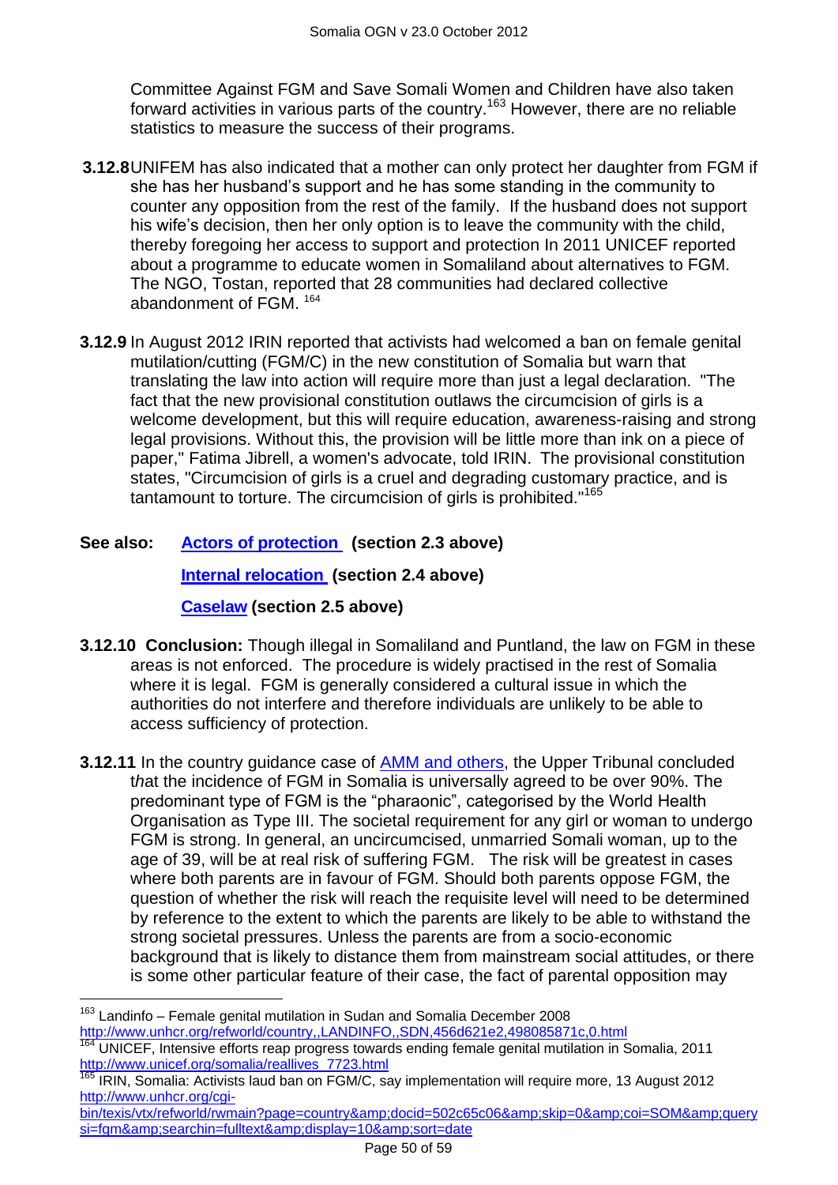Committee Against FGM and Save Somali Women and Children have also taken forward activities in various parts of the country.[163] However, there are no reliable statistics to measure the success of their programs.

**3.12.8** UNIFEM has also indicated that a mother can only protect her daughter from FGM if she has her husband's support and he has some standing in the community to counter any opposition from the rest of the family. If the husband does not support his wife's decision, then her only option is to leave the community with the child, thereby foregoing her access to support and protection In 2011 UNICEF reported about a programme to educate women in Somaliland about alternatives to FGM. The NGO, Tostan, reported that 28 communities had declared collective abandonment of FGM. [164]

**3.12.9** In August 2012 IRIN reported that activists had welcomed a ban on female genital mutilation/cutting (FGM/C) in the new constitution of Somalia but warn that translating the law into action will require more than just a legal declaration. "The fact that the new provisional constitution outlaws the circumcision of girls is a welcome development, but this will require education, awareness-raising and strong legal provisions. Without this, the provision will be little more than ink on a piece of paper," Fatima Jibrell, a women's advocate, told IRIN. The provisional constitution states, "Circumcision of girls is a cruel and degrading customary practice, and is tantamount to torture. The circumcision of girls is prohibited."[165]

**See also:** **Actors of protection (section 2.3 above)**

**Internal relocation (section 2.4 above)**

**Caselaw (section 2.5 above)**

**3.12.10** **Conclusion:** Though illegal in Somaliland and Puntland, the law on FGM in these areas is not enforced. The procedure is widely practised in the rest of Somalia where it is legal. FGM is generally considered a cultural issue in which the authorities do not interfere and therefore individuals are unlikely to be able to access sufficiency of protection.

**3.12.11** In the country guidance case of AMM and others, the Upper Tribunal concluded t*h*at the incidence of FGM in Somalia is universally agreed to be over 90%. The predominant type of FGM is the "pharaonic", categorised by the World Health Organisation as Type III. The societal requirement for any girl or woman to undergo FGM is strong. In general, an uncircumcised, unmarried Somali woman, up to the age of 39, will be at real risk of suffering FGM. The risk will be greatest in cases where both parents are in favour of FGM. Should both parents oppose FGM, the question of whether the risk will reach the requisite level will need to be determined by reference to the extent to which the parents are likely to be able to withstand the strong societal pressures. Unless the parents are from a socio-economic background that is likely to distance them from mainstream social attitudes, or there is some other particular feature of their case, the fact of parental opposition may

---

[163] Landinfo – Female genital mutilation in Sudan and Somalia December 2008 http://www.unhcr.org/refworld/country,,LANDINFO,,SDN,456d621e2,498085871c,0.html

[164] UNICEF, Intensive efforts reap progress towards ending female genital mutilation in Somalia, 2011 http://www.unicef.org/somalia/reallives_7723.html

[165] IRIN, Somalia: Activists laud ban on FGM/C, say implementation will require more, 13 August 2012 http://www.unhcr.org/cgi-bin/texis/vtx/refworld/rwmain?page=country&amp;docid=502c65c06&amp;skip=0&amp;coi=SOM&amp;querysi=fgm&amp;searchin=fulltext&amp;display=10&amp;sort=date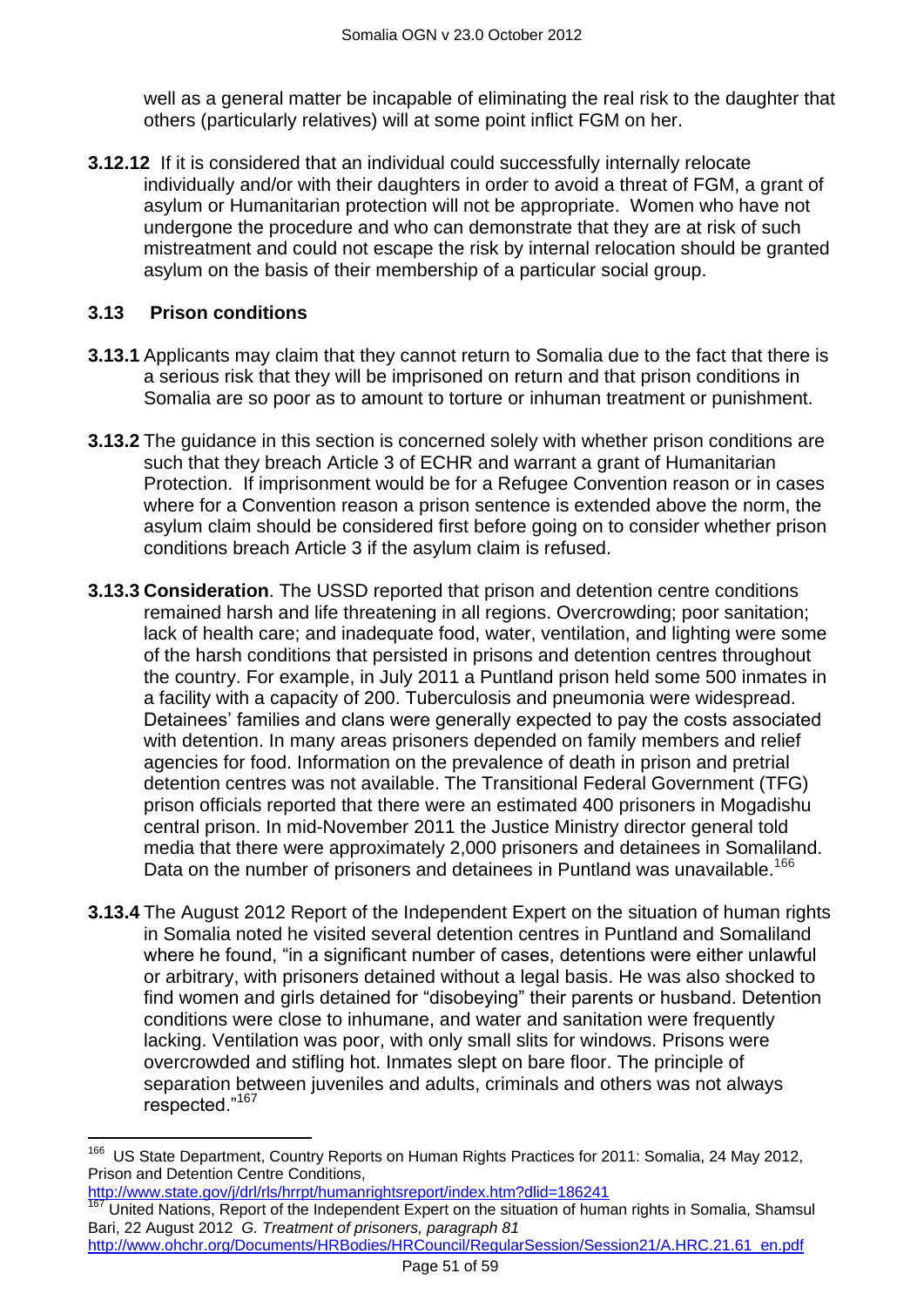well as a general matter be incapable of eliminating the real risk to the daughter that others (particularly relatives) will at some point inflict FGM on her.

**3.12.12** If it is considered that an individual could successfully internally relocate individually and/or with their daughters in order to avoid a threat of FGM, a grant of asylum or Humanitarian protection will not be appropriate. Women who have not undergone the procedure and who can demonstrate that they are at risk of such mistreatment and could not escape the risk by internal relocation should be granted asylum on the basis of their membership of a particular social group.

### 3.13 Prison conditions

**3.13.1** Applicants may claim that they cannot return to Somalia due to the fact that there is a serious risk that they will be imprisoned on return and that prison conditions in Somalia are so poor as to amount to torture or inhuman treatment or punishment.

**3.13.2** The guidance in this section is concerned solely with whether prison conditions are such that they breach Article 3 of ECHR and warrant a grant of Humanitarian Protection. If imprisonment would be for a Refugee Convention reason or in cases where for a Convention reason a prison sentence is extended above the norm, the asylum claim should be considered first before going on to consider whether prison conditions breach Article 3 if the asylum claim is refused.

**3.13.3 Consideration**. The USSD reported that prison and detention centre conditions remained harsh and life threatening in all regions. Overcrowding; poor sanitation; lack of health care; and inadequate food, water, ventilation, and lighting were some of the harsh conditions that persisted in prisons and detention centres throughout the country. For example, in July 2011 a Puntland prison held some 500 inmates in a facility with a capacity of 200. Tuberculosis and pneumonia were widespread. Detainees' families and clans were generally expected to pay the costs associated with detention. In many areas prisoners depended on family members and relief agencies for food. Information on the prevalence of death in prison and pretrial detention centres was not available. The Transitional Federal Government (TFG) prison officials reported that there were an estimated 400 prisoners in Mogadishu central prison. In mid-November 2011 the Justice Ministry director general told media that there were approximately 2,000 prisoners and detainees in Somaliland. Data on the number of prisoners and detainees in Puntland was unavailable.[166]

**3.13.4** The August 2012 Report of the Independent Expert on the situation of human rights in Somalia noted he visited several detention centres in Puntland and Somaliland where he found, "in a significant number of cases, detentions were either unlawful or arbitrary, with prisoners detained without a legal basis. He was also shocked to find women and girls detained for "disobeying" their parents or husband. Detention conditions were close to inhumane, and water and sanitation were frequently lacking. Ventilation was poor, with only small slits for windows. Prisons were overcrowded and stifling hot. Inmates slept on bare floor. The principle of separation between juveniles and adults, criminals and others was not always respected."[167]

---

[166] US State Department, Country Reports on Human Rights Practices for 2011: Somalia, 24 May 2012, Prison and Detention Centre Conditions, http://www.state.gov/j/drl/rls/hrrpt/humanrightsreport/index.htm?dlid=186241

[167] United Nations, Report of the Independent Expert on the situation of human rights in Somalia, Shamsul Bari, 22 August 2012 *G. Treatment of prisoners, paragraph 81* http://www.ohchr.org/Documents/HRBodies/HRCouncil/RegularSession/Session21/A.HRC.21.61_en.pdf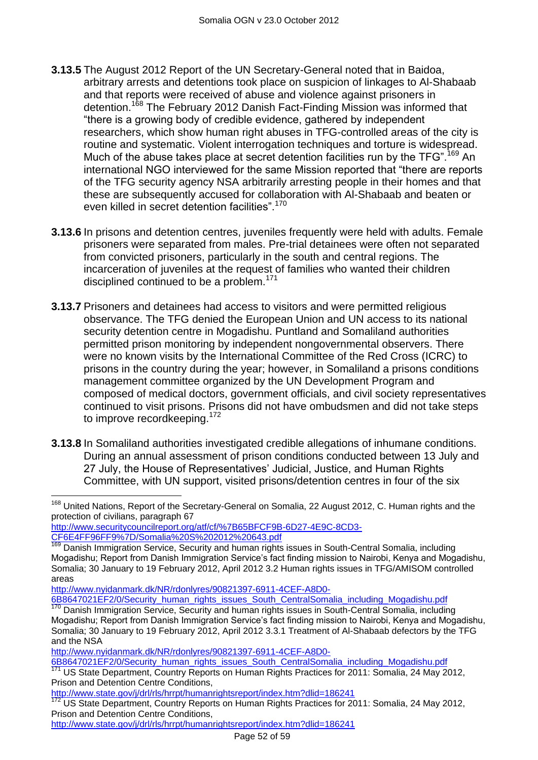**3.13.5** The August 2012 Report of the UN Secretary-General noted that in Baidoa, arbitrary arrests and detentions took place on suspicion of linkages to Al-Shabaab and that reports were received of abuse and violence against prisoners in detention.[168] The February 2012 Danish Fact-Finding Mission was informed that "there is a growing body of credible evidence, gathered by independent researchers, which show human right abuses in TFG-controlled areas of the city is routine and systematic. Violent interrogation techniques and torture is widespread. Much of the abuse takes place at secret detention facilities run by the TFG".[169] An international NGO interviewed for the same Mission reported that "there are reports of the TFG security agency NSA arbitrarily arresting people in their homes and that these are subsequently accused for collaboration with Al-Shabaab and beaten or even killed in secret detention facilities".[170]

**3.13.6** In prisons and detention centres, juveniles frequently were held with adults. Female prisoners were separated from males. Pre-trial detainees were often not separated from convicted prisoners, particularly in the south and central regions. The incarceration of juveniles at the request of families who wanted their children disciplined continued to be a problem.[171]

**3.13.7** Prisoners and detainees had access to visitors and were permitted religious observance. The TFG denied the European Union and UN access to its national security detention centre in Mogadishu. Puntland and Somaliland authorities permitted prison monitoring by independent nongovernmental observers. There were no known visits by the International Committee of the Red Cross (ICRC) to prisons in the country during the year; however, in Somaliland a prisons conditions management committee organized by the UN Development Program and composed of medical doctors, government officials, and civil society representatives continued to visit prisons. Prisons did not have ombudsmen and did not take steps to improve recordkeeping.[172]

**3.13.8** In Somaliland authorities investigated credible allegations of inhumane conditions. During an annual assessment of prison conditions conducted between 13 July and 27 July, the House of Representatives' Judicial, Justice, and Human Rights Committee, with UN support, visited prisons/detention centres in four of the six

---

[168] United Nations, Report of the Secretary-General on Somalia, 22 August 2012, C. Human rights and the protection of civilians, paragraph 67 http://www.securitycouncilreport.org/atf/cf/%7B65BFCF9B-6D27-4E9C-8CD3-CF6E4FF96FF9%7D/Somalia%20S%202012%20643.pdf

[169] Danish Immigration Service, Security and human rights issues in South-Central Somalia, including Mogadishu; Report from Danish Immigration Service's fact finding mission to Nairobi, Kenya and Mogadishu, Somalia; 30 January to 19 February 2012, April 2012 3.2 Human rights issues in TFG/AMISOM controlled areas http://www.nyidanmark.dk/NR/rdonlyres/90821397-6911-4CEF-A8D0-6B8647021EF2/0/Security_human_rights_issues_South_CentralSomalia_including_Mogadishu.pdf

[170] Danish Immigration Service, Security and human rights issues in South-Central Somalia, including Mogadishu; Report from Danish Immigration Service's fact finding mission to Nairobi, Kenya and Mogadishu, Somalia; 30 January to 19 February 2012, April 2012 3.3.1 Treatment of Al-Shabaab defectors by the TFG and the NSA http://www.nyidanmark.dk/NR/rdonlyres/90821397-6911-4CEF-A8D0-6B8647021EF2/0/Security_human_rights_issues_South_CentralSomalia_including_Mogadishu.pdf

[171] US State Department, Country Reports on Human Rights Practices for 2011: Somalia, 24 May 2012, Prison and Detention Centre Conditions, http://www.state.gov/j/drl/rls/hrrpt/humanrightsreport/index.htm?dlid=186241

[172] US State Department, Country Reports on Human Rights Practices for 2011: Somalia, 24 May 2012, Prison and Detention Centre Conditions, http://www.state.gov/j/drl/rls/hrrpt/humanrightsreport/index.htm?dlid=186241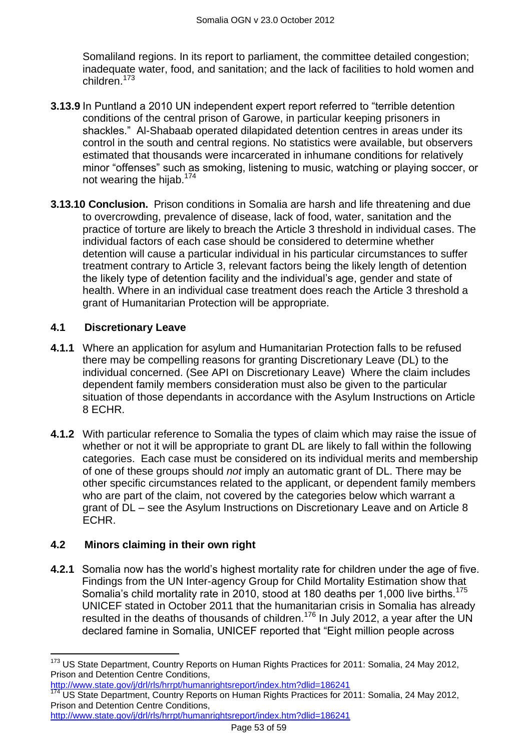Somaliland regions. In its report to parliament, the committee detailed congestion; inadequate water, food, and sanitation; and the lack of facilities to hold women and children.[173]

**3.13.9** In Puntland a 2010 UN independent expert report referred to "terrible detention conditions of the central prison of Garowe, in particular keeping prisoners in shackles." Al-Shabaab operated dilapidated detention centres in areas under its control in the south and central regions. No statistics were available, but observers estimated that thousands were incarcerated in inhumane conditions for relatively minor "offenses" such as smoking, listening to music, watching or playing soccer, or not wearing the hijab.[174]

**3.13.10 Conclusion.** Prison conditions in Somalia are harsh and life threatening and due to overcrowding, prevalence of disease, lack of food, water, sanitation and the practice of torture are likely to breach the Article 3 threshold in individual cases. The individual factors of each case should be considered to determine whether detention will cause a particular individual in his particular circumstances to suffer treatment contrary to Article 3, relevant factors being the likely length of detention the likely type of detention facility and the individual's age, gender and state of health. Where in an individual case treatment does reach the Article 3 threshold a grant of Humanitarian Protection will be appropriate.

## 4.1 Discretionary Leave

**4.1.1** Where an application for asylum and Humanitarian Protection falls to be refused there may be compelling reasons for granting Discretionary Leave (DL) to the individual concerned. (See API on Discretionary Leave) Where the claim includes dependent family members consideration must also be given to the particular situation of those dependants in accordance with the Asylum Instructions on Article 8 ECHR.

**4.1.2** With particular reference to Somalia the types of claim which may raise the issue of whether or not it will be appropriate to grant DL are likely to fall within the following categories. Each case must be considered on its individual merits and membership of one of these groups should *not* imply an automatic grant of DL. There may be other specific circumstances related to the applicant, or dependent family members who are part of the claim, not covered by the categories below which warrant a grant of DL – see the Asylum Instructions on Discretionary Leave and on Article 8 ECHR.

## 4.2 Minors claiming in their own right

**4.2.1** Somalia now has the world's highest mortality rate for children under the age of five. Findings from the UN Inter-agency Group for Child Mortality Estimation show that Somalia's child mortality rate in 2010, stood at 180 deaths per 1,000 live births.[175] UNICEF stated in October 2011 that the humanitarian crisis in Somalia has already resulted in the deaths of thousands of children.[176] In July 2012, a year after the UN declared famine in Somalia, UNICEF reported that "Eight million people across

---

[173] US State Department, Country Reports on Human Rights Practices for 2011: Somalia, 24 May 2012, Prison and Detention Centre Conditions, http://www.state.gov/j/drl/rls/hrrpt/humanrightsreport/index.htm?dlid=186241

[174] US State Department, Country Reports on Human Rights Practices for 2011: Somalia, 24 May 2012, Prison and Detention Centre Conditions, http://www.state.gov/j/drl/rls/hrrpt/humanrightsreport/index.htm?dlid=186241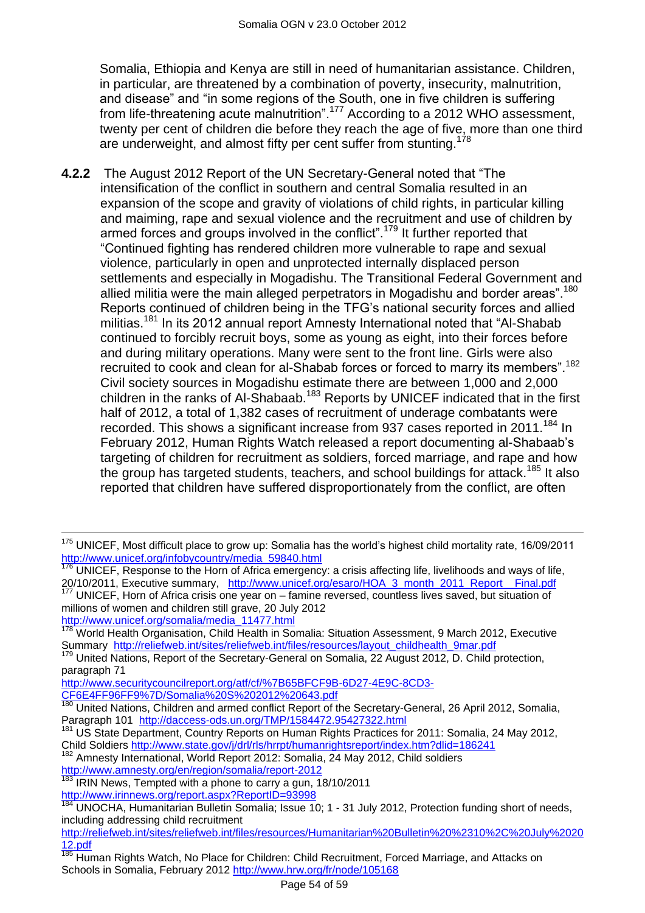Somalia, Ethiopia and Kenya are still in need of humanitarian assistance. Children, in particular, are threatened by a combination of poverty, insecurity, malnutrition, and disease" and "in some regions of the South, one in five children is suffering from life-threatening acute malnutrition".[177] According to a 2012 WHO assessment, twenty per cent of children die before they reach the age of five, more than one third are underweight, and almost fifty per cent suffer from stunting.[178]

**4.2.2** The August 2012 Report of the UN Secretary-General noted that "The intensification of the conflict in southern and central Somalia resulted in an expansion of the scope and gravity of violations of child rights, in particular killing and maiming, rape and sexual violence and the recruitment and use of children by armed forces and groups involved in the conflict".[179] It further reported that "Continued fighting has rendered children more vulnerable to rape and sexual violence, particularly in open and unprotected internally displaced person settlements and especially in Mogadishu. The Transitional Federal Government and allied militia were the main alleged perpetrators in Mogadishu and border areas".[180] Reports continued of children being in the TFG's national security forces and allied militias.[181] In its 2012 annual report Amnesty International noted that "Al-Shabab continued to forcibly recruit boys, some as young as eight, into their forces before and during military operations. Many were sent to the front line. Girls were also recruited to cook and clean for al-Shabab forces or forced to marry its members".[182] Civil society sources in Mogadishu estimate there are between 1,000 and 2,000 children in the ranks of Al-Shabaab.[183] Reports by UNICEF indicated that in the first half of 2012, a total of 1,382 cases of recruitment of underage combatants were recorded. This shows a significant increase from 937 cases reported in 2011.[184] In February 2012, Human Rights Watch released a report documenting al-Shabaab's targeting of children for recruitment as soldiers, forced marriage, and rape and how the group has targeted students, teachers, and school buildings for attack.[185] It also reported that children have suffered disproportionately from the conflict, are often

---

[175] UNICEF, Most difficult place to grow up: Somalia has the world's highest child mortality rate, 16/09/2011 http://www.unicef.org/infobycountry/media_59840.html

[176] UNICEF, Response to the Horn of Africa emergency: a crisis affecting life, livelihoods and ways of life, 20/10/2011, Executive summary, http://www.unicef.org/esaro/HOA_3_month_2011_Report__Final.pdf

[177] UNICEF, Horn of Africa crisis one year on – famine reversed, countless lives saved, but situation of millions of women and children still grave, 20 July 2012 http://www.unicef.org/somalia/media_11477.html

[178] World Health Organisation, Child Health in Somalia: Situation Assessment, 9 March 2012, Executive Summary http://reliefweb.int/sites/reliefweb.int/files/resources/layout_childhealth_9mar.pdf

[179] United Nations, Report of the Secretary-General on Somalia, 22 August 2012, D. Child protection, paragraph 71 http://www.securitycouncilreport.org/atf/cf/%7B65BFCF9B-6D27-4E9C-8CD3-CF6E4FF96FF9%7D/Somalia%20S%202012%20643.pdf

[180] United Nations, Children and armed conflict Report of the Secretary-General, 26 April 2012, Somalia, Paragraph 101 http://daccess-ods.un.org/TMP/1584472.95427322.html

[181] US State Department, Country Reports on Human Rights Practices for 2011: Somalia, 24 May 2012, Child Soldiers http://www.state.gov/j/drl/rls/hrrpt/humanrightsreport/index.htm?dlid=186241

[182] Amnesty International, World Report 2012: Somalia, 24 May 2012, Child soldiers http://www.amnesty.org/en/region/somalia/report-2012

[183] IRIN News, Tempted with a phone to carry a gun, 18/10/2011 http://www.irinnews.org/report.aspx?ReportID=93998

[184] UNOCHA, Humanitarian Bulletin Somalia; Issue 10; 1 - 31 July 2012, Protection funding short of needs, including addressing child recruitment http://reliefweb.int/sites/reliefweb.int/files/resources/Humanitarian%20Bulletin%20%2310%2C%20July%202012.pdf

[185] Human Rights Watch, No Place for Children: Child Recruitment, Forced Marriage, and Attacks on Schools in Somalia, February 2012 http://www.hrw.org/fr/node/105168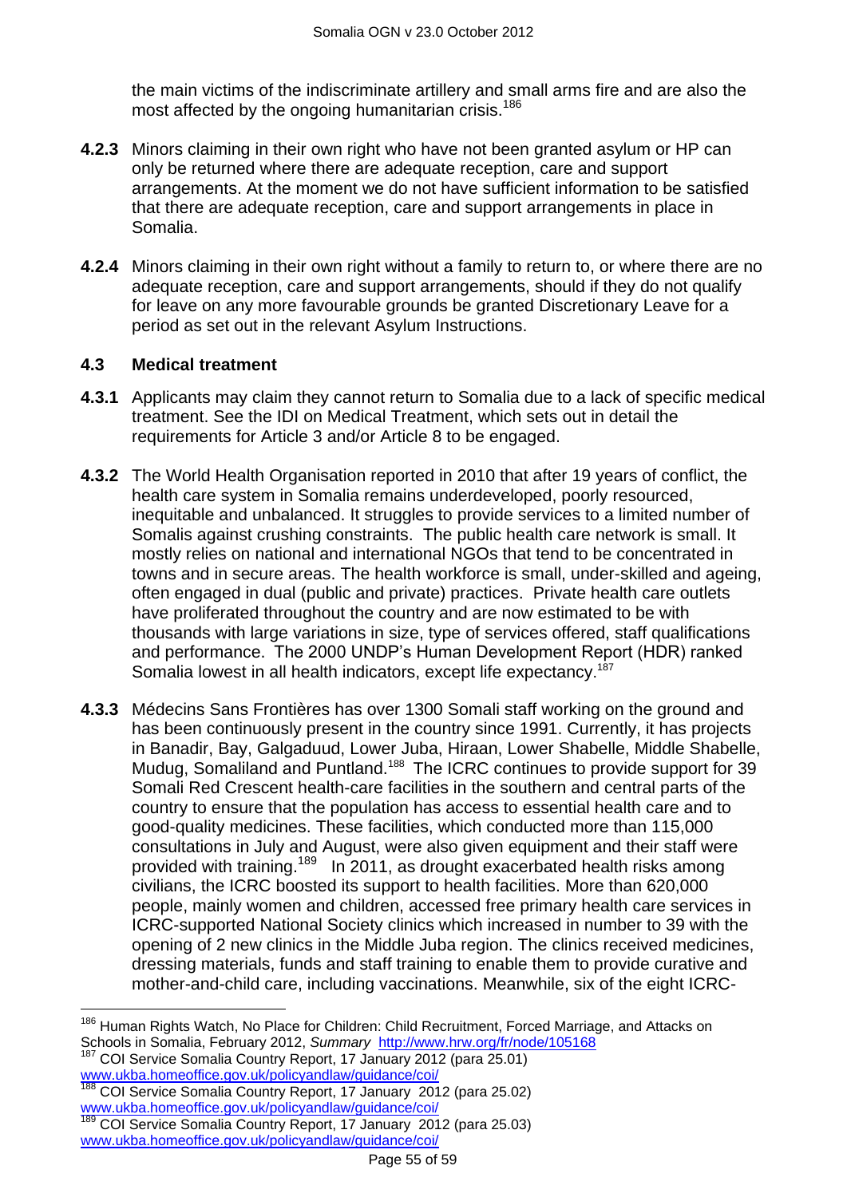the main victims of the indiscriminate artillery and small arms fire and are also the most affected by the ongoing humanitarian crisis.[186]

**4.2.3** Minors claiming in their own right who have not been granted asylum or HP can only be returned where there are adequate reception, care and support arrangements. At the moment we do not have sufficient information to be satisfied that there are adequate reception, care and support arrangements in place in Somalia.

**4.2.4** Minors claiming in their own right without a family to return to, or where there are no adequate reception, care and support arrangements, should if they do not qualify for leave on any more favourable grounds be granted Discretionary Leave for a period as set out in the relevant Asylum Instructions.

### 4.3 Medical treatment

**4.3.1** Applicants may claim they cannot return to Somalia due to a lack of specific medical treatment. See the IDI on Medical Treatment, which sets out in detail the requirements for Article 3 and/or Article 8 to be engaged.

**4.3.2** The World Health Organisation reported in 2010 that after 19 years of conflict, the health care system in Somalia remains underdeveloped, poorly resourced, inequitable and unbalanced. It struggles to provide services to a limited number of Somalis against crushing constraints. The public health care network is small. It mostly relies on national and international NGOs that tend to be concentrated in towns and in secure areas. The health workforce is small, under-skilled and ageing, often engaged in dual (public and private) practices. Private health care outlets have proliferated throughout the country and are now estimated to be with thousands with large variations in size, type of services offered, staff qualifications and performance. The 2000 UNDP's Human Development Report (HDR) ranked Somalia lowest in all health indicators, except life expectancy.[187]

**4.3.3** Médecins Sans Frontières has over 1300 Somali staff working on the ground and has been continuously present in the country since 1991. Currently, it has projects in Banadir, Bay, Galgaduud, Lower Juba, Hiraan, Lower Shabelle, Middle Shabelle, Mudug, Somaliland and Puntland.[188] The ICRC continues to provide support for 39 Somali Red Crescent health-care facilities in the southern and central parts of the country to ensure that the population has access to essential health care and to good-quality medicines. These facilities, which conducted more than 115,000 consultations in July and August, were also given equipment and their staff were provided with training.[189] In 2011, as drought exacerbated health risks among civilians, the ICRC boosted its support to health facilities. More than 620,000 people, mainly women and children, accessed free primary health care services in ICRC-supported National Society clinics which increased in number to 39 with the opening of 2 new clinics in the Middle Juba region. The clinics received medicines, dressing materials, funds and staff training to enable them to provide curative and mother-and-child care, including vaccinations. Meanwhile, six of the eight ICRC-

---

[186] Human Rights Watch, No Place for Children: Child Recruitment, Forced Marriage, and Attacks on Schools in Somalia, February 2012, *Summary* http://www.hrw.org/fr/node/105168

[187] COI Service Somalia Country Report, 17 January 2012 (para 25.01) www.ukba.homeoffice.gov.uk/policyandlaw/guidance/coi/

[188] COI Service Somalia Country Report, 17 January 2012 (para 25.02) www.ukba.homeoffice.gov.uk/policyandlaw/guidance/coi/

[189] COI Service Somalia Country Report, 17 January 2012 (para 25.03) www.ukba.homeoffice.gov.uk/policyandlaw/guidance/coi/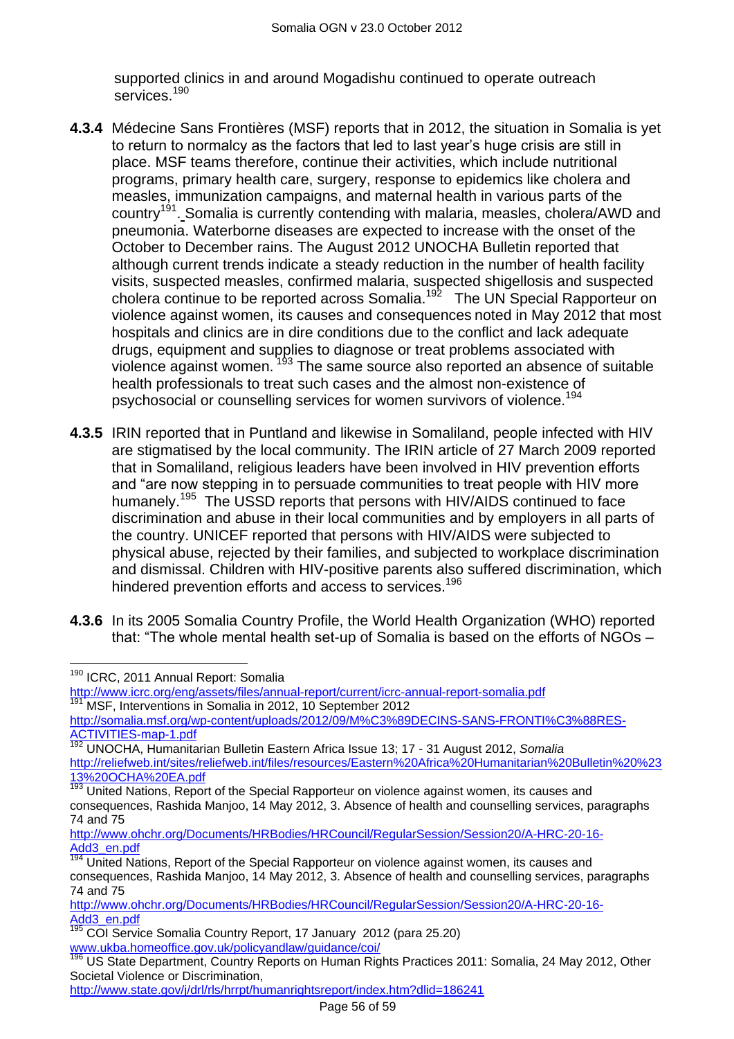supported clinics in and around Mogadishu continued to operate outreach services.[190]

**4.3.4** Médecine Sans Frontières (MSF) reports that in 2012, the situation in Somalia is yet to return to normalcy as the factors that led to last year's huge crisis are still in place. MSF teams therefore, continue their activities, which include nutritional programs, primary health care, surgery, response to epidemics like cholera and measles, immunization campaigns, and maternal health in various parts of the country[191]. Somalia is currently contending with malaria, measles, cholera/AWD and pneumonia. Waterborne diseases are expected to increase with the onset of the October to December rains. The August 2012 UNOCHA Bulletin reported that although current trends indicate a steady reduction in the number of health facility visits, suspected measles, confirmed malaria, suspected shigellosis and suspected cholera continue to be reported across Somalia.[192] The UN Special Rapporteur on violence against women, its causes and consequences noted in May 2012 that most hospitals and clinics are in dire conditions due to the conflict and lack adequate drugs, equipment and supplies to diagnose or treat problems associated with violence against women. [193] The same source also reported an absence of suitable health professionals to treat such cases and the almost non-existence of psychosocial or counselling services for women survivors of violence.[194]

**4.3.5** IRIN reported that in Puntland and likewise in Somaliland, people infected with HIV are stigmatised by the local community. The IRIN article of 27 March 2009 reported that in Somaliland, religious leaders have been involved in HIV prevention efforts and "are now stepping in to persuade communities to treat people with HIV more humanely.[195] The USSD reports that persons with HIV/AIDS continued to face discrimination and abuse in their local communities and by employers in all parts of the country. UNICEF reported that persons with HIV/AIDS were subjected to physical abuse, rejected by their families, and subjected to workplace discrimination and dismissal. Children with HIV-positive parents also suffered discrimination, which hindered prevention efforts and access to services.[196]

**4.3.6** In its 2005 Somalia Country Profile, the World Health Organization (WHO) reported that: "The whole mental health set-up of Somalia is based on the efforts of NGOs –

---

[190] ICRC, 2011 Annual Report: Somalia
http://www.icrc.org/eng/assets/files/annual-report/current/icrc-annual-report-somalia.pdf

[191] MSF, Interventions in Somalia in 2012, 10 September 2012
http://somalia.msf.org/wp-content/uploads/2012/09/M%C3%89DECINS-SANS-FRONTI%C3%88RES-ACTIVITIES-map-1.pdf

[192] UNOCHA, Humanitarian Bulletin Eastern Africa Issue 13; 17 - 31 August 2012, *Somalia*
http://reliefweb.int/sites/reliefweb.int/files/resources/Eastern%20Africa%20Humanitarian%20Bulletin%20%2313%20OCHA%20EA.pdf

[193] United Nations, Report of the Special Rapporteur on violence against women, its causes and consequences, Rashida Manjoo, 14 May 2012, 3. Absence of health and counselling services, paragraphs 74 and 75
http://www.ohchr.org/Documents/HRBodies/HRCouncil/RegularSession/Session20/A-HRC-20-16-Add3_en.pdf

[194] United Nations, Report of the Special Rapporteur on violence against women, its causes and consequences, Rashida Manjoo, 14 May 2012, 3. Absence of health and counselling services, paragraphs 74 and 75
http://www.ohchr.org/Documents/HRBodies/HRCouncil/RegularSession/Session20/A-HRC-20-16-Add3_en.pdf

[195] COI Service Somalia Country Report, 17 January 2012 (para 25.20)
www.ukba.homeoffice.gov.uk/policyandlaw/guidance/coi/

[196] US State Department, Country Reports on Human Rights Practices 2011: Somalia, 24 May 2012, Other Societal Violence or Discrimination,
http://www.state.gov/j/drl/rls/hrrpt/humanrightsreport/index.htm?dlid=186241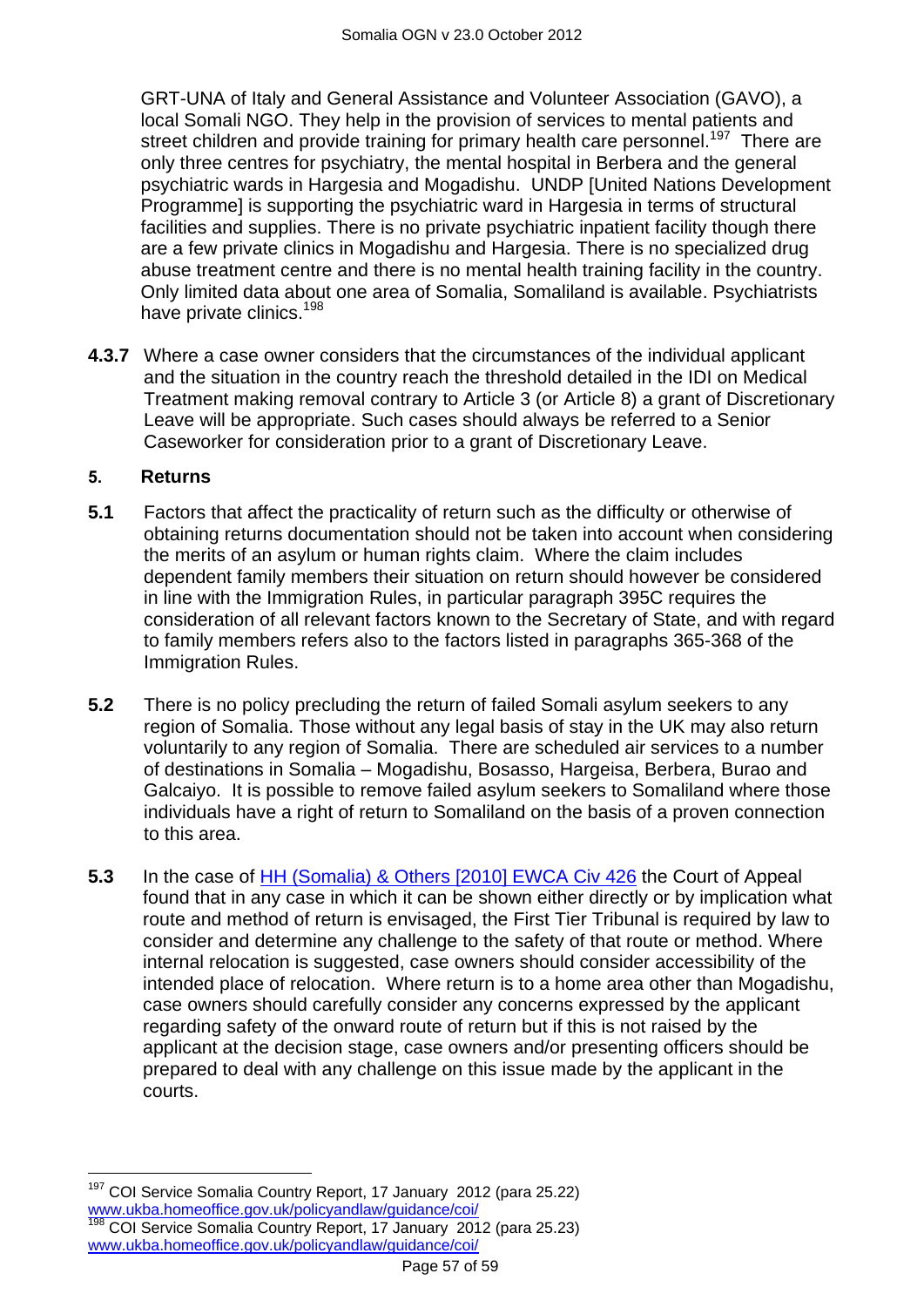GRT-UNA of Italy and General Assistance and Volunteer Association (GAVO), a local Somali NGO. They help in the provision of services to mental patients and street children and provide training for primary health care personnel.[197] There are only three centres for psychiatry, the mental hospital in Berbera and the general psychiatric wards in Hargesia and Mogadishu. UNDP [United Nations Development Programme] is supporting the psychiatric ward in Hargesia in terms of structural facilities and supplies. There is no private psychiatric inpatient facility though there are a few private clinics in Mogadishu and Hargesia. There is no specialized drug abuse treatment centre and there is no mental health training facility in the country. Only limited data about one area of Somalia, Somaliland is available. Psychiatrists have private clinics.[198]

**4.3.7** Where a case owner considers that the circumstances of the individual applicant and the situation in the country reach the threshold detailed in the IDI on Medical Treatment making removal contrary to Article 3 (or Article 8) a grant of Discretionary Leave will be appropriate. Such cases should always be referred to a Senior Caseworker for consideration prior to a grant of Discretionary Leave.

## 5. Returns

**5.1** Factors that affect the practicality of return such as the difficulty or otherwise of obtaining returns documentation should not be taken into account when considering the merits of an asylum or human rights claim. Where the claim includes dependent family members their situation on return should however be considered in line with the Immigration Rules, in particular paragraph 395C requires the consideration of all relevant factors known to the Secretary of State, and with regard to family members refers also to the factors listed in paragraphs 365-368 of the Immigration Rules.

**5.2** There is no policy precluding the return of failed Somali asylum seekers to any region of Somalia. Those without any legal basis of stay in the UK may also return voluntarily to any region of Somalia. There are scheduled air services to a number of destinations in Somalia – Mogadishu, Bosasso, Hargeisa, Berbera, Burao and Galcaiyo. It is possible to remove failed asylum seekers to Somaliland where those individuals have a right of return to Somaliland on the basis of a proven connection to this area.

**5.3** In the case of HH (Somalia) & Others [2010] EWCA Civ 426 the Court of Appeal found that in any case in which it can be shown either directly or by implication what route and method of return is envisaged, the First Tier Tribunal is required by law to consider and determine any challenge to the safety of that route or method. Where internal relocation is suggested, case owners should consider accessibility of the intended place of relocation. Where return is to a home area other than Mogadishu, case owners should carefully consider any concerns expressed by the applicant regarding safety of the onward route of return but if this is not raised by the applicant at the decision stage, case owners and/or presenting officers should be prepared to deal with any challenge on this issue made by the applicant in the courts.

---

[197] COI Service Somalia Country Report, 17 January 2012 (para 25.22) www.ukba.homeoffice.gov.uk/policyandlaw/guidance/coi/

[198] COI Service Somalia Country Report, 17 January 2012 (para 25.23) www.ukba.homeoffice.gov.uk/policyandlaw/guidance/coi/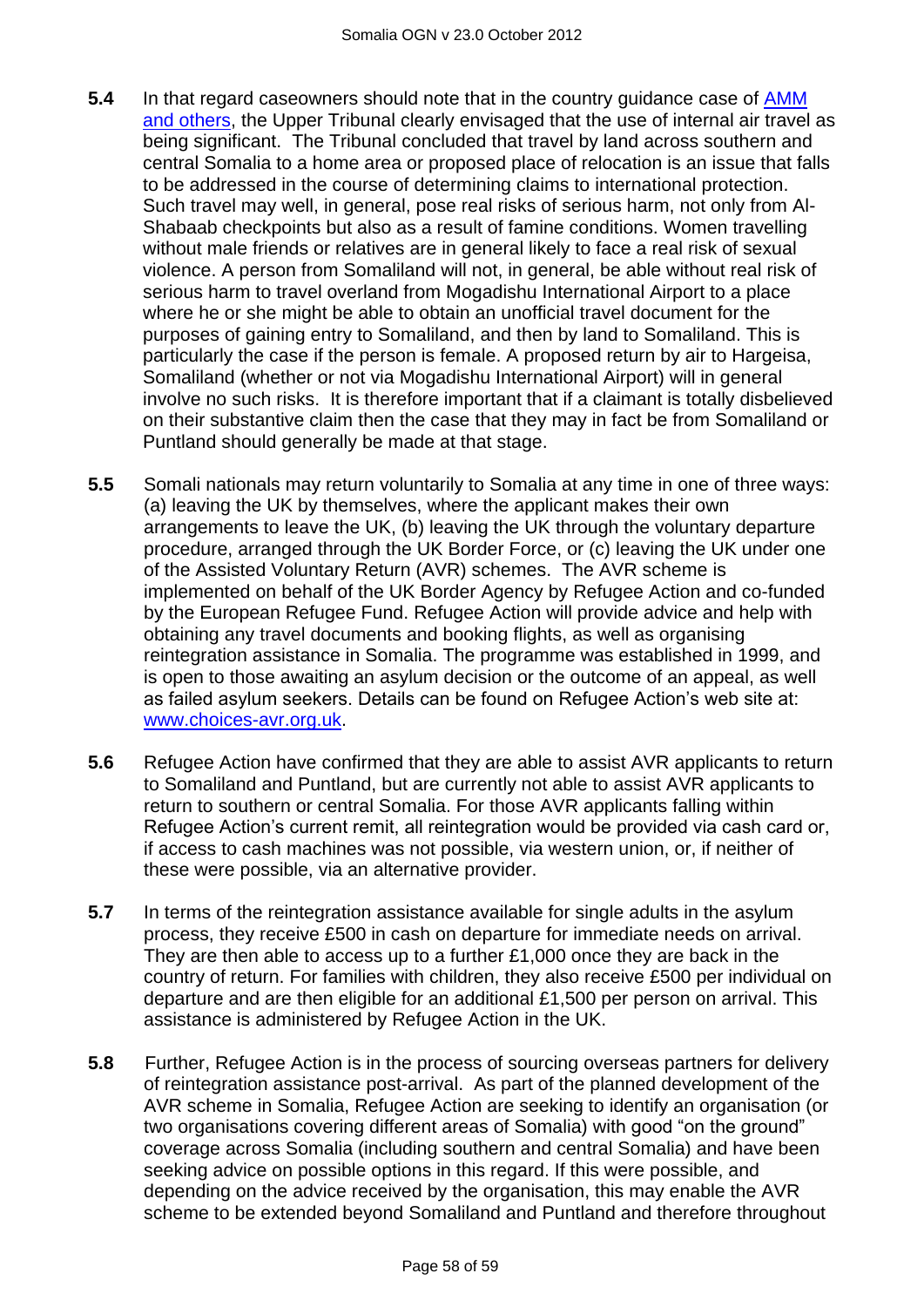**5.4** In that regard caseowners should note that in the country guidance case of [AMM and others](), the Upper Tribunal clearly envisaged that the use of internal air travel as being significant. The Tribunal concluded that travel by land across southern and central Somalia to a home area or proposed place of relocation is an issue that falls to be addressed in the course of determining claims to international protection. Such travel may well, in general, pose real risks of serious harm, not only from Al-Shabaab checkpoints but also as a result of famine conditions. Women travelling without male friends or relatives are in general likely to face a real risk of sexual violence. A person from Somaliland will not, in general, be able without real risk of serious harm to travel overland from Mogadishu International Airport to a place where he or she might be able to obtain an unofficial travel document for the purposes of gaining entry to Somaliland, and then by land to Somaliland. This is particularly the case if the person is female. A proposed return by air to Hargeisa, Somaliland (whether or not via Mogadishu International Airport) will in general involve no such risks. It is therefore important that if a claimant is totally disbelieved on their substantive claim then the case that they may in fact be from Somaliland or Puntland should generally be made at that stage.

**5.5** Somali nationals may return voluntarily to Somalia at any time in one of three ways: (a) leaving the UK by themselves, where the applicant makes their own arrangements to leave the UK, (b) leaving the UK through the voluntary departure procedure, arranged through the UK Border Force, or (c) leaving the UK under one of the Assisted Voluntary Return (AVR) schemes. The AVR scheme is implemented on behalf of the UK Border Agency by Refugee Action and co-funded by the European Refugee Fund. Refugee Action will provide advice and help with obtaining any travel documents and booking flights, as well as organising reintegration assistance in Somalia. The programme was established in 1999, and is open to those awaiting an asylum decision or the outcome of an appeal, as well as failed asylum seekers. Details can be found on Refugee Action's web site at: [www.choices-avr.org.uk]().

**5.6** Refugee Action have confirmed that they are able to assist AVR applicants to return to Somaliland and Puntland, but are currently not able to assist AVR applicants to return to southern or central Somalia. For those AVR applicants falling within Refugee Action's current remit, all reintegration would be provided via cash card or, if access to cash machines was not possible, via western union, or, if neither of these were possible, via an alternative provider.

**5.7** In terms of the reintegration assistance available for single adults in the asylum process, they receive £500 in cash on departure for immediate needs on arrival. They are then able to access up to a further £1,000 once they are back in the country of return. For families with children, they also receive £500 per individual on departure and are then eligible for an additional £1,500 per person on arrival. This assistance is administered by Refugee Action in the UK.

**5.8** Further, Refugee Action is in the process of sourcing overseas partners for delivery of reintegration assistance post-arrival. As part of the planned development of the AVR scheme in Somalia, Refugee Action are seeking to identify an organisation (or two organisations covering different areas of Somalia) with good "on the ground" coverage across Somalia (including southern and central Somalia) and have been seeking advice on possible options in this regard. If this were possible, and depending on the advice received by the organisation, this may enable the AVR scheme to be extended beyond Somaliland and Puntland and therefore throughout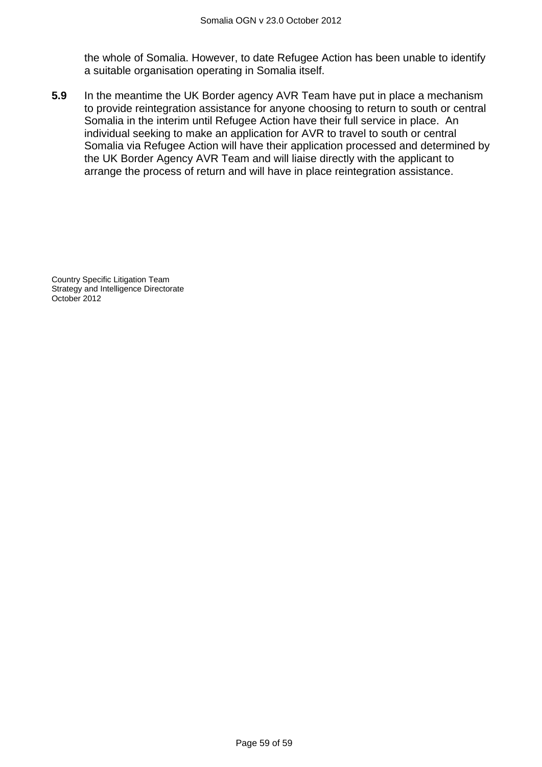the whole of Somalia. However, to date Refugee Action has been unable to identify a suitable organisation operating in Somalia itself.

**5.9** In the meantime the UK Border agency AVR Team have put in place a mechanism to provide reintegration assistance for anyone choosing to return to south or central Somalia in the interim until Refugee Action have their full service in place. An individual seeking to make an application for AVR to travel to south or central Somalia via Refugee Action will have their application processed and determined by the UK Border Agency AVR Team and will liaise directly with the applicant to arrange the process of return and will have in place reintegration assistance.

Country Specific Litigation Team
Strategy and Intelligence Directorate
October 2012